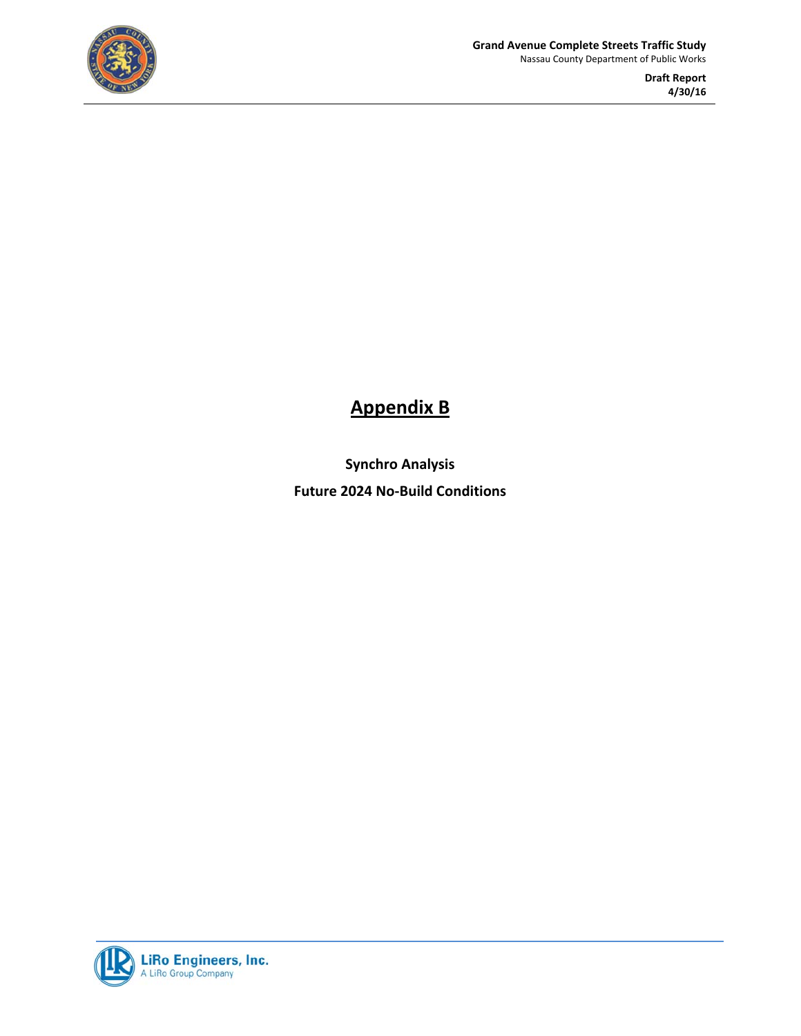# Appendix B

**Synchro Analysis**

**Future 2024 No-Build Conditions**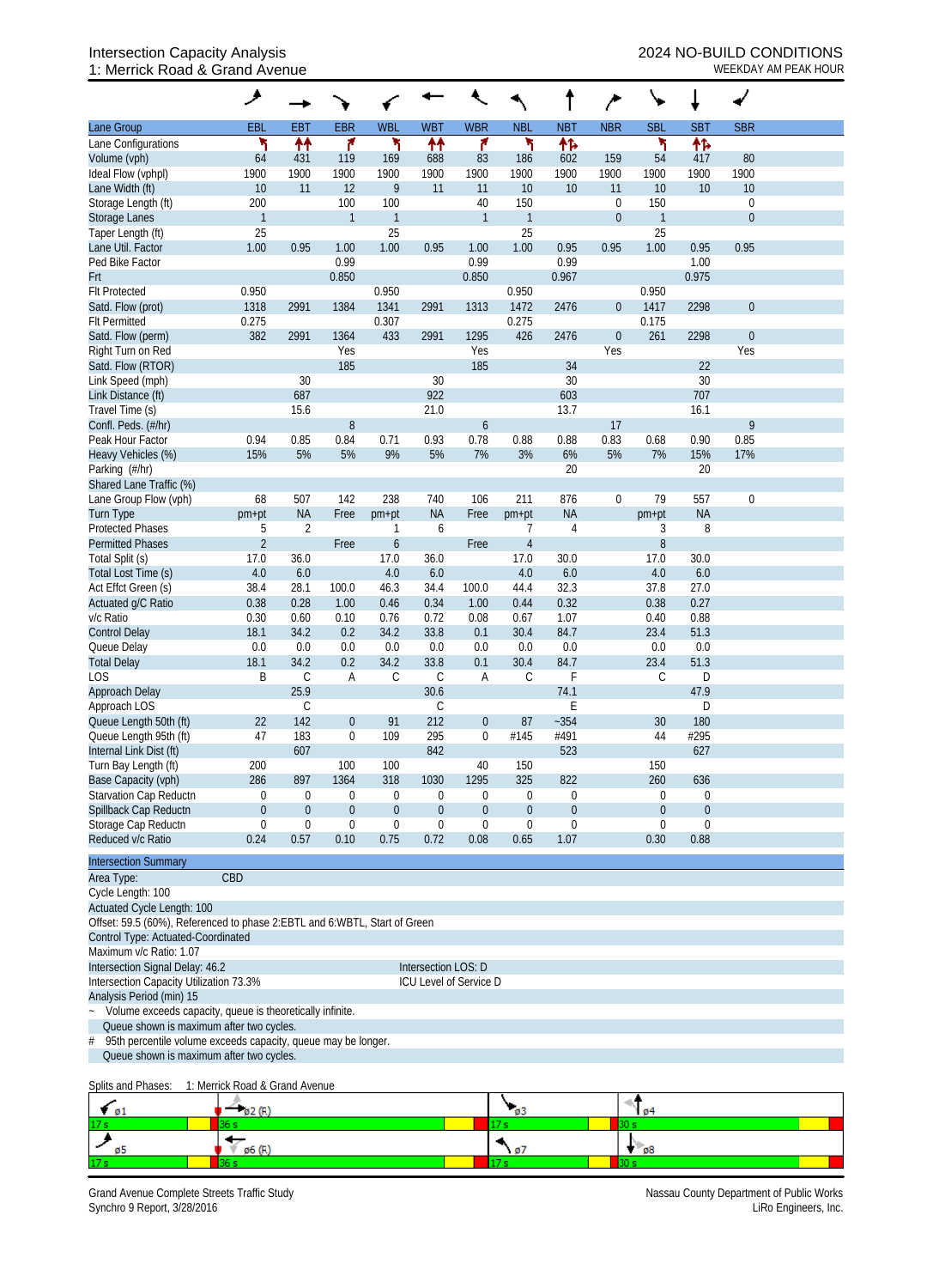# Intersection Capacity Analysis
## 1: Merrick Road & Grand Avenue

**2024 NO-BUILD CONDITIONS**
WEEKDAY AM PEAK HOUR

| Lane Group | EBL | EBT | EBR | WBL | WBT | WBR | NBL | NBT | NBR | SBL | SBT | SBR |
|---|---|---|---|---|---|---|---|---|---|---|---|---|
| Lane Configurations | ↰ | ↑↑ | ↱ | ↰ | ↑↑ | ↱ | ↰ | ↑↱ | | ↰ | ↑↱ | |
| Volume (vph) | 64 | 431 | 119 | 169 | 688 | 83 | 186 | 602 | 159 | 54 | 417 | 80 |
| Ideal Flow (vphpl) | 1900 | 1900 | 1900 | 1900 | 1900 | 1900 | 1900 | 1900 | 1900 | 1900 | 1900 | 1900 |
| Lane Width (ft) | 10 | 11 | 12 | 9 | 11 | 11 | 10 | 10 | 11 | 10 | 10 | 10 |
| Storage Length (ft) | 200 | | 100 | 100 | | 40 | 150 | | 0 | 150 | | 0 |
| Storage Lanes | 1 | | 1 | 1 | | 1 | 1 | | 0 | 1 | | 0 |
| Taper Length (ft) | 25 | | | 25 | | | 25 | | | 25 | | |
| Lane Util. Factor | 1.00 | 0.95 | 1.00 | 1.00 | 0.95 | 1.00 | 1.00 | 0.95 | 0.95 | 1.00 | 0.95 | 0.95 |
| Ped Bike Factor | | | 0.99 | | | 0.99 | | 0.99 | | | 1.00 | |
| Frt | | | 0.850 | | | 0.850 | | 0.967 | | | 0.975 | |
| Flt Protected | 0.950 | | | 0.950 | | | 0.950 | | | 0.950 | | |
| Satd. Flow (prot) | 1318 | 2991 | 1384 | 1341 | 2991 | 1313 | 1472 | 2476 | 0 | 1417 | 2298 | 0 |
| Flt Permitted | 0.275 | | | 0.307 | | | 0.275 | | | 0.175 | | |
| Satd. Flow (perm) | 382 | 2991 | 1364 | 433 | 2991 | 1295 | 426 | 2476 | 0 | 261 | 2298 | 0 |
| Right Turn on Red | | | Yes | | | Yes | | | Yes | | | Yes |
| Satd. Flow (RTOR) | | | 185 | | | 185 | | 34 | | | 22 | |
| Link Speed (mph) | | 30 | | | 30 | | | 30 | | | 30 | |
| Link Distance (ft) | | 687 | | | 922 | | | 603 | | | 707 | |
| Travel Time (s) | | 15.6 | | | 21.0 | | | 13.7 | | | 16.1 | |
| Confl. Peds. (#/hr) | | | 8 | | | 6 | | | 17 | | | 9 |
| Peak Hour Factor | 0.94 | 0.85 | 0.84 | 0.71 | 0.93 | 0.78 | 0.88 | 0.88 | 0.83 | 0.68 | 0.90 | 0.85 |
| Heavy Vehicles (%) | 15% | 5% | 5% | 9% | 5% | 7% | 3% | 6% | 5% | 7% | 15% | 17% |
| Parking (#/hr) | | | | | | | | 20 | | | 20 | |
| Shared Lane Traffic (%) | | | | | | | | | | | | |
| Lane Group Flow (vph) | 68 | 507 | 142 | 238 | 740 | 106 | 211 | 876 | 0 | 79 | 557 | 0 |
| Turn Type | pm+pt | NA | Free | pm+pt | NA | Free | pm+pt | NA | | pm+pt | NA | |
| Protected Phases | 5 | 2 | | 1 | 6 | | 7 | 4 | | 3 | 8 | |
| Permitted Phases | 2 | | Free | 6 | | Free | 4 | | | 8 | | |
| Total Split (s) | 17.0 | 36.0 | | 17.0 | 36.0 | | 17.0 | 30.0 | | 17.0 | 30.0 | |
| Total Lost Time (s) | 4.0 | 6.0 | | 4.0 | 6.0 | | 4.0 | 6.0 | | 4.0 | 6.0 | |
| Act Effct Green (s) | 38.4 | 28.1 | 100.0 | 46.3 | 34.4 | 100.0 | 44.4 | 32.3 | | 37.8 | 27.0 | |
| Actuated g/C Ratio | 0.38 | 0.28 | 1.00 | 0.46 | 0.34 | 1.00 | 0.44 | 0.32 | | 0.38 | 0.27 | |
| v/c Ratio | 0.30 | 0.60 | 0.10 | 0.76 | 0.72 | 0.08 | 0.67 | 1.07 | | 0.40 | 0.88 | |
| Control Delay | 18.1 | 34.2 | 0.2 | 34.2 | 33.8 | 0.1 | 30.4 | 84.7 | | 23.4 | 51.3 | |
| Queue Delay | 0.0 | 0.0 | 0.0 | 0.0 | 0.0 | 0.0 | 0.0 | 0.0 | | 0.0 | 0.0 | |
| Total Delay | 18.1 | 34.2 | 0.2 | 34.2 | 33.8 | 0.1 | 30.4 | 84.7 | | 23.4 | 51.3 | |
| LOS | B | C | A | C | C | A | C | F | | C | D | |
| Approach Delay | | 25.9 | | | 30.6 | | | 74.1 | | | 47.9 | |
| Approach LOS | | C | | | C | | | E | | | D | |
| Queue Length 50th (ft) | 22 | 142 | 0 | 91 | 212 | 0 | 87 | ~354 | | 30 | 180 | |
| Queue Length 95th (ft) | 47 | 183 | 0 | 109 | 295 | 0 | #145 | #491 | | 44 | #295 | |
| Internal Link Dist (ft) | | 607 | | | 842 | | | 523 | | | 627 | |
| Turn Bay Length (ft) | 200 | | 100 | 100 | | 40 | 150 | | | 150 | | |
| Base Capacity (vph) | 286 | 897 | 1364 | 318 | 1030 | 1295 | 325 | 822 | | 260 | 636 | |
| Starvation Cap Reductn | 0 | 0 | 0 | 0 | 0 | 0 | 0 | 0 | | 0 | 0 | |
| Spillback Cap Reductn | 0 | 0 | 0 | 0 | 0 | 0 | 0 | 0 | | 0 | 0 | |
| Storage Cap Reductn | 0 | 0 | 0 | 0 | 0 | 0 | 0 | 0 | | 0 | 0 | |
| Reduced v/c Ratio | 0.24 | 0.57 | 0.10 | 0.75 | 0.72 | 0.08 | 0.65 | 1.07 | | 0.30 | 0.88 | |

**Intersection Summary**

Area Type: CBD
Cycle Length: 100
Actuated Cycle Length: 100
Offset: 59.5 (60%), Referenced to phase 2:EBTL and 6:WBTL, Start of Green
Control Type: Actuated-Coordinated
Maximum v/c Ratio: 1.07
Intersection Signal Delay: 46.2 — Intersection LOS: D
Intersection Capacity Utilization 73.3% — ICU Level of Service D
Analysis Period (min) 15

~ Volume exceeds capacity, queue is theoretically infinite.
Queue shown is maximum after two cycles.
\# 95th percentile volume exceeds capacity, queue may be longer.
Queue shown is maximum after two cycles.

Splits and Phases: 1: Merrick Road & Grand Avenue

| ø1 | ø2 (R) | ø3 | ø4 |
|---|---|---|---|
| 17 s | 36 s | 17 s | 30 s |
| **ø5** | **ø6 (R)** | **ø7** | **ø8** |
| 17 s | 36 s | 17 s | 30 s |

Grand Avenue Complete Streets Traffic Study
Synchro 9 Report, 3/28/2016

Nassau County Department of Public Works
LiRo Engineers, Inc.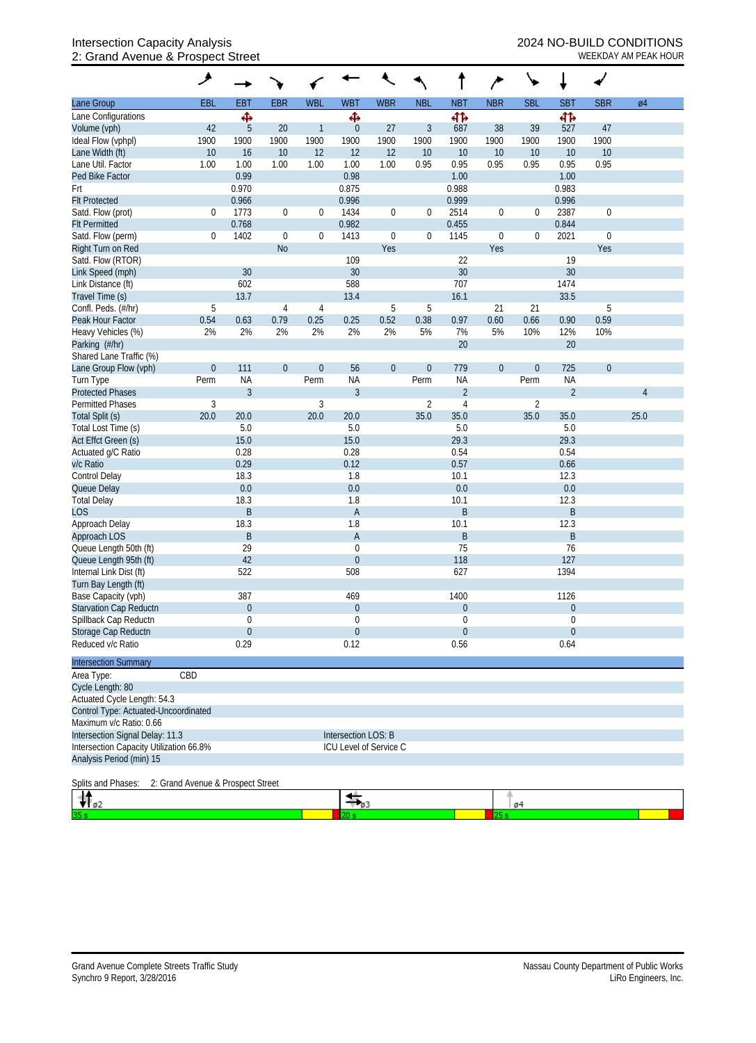Intersection Capacity Analysis
2: Grand Avenue & Prospect Street

2024 NO-BUILD CONDITIONS
WEEKDAY AM PEAK HOUR

| Lane Group | EBL | EBT | EBR | WBL | WBT | WBR | NBL | NBT | NBR | SBL | SBT | SBR | ø4 |
|---|---|---|---|---|---|---|---|---|---|---|---|---|---|
| Lane Configurations | | ✣ | | | ✣ | | | ↰↱ | | | ↰↱ | | |
| Volume (vph) | 42 | 5 | 20 | 1 | 0 | 27 | 3 | 687 | 38 | 39 | 527 | 47 | |
| Ideal Flow (vphpl) | 1900 | 1900 | 1900 | 1900 | 1900 | 1900 | 1900 | 1900 | 1900 | 1900 | 1900 | 1900 | |
| Lane Width (ft) | 10 | 16 | 10 | 12 | 12 | 12 | 10 | 10 | 10 | 10 | 10 | 10 | |
| Lane Util. Factor | 1.00 | 1.00 | 1.00 | 1.00 | 1.00 | 1.00 | 0.95 | 0.95 | 0.95 | 0.95 | 0.95 | 0.95 | |
| Ped Bike Factor | | 0.99 | | | 0.98 | | | 1.00 | | | 1.00 | | |
| Frt | | 0.970 | | | 0.875 | | | 0.988 | | | 0.983 | | |
| Flt Protected | | 0.966 | | | 0.996 | | | 0.999 | | | 0.996 | | |
| Satd. Flow (prot) | 0 | 1773 | 0 | 0 | 1434 | 0 | 0 | 2514 | 0 | 0 | 2387 | 0 | |
| Flt Permitted | | 0.768 | | | 0.982 | | | 0.455 | | | 0.844 | | |
| Satd. Flow (perm) | 0 | 1402 | 0 | 0 | 1413 | 0 | 0 | 1145 | 0 | 0 | 2021 | 0 | |
| Right Turn on Red | | | No | | | Yes | | | Yes | | | Yes | |
| Satd. Flow (RTOR) | | | | | 109 | | | 22 | | | 19 | | |
| Link Speed (mph) | | 30 | | | 30 | | | 30 | | | 30 | | |
| Link Distance (ft) | | 602 | | | 588 | | | 707 | | | 1474 | | |
| Travel Time (s) | | 13.7 | | | 13.4 | | | 16.1 | | | 33.5 | | |
| Confl. Peds. (#/hr) | 5 | | 4 | 4 | | 5 | 5 | | 21 | 21 | | 5 | |
| Peak Hour Factor | 0.54 | 0.63 | 0.79 | 0.25 | 0.25 | 0.52 | 0.38 | 0.97 | 0.60 | 0.66 | 0.90 | 0.59 | |
| Heavy Vehicles (%) | 2% | 2% | 2% | 2% | 2% | 2% | 5% | 7% | 5% | 10% | 12% | 10% | |
| Parking (#/hr) | | | | | | | | 20 | | | 20 | | |
| Shared Lane Traffic (%) | | | | | | | | | | | | | |
| Lane Group Flow (vph) | 0 | 111 | 0 | 0 | 56 | 0 | 0 | 779 | 0 | 0 | 725 | 0 | |
| Turn Type | Perm | NA | | Perm | NA | | Perm | NA | | Perm | NA | | |
| Protected Phases | | 3 | | | 3 | | | 2 | | | 2 | | 4 |
| Permitted Phases | 3 | | | 3 | | | 2 | 4 | | 2 | | | |
| Total Split (s) | 20.0 | 20.0 | | 20.0 | 20.0 | | 35.0 | 35.0 | | 35.0 | 35.0 | | 25.0 |
| Total Lost Time (s) | | 5.0 | | | 5.0 | | | 5.0 | | | 5.0 | | |
| Act Effct Green (s) | | 15.0 | | | 15.0 | | | 29.3 | | | 29.3 | | |
| Actuated g/C Ratio | | 0.28 | | | 0.28 | | | 0.54 | | | 0.54 | | |
| v/c Ratio | | 0.29 | | | 0.12 | | | 0.57 | | | 0.66 | | |
| Control Delay | | 18.3 | | | 1.8 | | | 10.1 | | | 12.3 | | |
| Queue Delay | | 0.0 | | | 0.0 | | | 0.0 | | | 0.0 | | |
| Total Delay | | 18.3 | | | 1.8 | | | 10.1 | | | 12.3 | | |
| LOS | | B | | | A | | | B | | | B | | |
| Approach Delay | | 18.3 | | | 1.8 | | | 10.1 | | | 12.3 | | |
| Approach LOS | | B | | | A | | | B | | | B | | |
| Queue Length 50th (ft) | | 29 | | | 0 | | | 75 | | | 76 | | |
| Queue Length 95th (ft) | | 42 | | | 0 | | | 118 | | | 127 | | |
| Internal Link Dist (ft) | | 522 | | | 508 | | | 627 | | | 1394 | | |
| Turn Bay Length (ft) | | | | | | | | | | | | | |
| Base Capacity (vph) | | 387 | | | 469 | | | 1400 | | | 1126 | | |
| Starvation Cap Reductn | | 0 | | | 0 | | | 0 | | | 0 | | |
| Spillback Cap Reductn | | 0 | | | 0 | | | 0 | | | 0 | | |
| Storage Cap Reductn | | 0 | | | 0 | | | 0 | | | 0 | | |
| Reduced v/c Ratio | | 0.29 | | | 0.12 | | | 0.56 | | | 0.64 | | |

**Intersection Summary**

Area Type: CBD
Cycle Length: 80
Actuated Cycle Length: 54.3
Control Type: Actuated-Uncoordinated
Maximum v/c Ratio: 0.66
Intersection Signal Delay: 11.3 — Intersection LOS: B
Intersection Capacity Utilization 66.8% — ICU Level of Service C
Analysis Period (min) 15

Splits and Phases: 2: Grand Avenue & Prospect Street

| ø2 | ø3 | ø4 |
|---|---|---|
| 35 s | 20 s | 25 s |

Grand Avenue Complete Streets Traffic Study
Synchro 9 Report, 3/28/2016

Nassau County Department of Public Works
LiRo Engineers, Inc.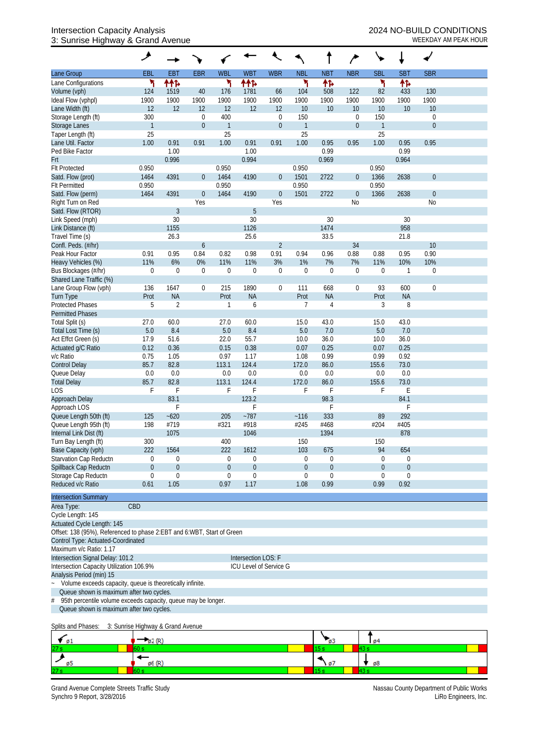Intersection Capacity Analysis
3: Sunrise Highway & Grand Avenue

2024 NO-BUILD CONDITIONS
WEEKDAY AM PEAK HOUR

| Lane Group | EBL | EBT | EBR | WBL | WBT | WBR | NBL | NBT | NBR | SBL | SBT | SBR |
|---|---|---|---|---|---|---|---|---|---|---|---|---|
| Lane Configurations | ↰ | ↑↑↱ | | ↰ | ↑↑↱ | | ↰ | ↑↱ | | ↰ | ↑↱ | |
| Volume (vph) | 124 | 1519 | 40 | 176 | 1781 | 66 | 104 | 508 | 122 | 82 | 433 | 130 |
| Ideal Flow (vphpl) | 1900 | 1900 | 1900 | 1900 | 1900 | 1900 | 1900 | 1900 | 1900 | 1900 | 1900 | 1900 |
| Lane Width (ft) | 12 | 12 | 12 | 12 | 12 | 12 | 10 | 10 | 10 | 10 | 10 | 10 |
| Storage Length (ft) | 300 | | 0 | 400 | | 0 | 150 | | 0 | 150 | | 0 |
| Storage Lanes | 1 | | 0 | 1 | | 0 | 1 | | 0 | 1 | | 0 |
| Taper Length (ft) | 25 | | | 25 | | | 25 | | | 25 | | |
| Lane Util. Factor | 1.00 | 0.91 | 0.91 | 1.00 | 0.91 | 0.91 | 1.00 | 0.95 | 0.95 | 1.00 | 0.95 | 0.95 |
| Ped Bike Factor | | 1.00 | | | 1.00 | | | 0.99 | | | 0.99 | |
| Frt | | 0.996 | | | 0.994 | | | 0.969 | | | 0.964 | |
| Flt Protected | 0.950 | | | 0.950 | | | 0.950 | | | 0.950 | | |
| Satd. Flow (prot) | 1464 | 4391 | 0 | 1464 | 4190 | 0 | 1501 | 2722 | 0 | 1366 | 2638 | 0 |
| Flt Permitted | 0.950 | | | 0.950 | | | 0.950 | | | 0.950 | | |
| Satd. Flow (perm) | 1464 | 4391 | 0 | 1464 | 4190 | 0 | 1501 | 2722 | 0 | 1366 | 2638 | 0 |
| Right Turn on Red | | | Yes | | | Yes | | | No | | | No |
| Satd. Flow (RTOR) | | 3 | | | 5 | | | | | | | |
| Link Speed (mph) | | 30 | | | 30 | | | 30 | | | 30 | |
| Link Distance (ft) | | 1155 | | | 1126 | | | 1474 | | | 958 | |
| Travel Time (s) | | 26.3 | | | 25.6 | | | 33.5 | | | 21.8 | |
| Confl. Peds. (#/hr) | | | 6 | | | 2 | | | 34 | | | 10 |
| Peak Hour Factor | 0.91 | 0.95 | 0.84 | 0.82 | 0.98 | 0.91 | 0.94 | 0.96 | 0.88 | 0.88 | 0.95 | 0.90 |
| Heavy Vehicles (%) | 11% | 6% | 0% | 11% | 11% | 3% | 1% | 7% | 7% | 11% | 10% | 10% |
| Bus Blockages (#/hr) | 0 | 0 | 0 | 0 | 0 | 0 | 0 | 0 | 0 | 0 | 1 | 0 |
| Shared Lane Traffic (%) | | | | | | | | | | | | |
| Lane Group Flow (vph) | 136 | 1647 | 0 | 215 | 1890 | 0 | 111 | 668 | 0 | 93 | 600 | 0 |
| Turn Type | Prot | NA | | Prot | NA | | Prot | NA | | Prot | NA | |
| Protected Phases | 5 | 2 | | 1 | 6 | | 7 | 4 | | 3 | 8 | |
| Permitted Phases | | | | | | | | | | | | |
| Total Split (s) | 27.0 | 60.0 | | 27.0 | 60.0 | | 15.0 | 43.0 | | 15.0 | 43.0 | |
| Total Lost Time (s) | 5.0 | 8.4 | | 5.0 | 8.4 | | 5.0 | 7.0 | | 5.0 | 7.0 | |
| Act Effct Green (s) | 17.9 | 51.6 | | 22.0 | 55.7 | | 10.0 | 36.0 | | 10.0 | 36.0 | |
| Actuated g/C Ratio | 0.12 | 0.36 | | 0.15 | 0.38 | | 0.07 | 0.25 | | 0.07 | 0.25 | |
| v/c Ratio | 0.75 | 1.05 | | 0.97 | 1.17 | | 1.08 | 0.99 | | 0.99 | 0.92 | |
| Control Delay | 85.7 | 82.8 | | 113.1 | 124.4 | | 172.0 | 86.0 | | 155.6 | 73.0 | |
| Queue Delay | 0.0 | 0.0 | | 0.0 | 0.0 | | 0.0 | 0.0 | | 0.0 | 0.0 | |
| Total Delay | 85.7 | 82.8 | | 113.1 | 124.4 | | 172.0 | 86.0 | | 155.6 | 73.0 | |
| LOS | F | F | | F | F | | F | F | | F | E | |
| Approach Delay | | 83.1 | | | 123.2 | | | 98.3 | | | 84.1 | |
| Approach LOS | | F | | | F | | | F | | | F | |
| Queue Length 50th (ft) | 125 | ~620 | | 205 | ~787 | | ~116 | 333 | | 89 | 292 | |
| Queue Length 95th (ft) | 198 | #719 | | #321 | #918 | | #245 | #468 | | #204 | #405 | |
| Internal Link Dist (ft) | | 1075 | | | 1046 | | | 1394 | | | 878 | |
| Turn Bay Length (ft) | 300 | | | 400 | | | 150 | | | 150 | | |
| Base Capacity (vph) | 222 | 1564 | | 222 | 1612 | | 103 | 675 | | 94 | 654 | |
| Starvation Cap Reductn | 0 | 0 | | 0 | 0 | | 0 | 0 | | 0 | 0 | |
| Spillback Cap Reductn | 0 | 0 | | 0 | 0 | | 0 | 0 | | 0 | 0 | |
| Storage Cap Reductn | 0 | 0 | | 0 | 0 | | 0 | 0 | | 0 | 0 | |
| Reduced v/c Ratio | 0.61 | 1.05 | | 0.97 | 1.17 | | 1.08 | 0.99 | | 0.99 | 0.92 | |

**Intersection Summary**

Area Type: CBD
Cycle Length: 145
Actuated Cycle Length: 145
Offset: 138 (95%), Referenced to phase 2:EBT and 6:WBT, Start of Green
Control Type: Actuated-Coordinated
Maximum v/c Ratio: 1.17
Intersection Signal Delay: 101.2 — Intersection LOS: F
Intersection Capacity Utilization 106.9% — ICU Level of Service G
Analysis Period (min) 15

~ Volume exceeds capacity, queue is theoretically infinite.
Queue shown is maximum after two cycles.

# 95th percentile volume exceeds capacity, queue may be longer.
Queue shown is maximum after two cycles.

Splits and Phases: 3: Sunrise Highway & Grand Avenue

| ø1 | ø2 (R) | ø3 | ø4 |
|---|---|---|---|
| 27 s | 60 s | 15 s | 43 s |
| **ø5** | **ø6 (R)** | **ø7** | **ø8** |
| 27 s | 60 s | 15 s | 43 s |

Grand Avenue Complete Streets Traffic Study
Synchro 9 Report, 3/28/2016

Nassau County Department of Public Works
LiRo Engineers, Inc.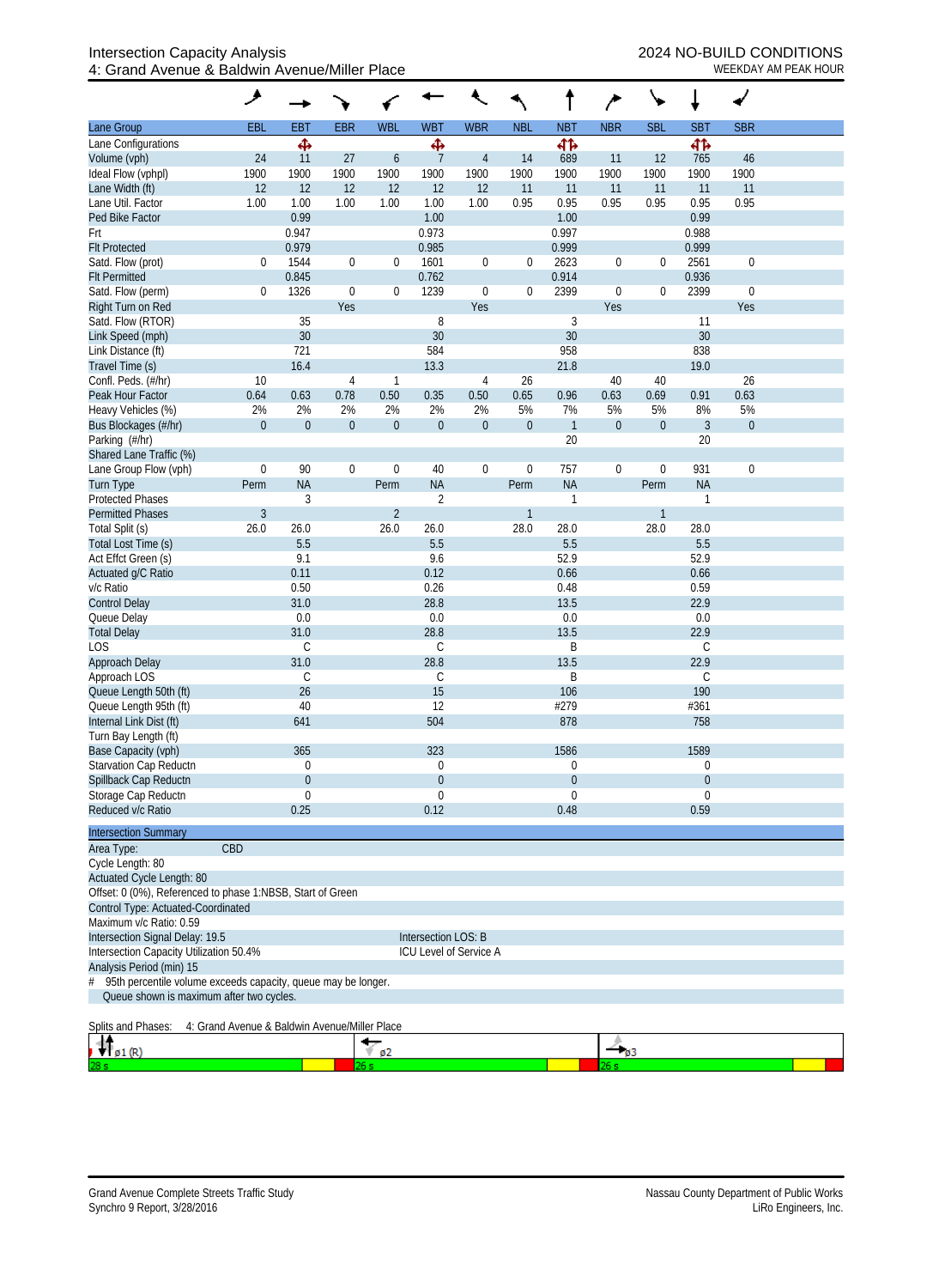Intersection Capacity Analysis
4: Grand Avenue & Baldwin Avenue/Miller Place

2024 NO-BUILD CONDITIONS
WEEKDAY AM PEAK HOUR

| Lane Group | EBL | EBT | EBR | WBL | WBT | WBR | NBL | NBT | NBR | SBL | SBT | SBR |
|---|---|---|---|---|---|---|---|---|---|---|---|---|
| Lane Configurations | | ✥ | | | ✥ | | | ⇹ | | | ⇹ | |
| Volume (vph) | 24 | 11 | 27 | 6 | 7 | 4 | 14 | 689 | 11 | 12 | 765 | 46 |
| Ideal Flow (vphpl) | 1900 | 1900 | 1900 | 1900 | 1900 | 1900 | 1900 | 1900 | 1900 | 1900 | 1900 | 1900 |
| Lane Width (ft) | 12 | 12 | 12 | 12 | 12 | 12 | 11 | 11 | 11 | 11 | 11 | 11 |
| Lane Util. Factor | 1.00 | 1.00 | 1.00 | 1.00 | 1.00 | 1.00 | 0.95 | 0.95 | 0.95 | 0.95 | 0.95 | 0.95 |
| Ped Bike Factor | | 0.99 | | | 1.00 | | | 1.00 | | | 0.99 | |
| Frt | | 0.947 | | | 0.973 | | | 0.997 | | | 0.988 | |
| Flt Protected | | 0.979 | | | 0.985 | | | 0.999 | | | 0.999 | |
| Satd. Flow (prot) | 0 | 1544 | 0 | 0 | 1601 | 0 | 0 | 2623 | 0 | 0 | 2561 | 0 |
| Flt Permitted | | 0.845 | | | 0.762 | | | 0.914 | | | 0.936 | |
| Satd. Flow (perm) | 0 | 1326 | 0 | 0 | 1239 | 0 | 0 | 2399 | 0 | 0 | 2399 | 0 |
| Right Turn on Red | | | Yes | | | Yes | | | Yes | | | Yes |
| Satd. Flow (RTOR) | | 35 | | | 8 | | | 3 | | | 11 | |
| Link Speed (mph) | | 30 | | | 30 | | | 30 | | | 30 | |
| Link Distance (ft) | | 721 | | | 584 | | | 958 | | | 838 | |
| Travel Time (s) | | 16.4 | | | 13.3 | | | 21.8 | | | 19.0 | |
| Confl. Peds. (#/hr) | 10 | | 4 | 1 | | 4 | 26 | | 40 | 40 | | 26 |
| Peak Hour Factor | 0.64 | 0.63 | 0.78 | 0.50 | 0.35 | 0.50 | 0.65 | 0.96 | 0.63 | 0.69 | 0.91 | 0.63 |
| Heavy Vehicles (%) | 2% | 2% | 2% | 2% | 2% | 2% | 5% | 7% | 5% | 5% | 8% | 5% |
| Bus Blockages (#/hr) | 0 | 0 | 0 | 0 | 0 | 0 | 0 | 1 | 0 | 0 | 3 | 0 |
| Parking (#/hr) | | | | | | | | 20 | | | 20 | |
| Shared Lane Traffic (%) | | | | | | | | | | | | |
| Lane Group Flow (vph) | 0 | 90 | 0 | 0 | 40 | 0 | 0 | 757 | 0 | 0 | 931 | 0 |
| Turn Type | Perm | NA | | Perm | NA | | Perm | NA | | Perm | NA | |
| Protected Phases | | 3 | | | 2 | | | 1 | | | 1 | |
| Permitted Phases | 3 | | | 2 | | | 1 | | | 1 | | |
| Total Split (s) | 26.0 | 26.0 | | 26.0 | 26.0 | | 28.0 | 28.0 | | 28.0 | 28.0 | |
| Total Lost Time (s) | | 5.5 | | | 5.5 | | | 5.5 | | | 5.5 | |
| Act Effct Green (s) | | 9.1 | | | 9.6 | | | 52.9 | | | 52.9 | |
| Actuated g/C Ratio | | 0.11 | | | 0.12 | | | 0.66 | | | 0.66 | |
| v/c Ratio | | 0.50 | | | 0.26 | | | 0.48 | | | 0.59 | |
| Control Delay | | 31.0 | | | 28.8 | | | 13.5 | | | 22.9 | |
| Queue Delay | | 0.0 | | | 0.0 | | | 0.0 | | | 0.0 | |
| Total Delay | | 31.0 | | | 28.8 | | | 13.5 | | | 22.9 | |
| LOS | | C | | | C | | | B | | | C | |
| Approach Delay | | 31.0 | | | 28.8 | | | 13.5 | | | 22.9 | |
| Approach LOS | | C | | | C | | | B | | | C | |
| Queue Length 50th (ft) | | 26 | | | 15 | | | 106 | | | 190 | |
| Queue Length 95th (ft) | | 40 | | | 12 | | | #279 | | | #361 | |
| Internal Link Dist (ft) | | 641 | | | 504 | | | 878 | | | 758 | |
| Turn Bay Length (ft) | | | | | | | | | | | | |
| Base Capacity (vph) | | 365 | | | 323 | | | 1586 | | | 1589 | |
| Starvation Cap Reductn | | 0 | | | 0 | | | 0 | | | 0 | |
| Spillback Cap Reductn | | 0 | | | 0 | | | 0 | | | 0 | |
| Storage Cap Reductn | | 0 | | | 0 | | | 0 | | | 0 | |
| Reduced v/c Ratio | | 0.25 | | | 0.12 | | | 0.48 | | | 0.59 | |

**Intersection Summary**

Area Type: CBD
Cycle Length: 80
Actuated Cycle Length: 80
Offset: 0 (0%), Referenced to phase 1:NBSB, Start of Green
Control Type: Actuated-Coordinated
Maximum v/c Ratio: 0.59
Intersection Signal Delay: 19.5 — Intersection LOS: B
Intersection Capacity Utilization 50.4% — ICU Level of Service A
Analysis Period (min) 15
\# 95th percentile volume exceeds capacity, queue may be longer.
Queue shown is maximum after two cycles.

Splits and Phases: 4: Grand Avenue & Baldwin Avenue/Miller Place

| ø1 (R) | ø2 | ø3 |
|---|---|---|
| 28 s | 26 s | 26 s |

Grand Avenue Complete Streets Traffic Study
Synchro 9 Report, 3/28/2016

Nassau County Department of Public Works
LiRo Engineers, Inc.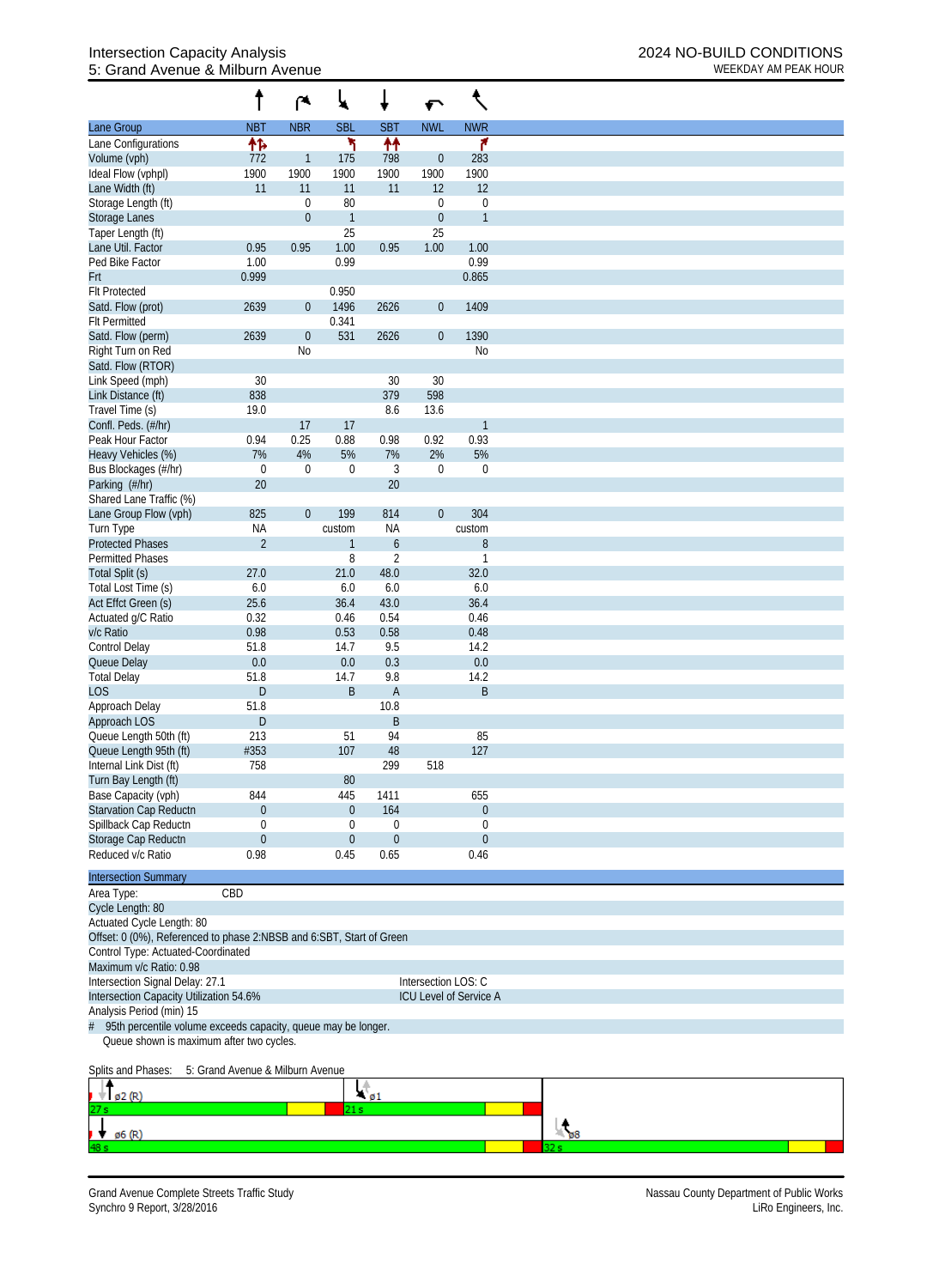# Intersection Capacity Analysis
## 5: Grand Avenue & Milburn Avenue

**2024 NO-BUILD CONDITIONS**
WEEKDAY AM PEAK HOUR

| Lane Group | NBT | NBR | SBL | SBT | NWL | NWR |
|---|---|---|---|---|---|---|
| Lane Configurations | ↑↱ | | ↰ | ↑↑ | | ↱ |
| Volume (vph) | 772 | 1 | 175 | 798 | 0 | 283 |
| Ideal Flow (vphpl) | 1900 | 1900 | 1900 | 1900 | 1900 | 1900 |
| Lane Width (ft) | 11 | 11 | 11 | 11 | 12 | 12 |
| Storage Length (ft) | | 0 | 80 | | 0 | 0 |
| Storage Lanes | | 0 | 1 | | 0 | 1 |
| Taper Length (ft) | | | 25 | | 25 | |
| Lane Util. Factor | 0.95 | 0.95 | 1.00 | 0.95 | 1.00 | 1.00 |
| Ped Bike Factor | 1.00 | | 0.99 | | | 0.99 |
| Frt | 0.999 | | | | | 0.865 |
| Flt Protected | | | 0.950 | | | |
| Satd. Flow (prot) | 2639 | 0 | 1496 | 2626 | 0 | 1409 |
| Flt Permitted | | | 0.341 | | | |
| Satd. Flow (perm) | 2639 | 0 | 531 | 2626 | 0 | 1390 |
| Right Turn on Red | | No | | | | No |
| Satd. Flow (RTOR) | | | | | | |
| Link Speed (mph) | 30 | | | 30 | 30 | |
| Link Distance (ft) | 838 | | | 379 | 598 | |
| Travel Time (s) | 19.0 | | | 8.6 | 13.6 | |
| Confl. Peds. (#/hr) | | 17 | 17 | | | 1 |
| Peak Hour Factor | 0.94 | 0.25 | 0.88 | 0.98 | 0.92 | 0.93 |
| Heavy Vehicles (%) | 7% | 4% | 5% | 7% | 2% | 5% |
| Bus Blockages (#/hr) | 0 | 0 | 0 | 3 | 0 | 0 |
| Parking (#/hr) | 20 | | | 20 | | |
| Shared Lane Traffic (%) | | | | | | |
| Lane Group Flow (vph) | 825 | 0 | 199 | 814 | 0 | 304 |
| Turn Type | NA | | custom | NA | | custom |
| Protected Phases | 2 | | 1 | 6 | | 8 |
| Permitted Phases | | | 8 | 2 | | 1 |
| Total Split (s) | 27.0 | | 21.0 | 48.0 | | 32.0 |
| Total Lost Time (s) | 6.0 | | 6.0 | 6.0 | | 6.0 |
| Act Effct Green (s) | 25.6 | | 36.4 | 43.0 | | 36.4 |
| Actuated g/C Ratio | 0.32 | | 0.46 | 0.54 | | 0.46 |
| v/c Ratio | 0.98 | | 0.53 | 0.58 | | 0.48 |
| Control Delay | 51.8 | | 14.7 | 9.5 | | 14.2 |
| Queue Delay | 0.0 | | 0.0 | 0.3 | | 0.0 |
| Total Delay | 51.8 | | 14.7 | 9.8 | | 14.2 |
| LOS | D | | B | A | | B |
| Approach Delay | 51.8 | | | 10.8 | | |
| Approach LOS | D | | | B | | |
| Queue Length 50th (ft) | 213 | | 51 | 94 | | 85 |
| Queue Length 95th (ft) | #353 | | 107 | 48 | | 127 |
| Internal Link Dist (ft) | 758 | | | 299 | 518 | |
| Turn Bay Length (ft) | | | 80 | | | |
| Base Capacity (vph) | 844 | | 445 | 1411 | | 655 |
| Starvation Cap Reductn | 0 | | 0 | 164 | | 0 |
| Spillback Cap Reductn | 0 | | 0 | 0 | | 0 |
| Storage Cap Reductn | 0 | | 0 | 0 | | 0 |
| Reduced v/c Ratio | 0.98 | | 0.45 | 0.65 | | 0.46 |

**Intersection Summary**

Area Type: CBD
Cycle Length: 80
Actuated Cycle Length: 80
Offset: 0 (0%), Referenced to phase 2:NBSB and 6:SBT, Start of Green
Control Type: Actuated-Coordinated
Maximum v/c Ratio: 0.98
Intersection Signal Delay: 27.1 — Intersection LOS: C
Intersection Capacity Utilization 54.6% — ICU Level of Service A
Analysis Period (min) 15
\# 95th percentile volume exceeds capacity, queue may be longer.
Queue shown is maximum after two cycles.

Splits and Phases: 5: Grand Avenue & Milburn Avenue

ø2 (R) 27 s | ø1 21 s | ø8 32 s
ø6 (R) 48 s

Grand Avenue Complete Streets Traffic Study
Synchro 9 Report, 3/28/2016

Nassau County Department of Public Works
LiRo Engineers, Inc.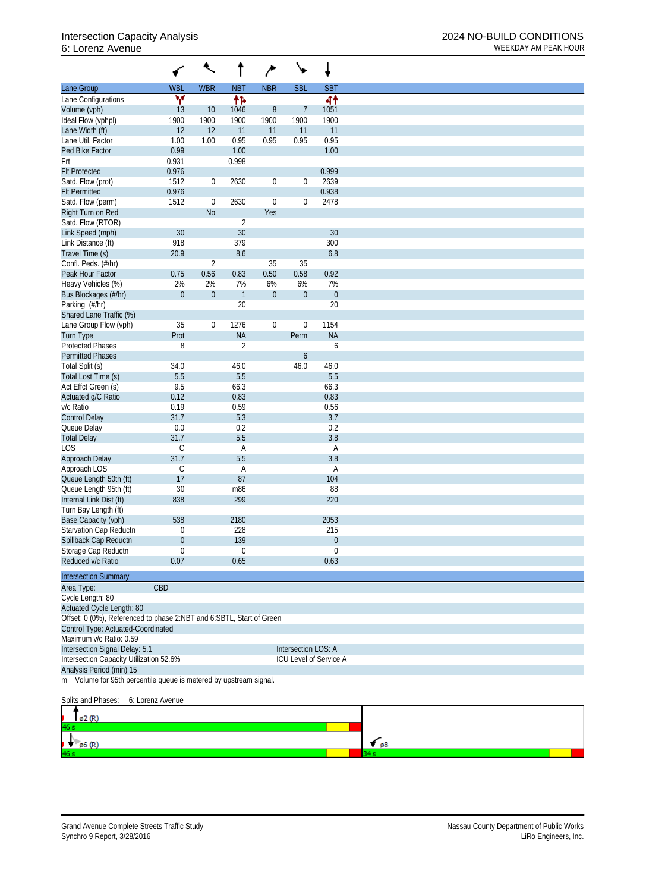# Intersection Capacity Analysis
## 6: Lorenz Avenue

**2024 NO-BUILD CONDITIONS**
WEEKDAY AM PEAK HOUR

| Lane Group | WBL | WBR | NBT | NBR | SBL | SBT |
|---|---|---|---|---|---|---|
| Lane Configurations | | | | | | |
| Volume (vph) | 13 | 10 | 1046 | 8 | 7 | 1051 |
| Ideal Flow (vphpl) | 1900 | 1900 | 1900 | 1900 | 1900 | 1900 |
| Lane Width (ft) | 12 | 12 | 11 | 11 | 11 | 11 |
| Lane Util. Factor | 1.00 | 1.00 | 0.95 | 0.95 | 0.95 | 0.95 |
| Ped Bike Factor | 0.99 | | 1.00 | | | 1.00 |
| Frt | 0.931 | | 0.998 | | | |
| Flt Protected | 0.976 | | | | | 0.999 |
| Satd. Flow (prot) | 1512 | 0 | 2630 | 0 | 0 | 2639 |
| Flt Permitted | 0.976 | | | | | 0.938 |
| Satd. Flow (perm) | 1512 | 0 | 2630 | 0 | 0 | 2478 |
| Right Turn on Red | | No | | Yes | | |
| Satd. Flow (RTOR) | | | 2 | | | |
| Link Speed (mph) | 30 | | 30 | | | 30 |
| Link Distance (ft) | 918 | | 379 | | | 300 |
| Travel Time (s) | 20.9 | | 8.6 | | | 6.8 |
| Confl. Peds. (#/hr) | | 2 | | 35 | 35 | |
| Peak Hour Factor | 0.75 | 0.56 | 0.83 | 0.50 | 0.58 | 0.92 |
| Heavy Vehicles (%) | 2% | 2% | 7% | 6% | 6% | 7% |
| Bus Blockages (#/hr) | 0 | 0 | 1 | 0 | 0 | 0 |
| Parking (#/hr) | | | 20 | | | 20 |
| Shared Lane Traffic (%) | | | | | | |
| Lane Group Flow (vph) | 35 | 0 | 1276 | 0 | 0 | 1154 |
| Turn Type | Prot | | NA | | Perm | NA |
| Protected Phases | 8 | | 2 | | | 6 |
| Permitted Phases | | | | | 6 | |
| Total Split (s) | 34.0 | | 46.0 | | 46.0 | 46.0 |
| Total Lost Time (s) | 5.5 | | 5.5 | | | 5.5 |
| Act Effct Green (s) | 9.5 | | 66.3 | | | 66.3 |
| Actuated g/C Ratio | 0.12 | | 0.83 | | | 0.83 |
| v/c Ratio | 0.19 | | 0.59 | | | 0.56 |
| Control Delay | 31.7 | | 5.3 | | | 3.7 |
| Queue Delay | 0.0 | | 0.2 | | | 0.2 |
| Total Delay | 31.7 | | 5.5 | | | 3.8 |
| LOS | C | | A | | | A |
| Approach Delay | 31.7 | | 5.5 | | | 3.8 |
| Approach LOS | C | | A | | | A |
| Queue Length 50th (ft) | 17 | | 87 | | | 104 |
| Queue Length 95th (ft) | 30 | | m86 | | | 88 |
| Internal Link Dist (ft) | 838 | | 299 | | | 220 |
| Turn Bay Length (ft) | | | | | | |
| Base Capacity (vph) | 538 | | 2180 | | | 2053 |
| Starvation Cap Reductn | 0 | | 228 | | | 215 |
| Spillback Cap Reductn | 0 | | 139 | | | 0 |
| Storage Cap Reductn | 0 | | 0 | | | 0 |
| Reduced v/c Ratio | 0.07 | | 0.65 | | | 0.63 |

**Intersection Summary**

Area Type: CBD
Cycle Length: 80
Actuated Cycle Length: 80
Offset: 0 (0%), Referenced to phase 2:NBT and 6:SBTL, Start of Green
Control Type: Actuated-Coordinated
Maximum v/c Ratio: 0.59
Intersection Signal Delay: 5.1 — Intersection LOS: A
Intersection Capacity Utilization 52.6% — ICU Level of Service A
Analysis Period (min) 15
m Volume for 95th percentile queue is metered by upstream signal.

Splits and Phases: 6: Lorenz Avenue

ø2 (R) 46 s
ø6 (R) 46 s
ø8 34 s

Grand Avenue Complete Streets Traffic Study
Synchro 9 Report, 3/28/2016

Nassau County Department of Public Works
LiRo Engineers, Inc.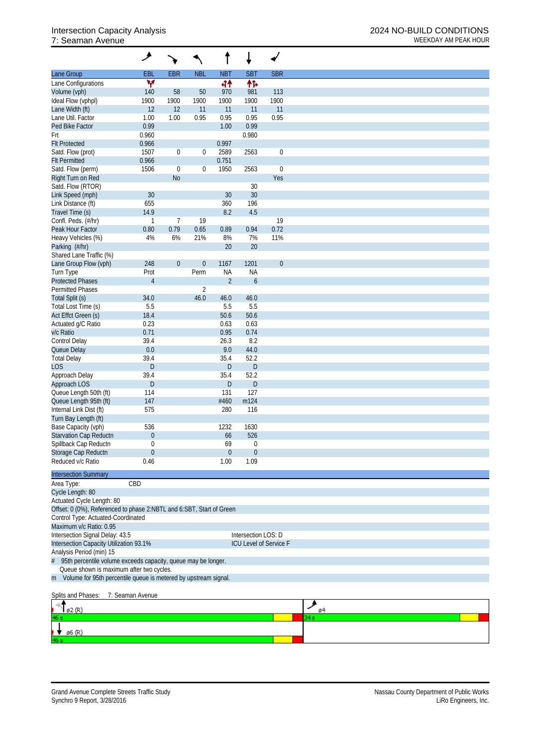# Intersection Capacity Analysis
## 7: Seaman Avenue

**2024 NO-BUILD CONDITIONS**
WEEKDAY AM PEAK HOUR

| Lane Group | EBL | EBR | NBL | NBT | SBT | SBR |
|---|---|---|---|---|---|---|
| Lane Configurations | Y |  |  | ↰↑ | ↑↱ |  |
| Volume (vph) | 140 | 58 | 50 | 970 | 981 | 113 |
| Ideal Flow (vphpl) | 1900 | 1900 | 1900 | 1900 | 1900 | 1900 |
| Lane Width (ft) | 12 | 12 | 11 | 11 | 11 | 11 |
| Lane Util. Factor | 1.00 | 1.00 | 0.95 | 0.95 | 0.95 | 0.95 |
| Ped Bike Factor | 0.99 |  |  | 1.00 | 0.99 |  |
| Frt | 0.960 |  |  |  | 0.980 |  |
| Flt Protected | 0.966 |  |  | 0.997 |  |  |
| Satd. Flow (prot) | 1507 | 0 | 0 | 2589 | 2563 | 0 |
| Flt Permitted | 0.966 |  |  | 0.751 |  |  |
| Satd. Flow (perm) | 1506 | 0 | 0 | 1950 | 2563 | 0 |
| Right Turn on Red |  | No |  |  |  | Yes |
| Satd. Flow (RTOR) |  |  |  |  | 30 |  |
| Link Speed (mph) | 30 |  |  | 30 | 30 |  |
| Link Distance (ft) | 655 |  |  | 360 | 196 |  |
| Travel Time (s) | 14.9 |  |  | 8.2 | 4.5 |  |
| Confl. Peds. (#/hr) | 1 | 7 | 19 |  |  | 19 |
| Peak Hour Factor | 0.80 | 0.79 | 0.65 | 0.89 | 0.94 | 0.72 |
| Heavy Vehicles (%) | 4% | 6% | 21% | 8% | 7% | 11% |
| Parking (#/hr) |  |  |  | 20 | 20 |  |
| Shared Lane Traffic (%) |  |  |  |  |  |  |
| Lane Group Flow (vph) | 248 | 0 | 0 | 1167 | 1201 | 0 |
| Turn Type | Prot |  | Perm | NA | NA |  |
| Protected Phases | 4 |  |  | 2 | 6 |  |
| Permitted Phases |  |  | 2 |  |  |  |
| Total Split (s) | 34.0 |  | 46.0 | 46.0 | 46.0 |  |
| Total Lost Time (s) | 5.5 |  |  | 5.5 | 5.5 |  |
| Act Effct Green (s) | 18.4 |  |  | 50.6 | 50.6 |  |
| Actuated g/C Ratio | 0.23 |  |  | 0.63 | 0.63 |  |
| v/c Ratio | 0.71 |  |  | 0.95 | 0.74 |  |
| Control Delay | 39.4 |  |  | 26.3 | 8.2 |  |
| Queue Delay | 0.0 |  |  | 9.0 | 44.0 |  |
| Total Delay | 39.4 |  |  | 35.4 | 52.2 |  |
| LOS | D |  |  | D | D |  |
| Approach Delay | 39.4 |  |  | 35.4 | 52.2 |  |
| Approach LOS | D |  |  | D | D |  |
| Queue Length 50th (ft) | 114 |  |  | 131 | 127 |  |
| Queue Length 95th (ft) | 147 |  |  | #460 | m124 |  |
| Internal Link Dist (ft) | 575 |  |  | 280 | 116 |  |
| Turn Bay Length (ft) |  |  |  |  |  |  |
| Base Capacity (vph) | 536 |  |  | 1232 | 1630 |  |
| Starvation Cap Reductn | 0 |  |  | 66 | 526 |  |
| Spillback Cap Reductn | 0 |  |  | 69 | 0 |  |
| Storage Cap Reductn | 0 |  |  | 0 | 0 |  |
| Reduced v/c Ratio | 0.46 |  |  | 1.00 | 1.09 |  |

**Intersection Summary**

Area Type: CBD
Cycle Length: 80
Actuated Cycle Length: 80
Offset: 0 (0%), Referenced to phase 2:NBTL and 6:SBT, Start of Green
Control Type: Actuated-Coordinated
Maximum v/c Ratio: 0.95
Intersection Signal Delay: 43.5 — Intersection LOS: D
Intersection Capacity Utilization 93.1% — ICU Level of Service F
Analysis Period (min) 15

\# 95th percentile volume exceeds capacity, queue may be longer.
Queue shown is maximum after two cycles.
m Volume for 95th percentile queue is metered by upstream signal.

Splits and Phases: 7: Seaman Avenue

ø2 (R) 46 s | ø4 34 s
ø6 (R) 46 s

Grand Avenue Complete Streets Traffic Study
Synchro 9 Report, 3/28/2016

Nassau County Department of Public Works
LiRo Engineers, Inc.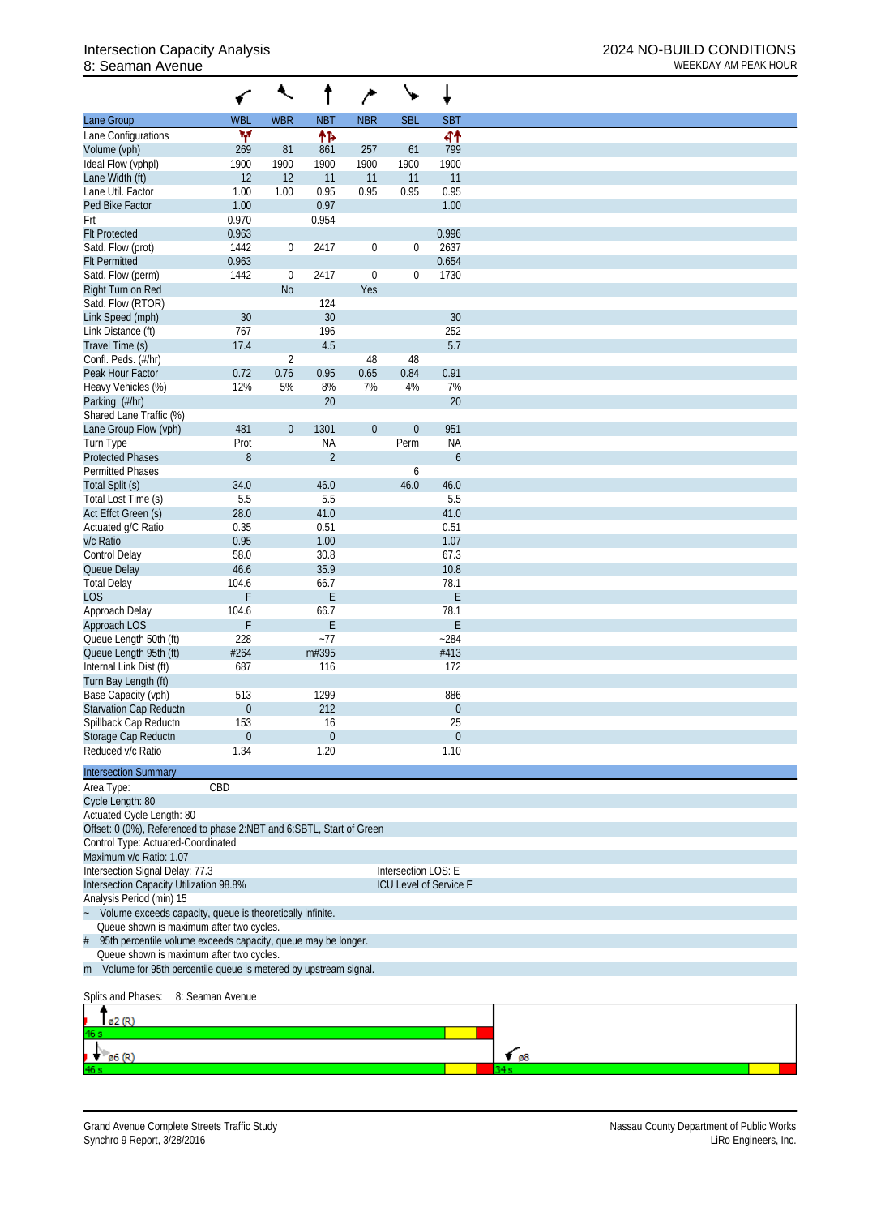Intersection Capacity Analysis
8: Seaman Avenue

2024 NO-BUILD CONDITIONS
WEEKDAY AM PEAK HOUR

| Lane Group | WBL | WBR | NBT | NBR | SBL | SBT |
|---|---|---|---|---|---|---|
| Lane Configurations | Y | | ↑↱ | | | ↰↑ |
| Volume (vph) | 269 | 81 | 861 | 257 | 61 | 799 |
| Ideal Flow (vphpl) | 1900 | 1900 | 1900 | 1900 | 1900 | 1900 |
| Lane Width (ft) | 12 | 12 | 11 | 11 | 11 | 11 |
| Lane Util. Factor | 1.00 | 1.00 | 0.95 | 0.95 | 0.95 | 0.95 |
| Ped Bike Factor | 1.00 | | 0.97 | | | 1.00 |
| Frt | 0.970 | | 0.954 | | | |
| Flt Protected | 0.963 | | | | | 0.996 |
| Satd. Flow (prot) | 1442 | 0 | 2417 | 0 | 0 | 2637 |
| Flt Permitted | 0.963 | | | | | 0.654 |
| Satd. Flow (perm) | 1442 | 0 | 2417 | 0 | 0 | 1730 |
| Right Turn on Red | | No | | Yes | | |
| Satd. Flow (RTOR) | | | 124 | | | |
| Link Speed (mph) | 30 | | 30 | | | 30 |
| Link Distance (ft) | 767 | | 196 | | | 252 |
| Travel Time (s) | 17.4 | | 4.5 | | | 5.7 |
| Confl. Peds. (#/hr) | | 2 | | 48 | 48 | |
| Peak Hour Factor | 0.72 | 0.76 | 0.95 | 0.65 | 0.84 | 0.91 |
| Heavy Vehicles (%) | 12% | 5% | 8% | 7% | 4% | 7% |
| Parking (#/hr) | | | 20 | | | 20 |
| Shared Lane Traffic (%) | | | | | | |
| Lane Group Flow (vph) | 481 | 0 | 1301 | 0 | 0 | 951 |
| Turn Type | Prot | | NA | | Perm | NA |
| Protected Phases | 8 | | 2 | | | 6 |
| Permitted Phases | | | | | 6 | |
| Total Split (s) | 34.0 | | 46.0 | | 46.0 | 46.0 |
| Total Lost Time (s) | 5.5 | | 5.5 | | | 5.5 |
| Act Effct Green (s) | 28.0 | | 41.0 | | | 41.0 |
| Actuated g/C Ratio | 0.35 | | 0.51 | | | 0.51 |
| v/c Ratio | 0.95 | | 1.00 | | | 1.07 |
| Control Delay | 58.0 | | 30.8 | | | 67.3 |
| Queue Delay | 46.6 | | 35.9 | | | 10.8 |
| Total Delay | 104.6 | | 66.7 | | | 78.1 |
| LOS | F | | E | | | E |
| Approach Delay | 104.6 | | 66.7 | | | 78.1 |
| Approach LOS | F | | E | | | E |
| Queue Length 50th (ft) | 228 | | ~77 | | | ~284 |
| Queue Length 95th (ft) | #264 | | m#395 | | | #413 |
| Internal Link Dist (ft) | 687 | | 116 | | | 172 |
| Turn Bay Length (ft) | | | | | | |
| Base Capacity (vph) | 513 | | 1299 | | | 886 |
| Starvation Cap Reductn | 0 | | 212 | | | 0 |
| Spillback Cap Reductn | 153 | | 16 | | | 25 |
| Storage Cap Reductn | 0 | | 0 | | | 0 |
| Reduced v/c Ratio | 1.34 | | 1.20 | | | 1.10 |

**Intersection Summary**

Area Type: CBD
Cycle Length: 80
Actuated Cycle Length: 80
Offset: 0 (0%), Referenced to phase 2:NBT and 6:SBTL, Start of Green
Control Type: Actuated-Coordinated
Maximum v/c Ratio: 1.07
Intersection Signal Delay: 77.3 — Intersection LOS: E
Intersection Capacity Utilization 98.8% — ICU Level of Service F
Analysis Period (min) 15

~ Volume exceeds capacity, queue is theoretically infinite.
Queue shown is maximum after two cycles.
\# 95th percentile volume exceeds capacity, queue may be longer.
Queue shown is maximum after two cycles.
m Volume for 95th percentile queue is metered by upstream signal.

Splits and Phases: 8: Seaman Avenue

ø2 (R) 46 s
ø6 (R) 46 s
ø8 34 s

Grand Avenue Complete Streets Traffic Study
Synchro 9 Report, 3/28/2016

Nassau County Department of Public Works
LiRo Engineers, Inc.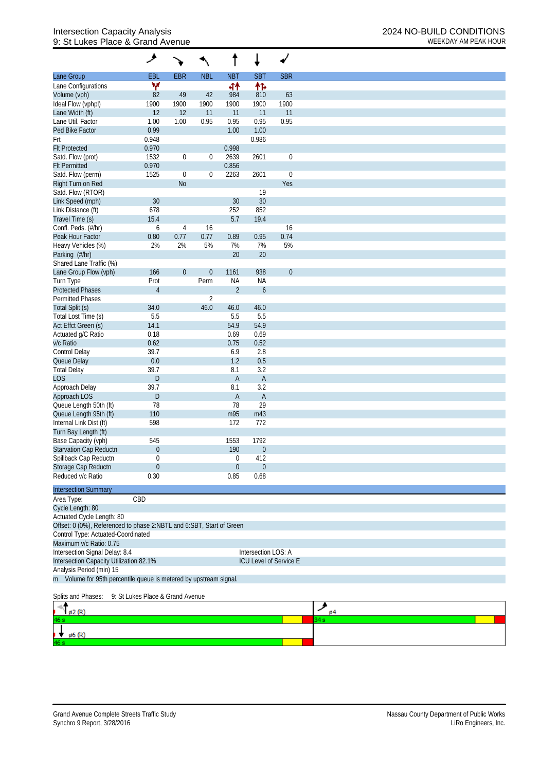# Intersection Capacity Analysis
## 9: St Lukes Place & Grand Avenue

**2024 NO-BUILD CONDITIONS**
WEEKDAY AM PEAK HOUR

| Lane Group | EBL | EBR | NBL | NBT | SBT | SBR |
|---|---|---|---|---|---|---|
| Lane Configurations | | | | | | |
| Volume (vph) | 82 | 49 | 42 | 984 | 810 | 63 |
| Ideal Flow (vphpl) | 1900 | 1900 | 1900 | 1900 | 1900 | 1900 |
| Lane Width (ft) | 12 | 12 | 11 | 11 | 11 | 11 |
| Lane Util. Factor | 1.00 | 1.00 | 0.95 | 0.95 | 0.95 | 0.95 |
| Ped Bike Factor | 0.99 | | | 1.00 | 1.00 | |
| Frt | 0.948 | | | | 0.986 | |
| Flt Protected | 0.970 | | | 0.998 | | |
| Satd. Flow (prot) | 1532 | 0 | 0 | 2639 | 2601 | 0 |
| Flt Permitted | 0.970 | | | 0.856 | | |
| Satd. Flow (perm) | 1525 | 0 | 0 | 2263 | 2601 | 0 |
| Right Turn on Red | | No | | | | Yes |
| Satd. Flow (RTOR) | | | | | 19 | |
| Link Speed (mph) | 30 | | | 30 | 30 | |
| Link Distance (ft) | 678 | | | 252 | 852 | |
| Travel Time (s) | 15.4 | | | 5.7 | 19.4 | |
| Confl. Peds. (#/hr) | 6 | 4 | 16 | | | 16 |
| Peak Hour Factor | 0.80 | 0.77 | 0.77 | 0.89 | 0.95 | 0.74 |
| Heavy Vehicles (%) | 2% | 2% | 5% | 7% | 7% | 5% |
| Parking (#/hr) | | | | 20 | 20 | |
| Shared Lane Traffic (%) | | | | | | |
| Lane Group Flow (vph) | 166 | 0 | 0 | 1161 | 938 | 0 |
| Turn Type | Prot | | Perm | NA | NA | |
| Protected Phases | 4 | | | 2 | 6 | |
| Permitted Phases | | | 2 | | | |
| Total Split (s) | 34.0 | | 46.0 | 46.0 | 46.0 | |
| Total Lost Time (s) | 5.5 | | | 5.5 | 5.5 | |
| Act Effct Green (s) | 14.1 | | | 54.9 | 54.9 | |
| Actuated g/C Ratio | 0.18 | | | 0.69 | 0.69 | |
| v/c Ratio | 0.62 | | | 0.75 | 0.52 | |
| Control Delay | 39.7 | | | 6.9 | 2.8 | |
| Queue Delay | 0.0 | | | 1.2 | 0.5 | |
| Total Delay | 39.7 | | | 8.1 | 3.2 | |
| LOS | D | | | A | A | |
| Approach Delay | 39.7 | | | 8.1 | 3.2 | |
| Approach LOS | D | | | A | A | |
| Queue Length 50th (ft) | 78 | | | 78 | 29 | |
| Queue Length 95th (ft) | 110 | | | m95 | m43 | |
| Internal Link Dist (ft) | 598 | | | 172 | 772 | |
| Turn Bay Length (ft) | | | | | | |
| Base Capacity (vph) | 545 | | | 1553 | 1792 | |
| Starvation Cap Reductn | 0 | | | 190 | 0 | |
| Spillback Cap Reductn | 0 | | | 0 | 412 | |
| Storage Cap Reductn | 0 | | | 0 | 0 | |
| Reduced v/c Ratio | 0.30 | | | 0.85 | 0.68 | |

**Intersection Summary**

Area Type: CBD
Cycle Length: 80
Actuated Cycle Length: 80
Offset: 0 (0%), Referenced to phase 2:NBTL and 6:SBT, Start of Green
Control Type: Actuated-Coordinated
Maximum v/c Ratio: 0.75
Intersection Signal Delay: 8.4 — Intersection LOS: A
Intersection Capacity Utilization 82.1% — ICU Level of Service E
Analysis Period (min) 15
m Volume for 95th percentile queue is metered by upstream signal.

Splits and Phases: 9: St Lukes Place & Grand Avenue

ø2 (R) 46 s — ø4 34 s
ø6 (R) 46 s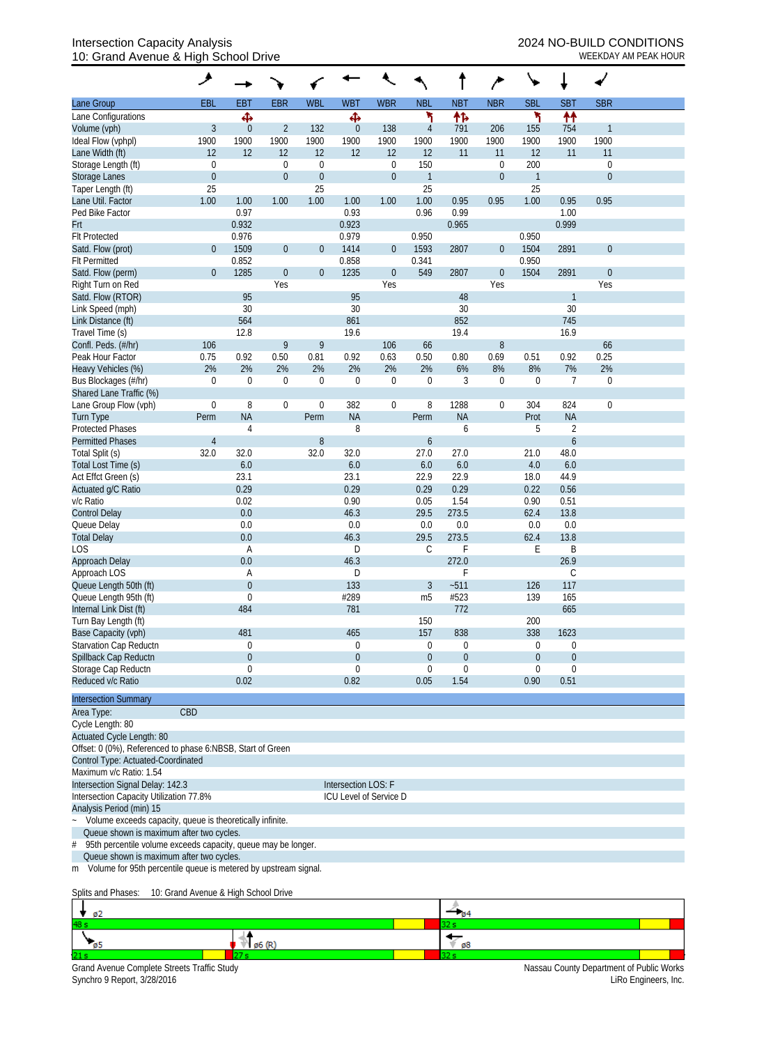Intersection Capacity Analysis
10: Grand Avenue & High School Drive

2024 NO-BUILD CONDITIONS
WEEKDAY AM PEAK HOUR

| Lane Group | EBL | EBT | EBR | WBL | WBT | WBR | NBL | NBT | NBR | SBL | SBT | SBR |
|---|---|---|---|---|---|---|---|---|---|---|---|---|
| Lane Configurations | | ✥ | | | ✥ | | ↰ | ↑↱ | | ↰ | ↑↑ | |
| Volume (vph) | 3 | 0 | 2 | 132 | 0 | 138 | 4 | 791 | 206 | 155 | 754 | 1 |
| Ideal Flow (vphpl) | 1900 | 1900 | 1900 | 1900 | 1900 | 1900 | 1900 | 1900 | 1900 | 1900 | 1900 | 1900 |
| Lane Width (ft) | 12 | 12 | 12 | 12 | 12 | 12 | 12 | 11 | 11 | 12 | 11 | 11 |
| Storage Length (ft) | 0 | | 0 | 0 | | 0 | 150 | | 0 | 200 | | 0 |
| Storage Lanes | 0 | | 0 | 0 | | 0 | 1 | | 0 | 1 | | 0 |
| Taper Length (ft) | 25 | | | 25 | | | 25 | | | 25 | | |
| Lane Util. Factor | 1.00 | 1.00 | 1.00 | 1.00 | 1.00 | 1.00 | 1.00 | 0.95 | 0.95 | 1.00 | 0.95 | 0.95 |
| Ped Bike Factor | | 0.97 | | | 0.93 | | 0.96 | 0.99 | | | 1.00 | |
| Frt | | 0.932 | | | 0.923 | | | 0.965 | | | 0.999 | |
| Flt Protected | | 0.976 | | | 0.979 | | 0.950 | | | 0.950 | | |
| Satd. Flow (prot) | 0 | 1509 | 0 | 0 | 1414 | 0 | 1593 | 2807 | 0 | 1504 | 2891 | 0 |
| Flt Permitted | | 0.852 | | | 0.858 | | 0.341 | | | 0.950 | | |
| Satd. Flow (perm) | 0 | 1285 | 0 | 0 | 1235 | 0 | 549 | 2807 | 0 | 1504 | 2891 | 0 |
| Right Turn on Red | | | Yes | | | Yes | | | Yes | | | Yes |
| Satd. Flow (RTOR) | | 95 | | | 95 | | | 48 | | | 1 | |
| Link Speed (mph) | | 30 | | | 30 | | | 30 | | | 30 | |
| Link Distance (ft) | | 564 | | | 861 | | | 852 | | | 745 | |
| Travel Time (s) | | 12.8 | | | 19.6 | | | 19.4 | | | 16.9 | |
| Confl. Peds. (#/hr) | 106 | | 9 | 9 | | 106 | 66 | | 8 | | | 66 |
| Peak Hour Factor | 0.75 | 0.92 | 0.50 | 0.81 | 0.92 | 0.63 | 0.50 | 0.80 | 0.69 | 0.51 | 0.92 | 0.25 |
| Heavy Vehicles (%) | 2% | 2% | 2% | 2% | 2% | 2% | 2% | 6% | 8% | 8% | 7% | 2% |
| Bus Blockages (#/hr) | 0 | 0 | 0 | 0 | 0 | 0 | 0 | 3 | 0 | 0 | 7 | 0 |
| Shared Lane Traffic (%) | | | | | | | | | | | | |
| Lane Group Flow (vph) | 0 | 8 | 0 | 0 | 382 | 0 | 8 | 1288 | 0 | 304 | 824 | 0 |
| Turn Type | Perm | NA | | Perm | NA | | Perm | NA | | Prot | NA | |
| Protected Phases | | 4 | | | 8 | | | 6 | | 5 | 2 | |
| Permitted Phases | 4 | | | 8 | | | 6 | | | | 6 | |
| Total Split (s) | 32.0 | 32.0 | | 32.0 | 32.0 | | 27.0 | 27.0 | | 21.0 | 48.0 | |
| Total Lost Time (s) | | 6.0 | | | 6.0 | | 6.0 | 6.0 | | 4.0 | 6.0 | |
| Act Effct Green (s) | | 23.1 | | | 23.1 | | 22.9 | 22.9 | | 18.0 | 44.9 | |
| Actuated g/C Ratio | | 0.29 | | | 0.29 | | 0.29 | 0.29 | | 0.22 | 0.56 | |
| v/c Ratio | | 0.02 | | | 0.90 | | 0.05 | 1.54 | | 0.90 | 0.51 | |
| Control Delay | | 0.0 | | | 46.3 | | 29.5 | 273.5 | | 62.4 | 13.8 | |
| Queue Delay | | 0.0 | | | 0.0 | | 0.0 | 0.0 | | 0.0 | 0.0 | |
| Total Delay | | 0.0 | | | 46.3 | | 29.5 | 273.5 | | 62.4 | 13.8 | |
| LOS | | A | | | D | | C | F | | E | B | |
| Approach Delay | | 0.0 | | | 46.3 | | | 272.0 | | | 26.9 | |
| Approach LOS | | A | | | D | | | F | | | C | |
| Queue Length 50th (ft) | | 0 | | | 133 | | 3 | ~511 | | 126 | 117 | |
| Queue Length 95th (ft) | | 0 | | | #289 | | m5 | #523 | | 139 | 165 | |
| Internal Link Dist (ft) | | 484 | | | 781 | | | 772 | | | 665 | |
| Turn Bay Length (ft) | | | | | | | 150 | | | 200 | | |
| Base Capacity (vph) | | 481 | | | 465 | | 157 | 838 | | 338 | 1623 | |
| Starvation Cap Reductn | | 0 | | | 0 | | 0 | 0 | | 0 | 0 | |
| Spillback Cap Reductn | | 0 | | | 0 | | 0 | 0 | | 0 | 0 | |
| Storage Cap Reductn | | 0 | | | 0 | | 0 | 0 | | 0 | 0 | |
| Reduced v/c Ratio | | 0.02 | | | 0.82 | | 0.05 | 1.54 | | 0.90 | 0.51 | |

**Intersection Summary**

Area Type: CBD
Cycle Length: 80
Actuated Cycle Length: 80
Offset: 0 (0%), Referenced to phase 6:NBSB, Start of Green
Control Type: Actuated-Coordinated
Maximum v/c Ratio: 1.54
Intersection Signal Delay: 142.3 — Intersection LOS: F
Intersection Capacity Utilization 77.8% — ICU Level of Service D
Analysis Period (min) 15

~ Volume exceeds capacity, queue is theoretically infinite.
Queue shown is maximum after two cycles.
\# 95th percentile volume exceeds capacity, queue may be longer.
Queue shown is maximum after two cycles.
m Volume for 95th percentile queue is metered by upstream signal.

Splits and Phases: 10: Grand Avenue & High School Drive

| ø2 48 s | ø4 32 s |
|---|---|
| ø5 21 s / ø6 (R) 27 s | ø8 32 s |

Grand Avenue Complete Streets Traffic Study
Synchro 9 Report, 3/28/2016

Nassau County Department of Public Works
LiRo Engineers, Inc.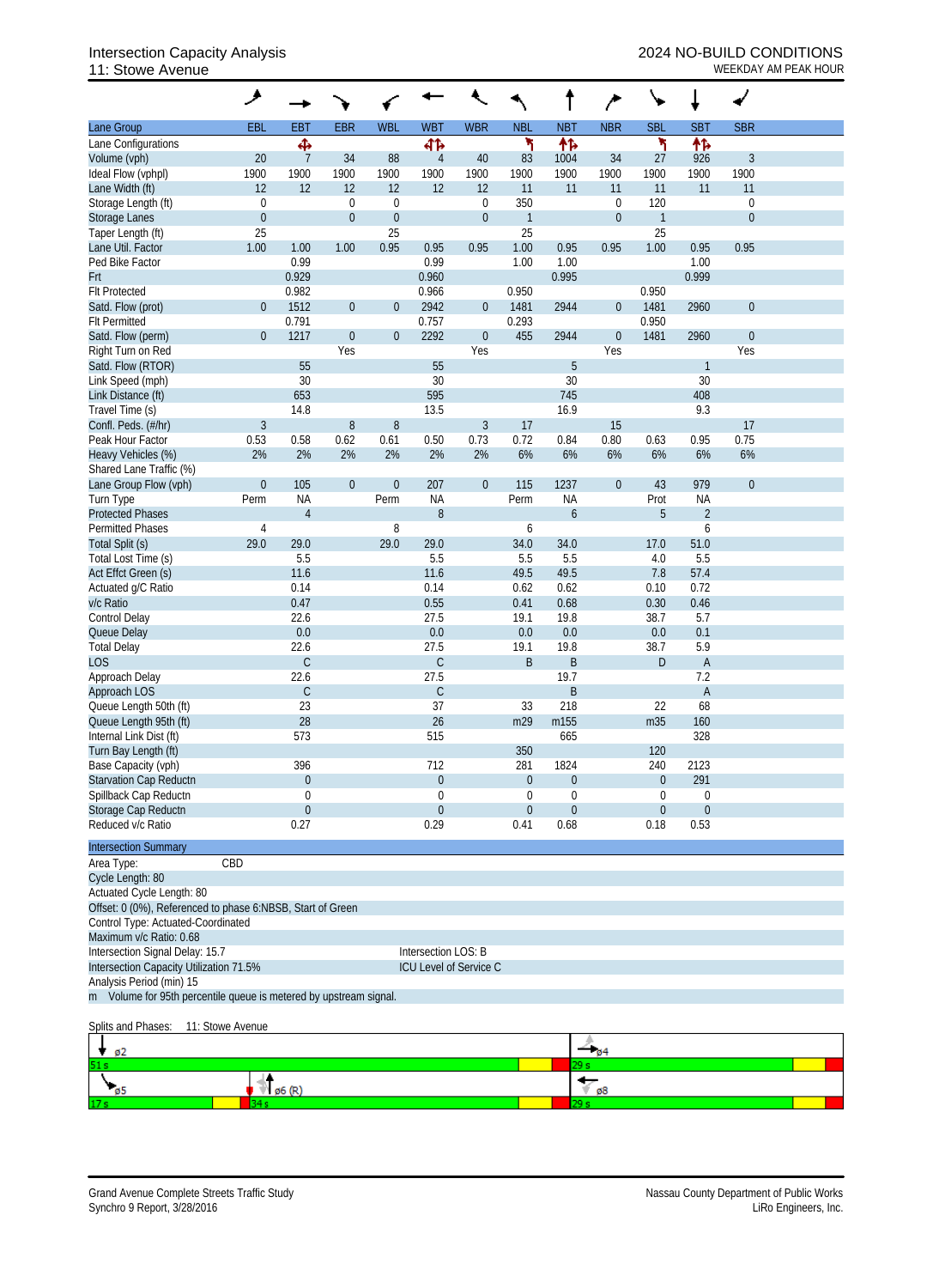# Intersection Capacity Analysis
## 11: Stowe Avenue

2024 NO-BUILD CONDITIONS
WEEKDAY AM PEAK HOUR

| Lane Group | EBL | EBT | EBR | WBL | WBT | WBR | NBL | NBT | NBR | SBL | SBT | SBR |
|---|---|---|---|---|---|---|---|---|---|---|---|---|
| Lane Configurations | | ✥ | | | ↰↑↱ | | ↰ | ↑↱ | | ↰ | ↑↱ | |
| Volume (vph) | 20 | 7 | 34 | 88 | 4 | 40 | 83 | 1004 | 34 | 27 | 926 | 3 |
| Ideal Flow (vphpl) | 1900 | 1900 | 1900 | 1900 | 1900 | 1900 | 1900 | 1900 | 1900 | 1900 | 1900 | 1900 |
| Lane Width (ft) | 12 | 12 | 12 | 12 | 12 | 12 | 11 | 11 | 11 | 11 | 11 | 11 |
| Storage Length (ft) | 0 | | 0 | 0 | | 0 | 350 | | 0 | 120 | | 0 |
| Storage Lanes | 0 | | 0 | 0 | | 0 | 1 | | 0 | 1 | | 0 |
| Taper Length (ft) | 25 | | | 25 | | | 25 | | | 25 | | |
| Lane Util. Factor | 1.00 | 1.00 | 1.00 | 0.95 | 0.95 | 0.95 | 1.00 | 0.95 | 0.95 | 1.00 | 0.95 | 0.95 |
| Ped Bike Factor | | 0.99 | | | 0.99 | | 1.00 | 1.00 | | | 1.00 | |
| Frt | | 0.929 | | | 0.960 | | | 0.995 | | | 0.999 | |
| Flt Protected | | 0.982 | | | 0.966 | | 0.950 | | | 0.950 | | |
| Satd. Flow (prot) | 0 | 1512 | 0 | 0 | 2942 | 0 | 1481 | 2944 | 0 | 1481 | 2960 | 0 |
| Flt Permitted | | 0.791 | | | 0.757 | | 0.293 | | | 0.950 | | |
| Satd. Flow (perm) | 0 | 1217 | 0 | 0 | 2292 | 0 | 455 | 2944 | 0 | 1481 | 2960 | 0 |
| Right Turn on Red | | | Yes | | | Yes | | | Yes | | | Yes |
| Satd. Flow (RTOR) | | 55 | | | 55 | | | 5 | | | 1 | |
| Link Speed (mph) | | 30 | | | 30 | | | 30 | | | 30 | |
| Link Distance (ft) | | 653 | | | 595 | | | 745 | | | 408 | |
| Travel Time (s) | | 14.8 | | | 13.5 | | | 16.9 | | | 9.3 | |
| Confl. Peds. (#/hr) | 3 | | 8 | 8 | | 3 | 17 | | 15 | | | 17 |
| Peak Hour Factor | 0.53 | 0.58 | 0.62 | 0.61 | 0.50 | 0.73 | 0.72 | 0.84 | 0.80 | 0.63 | 0.95 | 0.75 |
| Heavy Vehicles (%) | 2% | 2% | 2% | 2% | 2% | 2% | 6% | 6% | 6% | 6% | 6% | 6% |
| Shared Lane Traffic (%) | | | | | | | | | | | | |
| Lane Group Flow (vph) | 0 | 105 | 0 | 0 | 207 | 0 | 115 | 1237 | 0 | 43 | 979 | 0 |
| Turn Type | Perm | NA | | Perm | NA | | Perm | NA | | Prot | NA | |
| Protected Phases | | 4 | | | 8 | | | 6 | | 5 | 2 | |
| Permitted Phases | 4 | | | 8 | | | 6 | | | | 6 | |
| Total Split (s) | 29.0 | 29.0 | | 29.0 | 29.0 | | 34.0 | 34.0 | | 17.0 | 51.0 | |
| Total Lost Time (s) | | 5.5 | | | 5.5 | | 5.5 | 5.5 | | 4.0 | 5.5 | |
| Act Effct Green (s) | | 11.6 | | | 11.6 | | 49.5 | 49.5 | | 7.8 | 57.4 | |
| Actuated g/C Ratio | | 0.14 | | | 0.14 | | 0.62 | 0.62 | | 0.10 | 0.72 | |
| v/c Ratio | | 0.47 | | | 0.55 | | 0.41 | 0.68 | | 0.30 | 0.46 | |
| Control Delay | | 22.6 | | | 27.5 | | 19.1 | 19.8 | | 38.7 | 5.7 | |
| Queue Delay | | 0.0 | | | 0.0 | | 0.0 | 0.0 | | 0.0 | 0.1 | |
| Total Delay | | 22.6 | | | 27.5 | | 19.1 | 19.8 | | 38.7 | 5.9 | |
| LOS | | C | | | C | | B | B | | D | A | |
| Approach Delay | | 22.6 | | | 27.5 | | | 19.7 | | | 7.2 | |
| Approach LOS | | C | | | C | | | B | | | A | |
| Queue Length 50th (ft) | | 23 | | | 37 | | 33 | 218 | | 22 | 68 | |
| Queue Length 95th (ft) | | 28 | | | 26 | | m29 | m155 | | m35 | 160 | |
| Internal Link Dist (ft) | | 573 | | | 515 | | | 665 | | | 328 | |
| Turn Bay Length (ft) | | | | | | | 350 | | | 120 | | |
| Base Capacity (vph) | | 396 | | | 712 | | 281 | 1824 | | 240 | 2123 | |
| Starvation Cap Reductn | | 0 | | | 0 | | 0 | 0 | | 0 | 291 | |
| Spillback Cap Reductn | | 0 | | | 0 | | 0 | 0 | | 0 | 0 | |
| Storage Cap Reductn | | 0 | | | 0 | | 0 | 0 | | 0 | 0 | |
| Reduced v/c Ratio | | 0.27 | | | 0.29 | | 0.41 | 0.68 | | 0.18 | 0.53 | |

**Intersection Summary**

Area Type: CBD
Cycle Length: 80
Actuated Cycle Length: 80
Offset: 0 (0%), Referenced to phase 6:NBSB, Start of Green
Control Type: Actuated-Coordinated
Maximum v/c Ratio: 0.68
Intersection Signal Delay: 15.7 — Intersection LOS: B
Intersection Capacity Utilization 71.5% — ICU Level of Service C
Analysis Period (min) 15
m Volume for 95th percentile queue is metered by upstream signal.

Splits and Phases: 11: Stowe Avenue

| ø2: 51 s | ø4: 29 s |
|---|---|
| ø5: 17 s / ø6 (R): 34 s | ø8: 29 s |

Grand Avenue Complete Streets Traffic Study
Synchro 9 Report, 3/28/2016

Nassau County Department of Public Works
LiRo Engineers, Inc.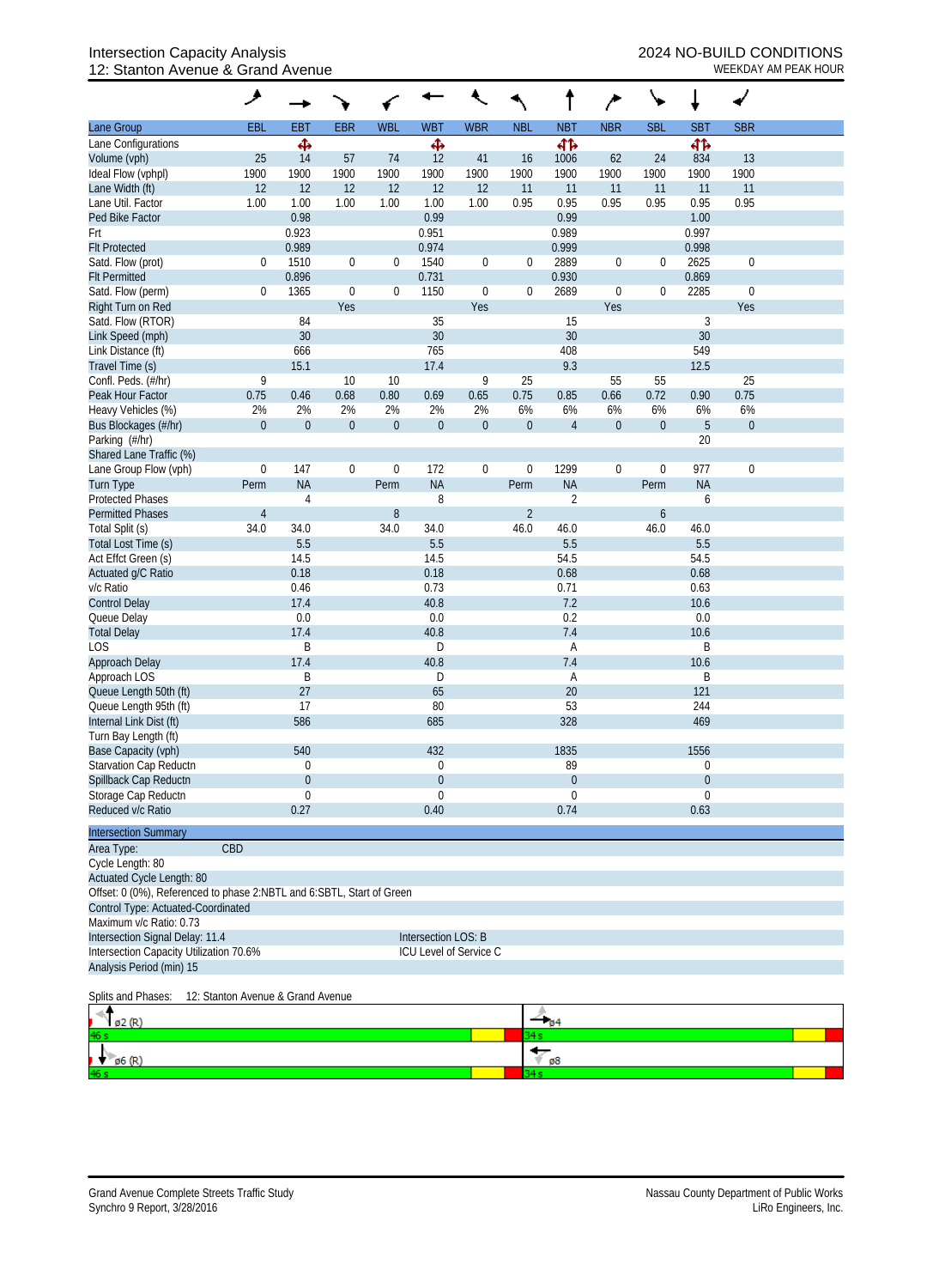# Intersection Capacity Analysis
## 12: Stanton Avenue & Grand Avenue

**2024 NO-BUILD CONDITIONS**
WEEKDAY AM PEAK HOUR

| Lane Group | EBL | EBT | EBR | WBL | WBT | WBR | NBL | NBT | NBR | SBL | SBT | SBR |
|---|---|---|---|---|---|---|---|---|---|---|---|---|
| Lane Configurations | | ✣ | | | ✣ | | | ⇷⇸ | | | ⇷⇸ | |
| Volume (vph) | 25 | 14 | 57 | 74 | 12 | 41 | 16 | 1006 | 62 | 24 | 834 | 13 |
| Ideal Flow (vphpl) | 1900 | 1900 | 1900 | 1900 | 1900 | 1900 | 1900 | 1900 | 1900 | 1900 | 1900 | 1900 |
| Lane Width (ft) | 12 | 12 | 12 | 12 | 12 | 12 | 11 | 11 | 11 | 11 | 11 | 11 |
| Lane Util. Factor | 1.00 | 1.00 | 1.00 | 1.00 | 1.00 | 1.00 | 0.95 | 0.95 | 0.95 | 0.95 | 0.95 | 0.95 |
| Ped Bike Factor | | 0.98 | | | 0.99 | | | 0.99 | | | 1.00 | |
| Frt | | 0.923 | | | 0.951 | | | 0.989 | | | 0.997 | |
| Flt Protected | | 0.989 | | | 0.974 | | | 0.999 | | | 0.998 | |
| Satd. Flow (prot) | 0 | 1510 | 0 | 0 | 1540 | 0 | 0 | 2889 | 0 | 0 | 2625 | 0 |
| Flt Permitted | | 0.896 | | | 0.731 | | | 0.930 | | | 0.869 | |
| Satd. Flow (perm) | 0 | 1365 | 0 | 0 | 1150 | 0 | 0 | 2689 | 0 | 0 | 2285 | 0 |
| Right Turn on Red | | | Yes | | | Yes | | | Yes | | | Yes |
| Satd. Flow (RTOR) | | 84 | | | 35 | | | 15 | | | 3 | |
| Link Speed (mph) | | 30 | | | 30 | | | 30 | | | 30 | |
| Link Distance (ft) | | 666 | | | 765 | | | 408 | | | 549 | |
| Travel Time (s) | | 15.1 | | | 17.4 | | | 9.3 | | | 12.5 | |
| Confl. Peds. (#/hr) | 9 | | 10 | 10 | | 9 | 25 | | 55 | 55 | | 25 |
| Peak Hour Factor | 0.75 | 0.46 | 0.68 | 0.80 | 0.69 | 0.65 | 0.75 | 0.85 | 0.66 | 0.72 | 0.90 | 0.75 |
| Heavy Vehicles (%) | 2% | 2% | 2% | 2% | 2% | 2% | 6% | 6% | 6% | 6% | 6% | 6% |
| Bus Blockages (#/hr) | 0 | 0 | 0 | 0 | 0 | 0 | 0 | 4 | 0 | 0 | 5 | 0 |
| Parking (#/hr) | | | | | | | | | | | 20 | |
| Shared Lane Traffic (%) | | | | | | | | | | | | |
| Lane Group Flow (vph) | 0 | 147 | 0 | 0 | 172 | 0 | 0 | 1299 | 0 | 0 | 977 | 0 |
| Turn Type | Perm | NA | | Perm | NA | | Perm | NA | | Perm | NA | |
| Protected Phases | | 4 | | | 8 | | | 2 | | | 6 | |
| Permitted Phases | 4 | | | 8 | | | 2 | | | 6 | | |
| Total Split (s) | 34.0 | 34.0 | | 34.0 | 34.0 | | 46.0 | 46.0 | | 46.0 | 46.0 | |
| Total Lost Time (s) | | 5.5 | | | 5.5 | | | 5.5 | | | 5.5 | |
| Act Effct Green (s) | | 14.5 | | | 14.5 | | | 54.5 | | | 54.5 | |
| Actuated g/C Ratio | | 0.18 | | | 0.18 | | | 0.68 | | | 0.68 | |
| v/c Ratio | | 0.46 | | | 0.73 | | | 0.71 | | | 0.63 | |
| Control Delay | | 17.4 | | | 40.8 | | | 7.2 | | | 10.6 | |
| Queue Delay | | 0.0 | | | 0.0 | | | 0.2 | | | 0.0 | |
| Total Delay | | 17.4 | | | 40.8 | | | 7.4 | | | 10.6 | |
| LOS | | B | | | D | | | A | | | B | |
| Approach Delay | | 17.4 | | | 40.8 | | | 7.4 | | | 10.6 | |
| Approach LOS | | B | | | D | | | A | | | B | |
| Queue Length 50th (ft) | | 27 | | | 65 | | | 20 | | | 121 | |
| Queue Length 95th (ft) | | 17 | | | 80 | | | 53 | | | 244 | |
| Internal Link Dist (ft) | | 586 | | | 685 | | | 328 | | | 469 | |
| Turn Bay Length (ft) | | | | | | | | | | | | |
| Base Capacity (vph) | | 540 | | | 432 | | | 1835 | | | 1556 | |
| Starvation Cap Reductn | | 0 | | | 0 | | | 89 | | | 0 | |
| Spillback Cap Reductn | | 0 | | | 0 | | | 0 | | | 0 | |
| Storage Cap Reductn | | 0 | | | 0 | | | 0 | | | 0 | |
| Reduced v/c Ratio | | 0.27 | | | 0.40 | | | 0.74 | | | 0.63 | |

**Intersection Summary**

Area Type: CBD
Cycle Length: 80
Actuated Cycle Length: 80
Offset: 0 (0%), Referenced to phase 2:NBTL and 6:SBTL, Start of Green
Control Type: Actuated-Coordinated
Maximum v/c Ratio: 0.73
Intersection Signal Delay: 11.4 — Intersection LOS: B
Intersection Capacity Utilization 70.6% — ICU Level of Service C
Analysis Period (min) 15

Splits and Phases: 12: Stanton Avenue & Grand Avenue

| | |
|---|---|
| ø2 (R) 46 s | ø4 34 s |
| ø6 (R) 46 s | ø8 34 s |

Grand Avenue Complete Streets Traffic Study
Synchro 9 Report, 3/28/2016

Nassau County Department of Public Works
LiRo Engineers, Inc.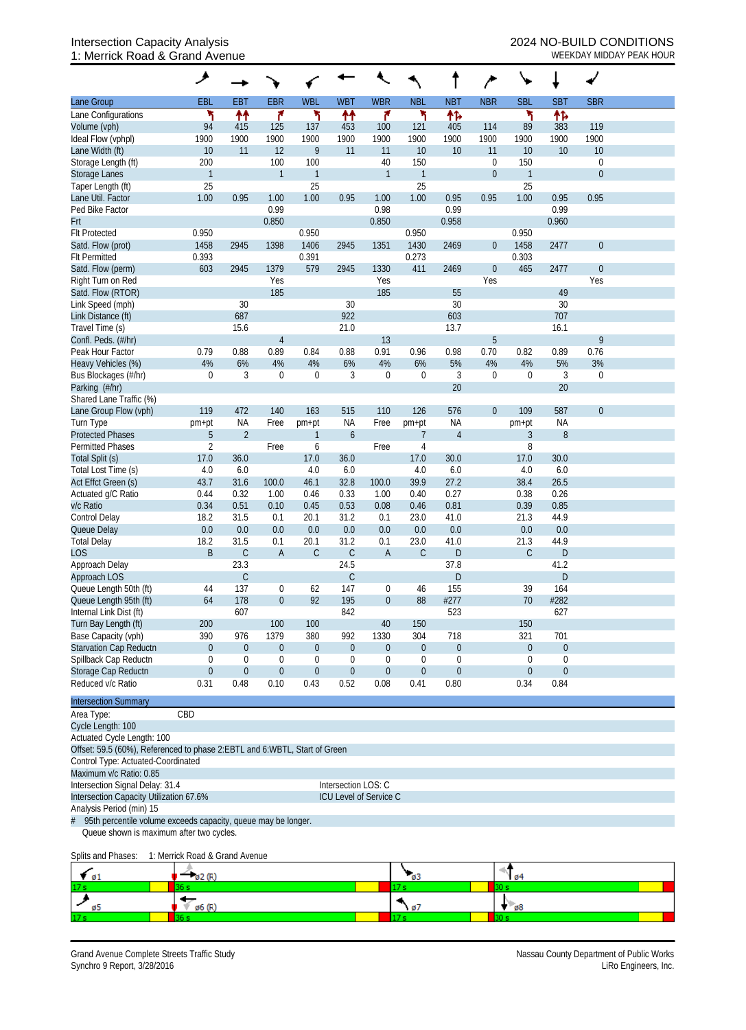# Intersection Capacity Analysis
## 1: Merrick Road & Grand Avenue

**2024 NO-BUILD CONDITIONS**
WEEKDAY MIDDAY PEAK HOUR

| Lane Group | EBL | EBT | EBR | WBL | WBT | WBR | NBL | NBT | NBR | SBL | SBT | SBR |
|---|---|---|---|---|---|---|---|---|---|---|---|---|
| Lane Configurations | ↰ | ↑↑ | ↱ | ↰ | ↑↑ | ↱ | ↰ | ↑↱ | | ↰ | ↑↱ | |
| Volume (vph) | 94 | 415 | 125 | 137 | 453 | 100 | 121 | 405 | 114 | 89 | 383 | 119 |
| Ideal Flow (vphpl) | 1900 | 1900 | 1900 | 1900 | 1900 | 1900 | 1900 | 1900 | 1900 | 1900 | 1900 | 1900 |
| Lane Width (ft) | 10 | 11 | 12 | 9 | 11 | 11 | 10 | 10 | 11 | 10 | 10 | 10 |
| Storage Length (ft) | 200 | | 100 | 100 | | 40 | 150 | | 0 | 150 | | 0 |
| Storage Lanes | 1 | | 1 | 1 | | 1 | 1 | | 0 | 1 | | 0 |
| Taper Length (ft) | 25 | | | 25 | | | 25 | | | 25 | | |
| Lane Util. Factor | 1.00 | 0.95 | 1.00 | 1.00 | 0.95 | 1.00 | 1.00 | 0.95 | 0.95 | 1.00 | 0.95 | 0.95 |
| Ped Bike Factor | | | 0.99 | | | 0.98 | | 0.99 | | | 0.99 | |
| Frt | | | 0.850 | | | 0.850 | | 0.958 | | | 0.960 | |
| Flt Protected | 0.950 | | | 0.950 | | | 0.950 | | | 0.950 | | |
| Satd. Flow (prot) | 1458 | 2945 | 1398 | 1406 | 2945 | 1351 | 1430 | 2469 | 0 | 1458 | 2477 | 0 |
| Flt Permitted | 0.393 | | | 0.391 | | | 0.273 | | | 0.303 | | |
| Satd. Flow (perm) | 603 | 2945 | 1379 | 579 | 2945 | 1330 | 411 | 2469 | 0 | 465 | 2477 | 0 |
| Right Turn on Red | | | Yes | | | Yes | | | Yes | | | Yes |
| Satd. Flow (RTOR) | | | 185 | | | 185 | | 55 | | | 49 | |
| Link Speed (mph) | | 30 | | | 30 | | | 30 | | | 30 | |
| Link Distance (ft) | | 687 | | | 922 | | | 603 | | | 707 | |
| Travel Time (s) | | 15.6 | | | 21.0 | | | 13.7 | | | 16.1 | |
| Confl. Peds. (#/hr) | | | 4 | | | 13 | | | 5 | | | 9 |
| Peak Hour Factor | 0.79 | 0.88 | 0.89 | 0.84 | 0.88 | 0.91 | 0.96 | 0.98 | 0.70 | 0.82 | 0.89 | 0.76 |
| Heavy Vehicles (%) | 4% | 6% | 4% | 4% | 6% | 4% | 6% | 5% | 4% | 4% | 5% | 3% |
| Bus Blockages (#/hr) | 0 | 3 | 0 | 0 | 3 | 0 | 0 | 3 | 0 | 0 | 3 | 0 |
| Parking (#/hr) | | | | | | | | 20 | | | 20 | |
| Shared Lane Traffic (%) | | | | | | | | | | | | |
| Lane Group Flow (vph) | 119 | 472 | 140 | 163 | 515 | 110 | 126 | 576 | 0 | 109 | 587 | 0 |
| Turn Type | pm+pt | NA | Free | pm+pt | NA | Free | pm+pt | NA | | pm+pt | NA | |
| Protected Phases | 5 | 2 | | 1 | 6 | | 7 | 4 | | 3 | 8 | |
| Permitted Phases | 2 | | Free | 6 | | Free | 4 | | | 8 | | |
| Total Split (s) | 17.0 | 36.0 | | 17.0 | 36.0 | | 17.0 | 30.0 | | 17.0 | 30.0 | |
| Total Lost Time (s) | 4.0 | 6.0 | | 4.0 | 6.0 | | 4.0 | 6.0 | | 4.0 | 6.0 | |
| Act Effct Green (s) | 43.7 | 31.6 | 100.0 | 46.1 | 32.8 | 100.0 | 39.9 | 27.2 | | 38.4 | 26.5 | |
| Actuated g/C Ratio | 0.44 | 0.32 | 1.00 | 0.46 | 0.33 | 1.00 | 0.40 | 0.27 | | 0.38 | 0.26 | |
| v/c Ratio | 0.34 | 0.51 | 0.10 | 0.45 | 0.53 | 0.08 | 0.46 | 0.81 | | 0.39 | 0.85 | |
| Control Delay | 18.2 | 31.5 | 0.1 | 20.1 | 31.2 | 0.1 | 23.0 | 41.0 | | 21.3 | 44.9 | |
| Queue Delay | 0.0 | 0.0 | 0.0 | 0.0 | 0.0 | 0.0 | 0.0 | 0.0 | | 0.0 | 0.0 | |
| Total Delay | 18.2 | 31.5 | 0.1 | 20.1 | 31.2 | 0.1 | 23.0 | 41.0 | | 21.3 | 44.9 | |
| LOS | B | C | A | C | C | A | C | D | | C | D | |
| Approach Delay | | 23.3 | | | 24.5 | | | 37.8 | | | 41.2 | |
| Approach LOS | | C | | | C | | | D | | | D | |
| Queue Length 50th (ft) | 44 | 137 | 0 | 62 | 147 | 0 | 46 | 155 | | 39 | 164 | |
| Queue Length 95th (ft) | 64 | 178 | 0 | 92 | 195 | 0 | 88 | #277 | | 70 | #282 | |
| Internal Link Dist (ft) | | 607 | | | 842 | | | 523 | | | 627 | |
| Turn Bay Length (ft) | 200 | | 100 | 100 | | 40 | 150 | | | 150 | | |
| Base Capacity (vph) | 390 | 976 | 1379 | 380 | 992 | 1330 | 304 | 718 | | 321 | 701 | |
| Starvation Cap Reductn | 0 | 0 | 0 | 0 | 0 | 0 | 0 | 0 | | 0 | 0 | |
| Spillback Cap Reductn | 0 | 0 | 0 | 0 | 0 | 0 | 0 | 0 | | 0 | 0 | |
| Storage Cap Reductn | 0 | 0 | 0 | 0 | 0 | 0 | 0 | 0 | | 0 | 0 | |
| Reduced v/c Ratio | 0.31 | 0.48 | 0.10 | 0.43 | 0.52 | 0.08 | 0.41 | 0.80 | | 0.34 | 0.84 | |

**Intersection Summary**

Area Type: CBD
Cycle Length: 100
Actuated Cycle Length: 100
Offset: 59.5 (60%), Referenced to phase 2:EBTL and 6:WBTL, Start of Green
Control Type: Actuated-Coordinated
Maximum v/c Ratio: 0.85
Intersection Signal Delay: 31.4 — Intersection LOS: C
Intersection Capacity Utilization 67.6% — ICU Level of Service C
Analysis Period (min) 15
\# 95th percentile volume exceeds capacity, queue may be longer.
Queue shown is maximum after two cycles.

Splits and Phases: 1: Merrick Road & Grand Avenue

| ø1 | ø2 (R) | ø3 | ø4 |
|---|---|---|---|
| 17 s | 36 s | 17 s | 30 s |
| ø5 | ø6 (R) | ø7 | ø8 |
| 17 s | 36 s | 17 s | 30 s |

Grand Avenue Complete Streets Traffic Study
Synchro 9 Report, 3/28/2016
Nassau County Department of Public Works
LiRo Engineers, Inc.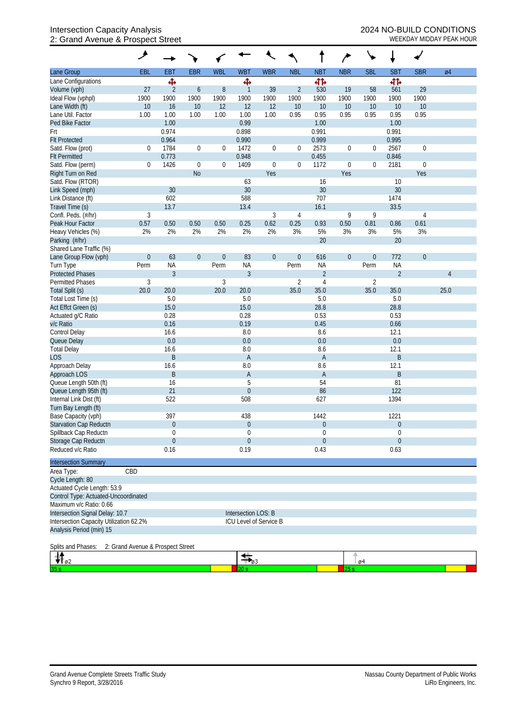Intersection Capacity Analysis
2: Grand Avenue & Prospect Street

2024 NO-BUILD CONDITIONS
WEEKDAY MIDDAY PEAK HOUR

| Lane Group | EBL | EBT | EBR | WBL | WBT | WBR | NBL | NBT | NBR | SBL | SBT | SBR | ø4 |
|---|---|---|---|---|---|---|---|---|---|---|---|---|---|
| Lane Configurations | | ✥ | | | ✥ | | | ✥✥ | | | ✥✥ | | |
| Volume (vph) | 27 | 2 | 6 | 8 | 1 | 39 | 2 | 530 | 19 | 58 | 561 | 29 | |
| Ideal Flow (vphpl) | 1900 | 1900 | 1900 | 1900 | 1900 | 1900 | 1900 | 1900 | 1900 | 1900 | 1900 | 1900 | |
| Lane Width (ft) | 10 | 16 | 10 | 12 | 12 | 12 | 10 | 10 | 10 | 10 | 10 | 10 | |
| Lane Util. Factor | 1.00 | 1.00 | 1.00 | 1.00 | 1.00 | 1.00 | 0.95 | 0.95 | 0.95 | 0.95 | 0.95 | 0.95 | |
| Ped Bike Factor | | 1.00 | | | 0.99 | | | 1.00 | | | 1.00 | | |
| Frt | | 0.974 | | | 0.898 | | | 0.991 | | | 0.991 | | |
| Flt Protected | | 0.964 | | | 0.990 | | | 0.999 | | | 0.995 | | |
| Satd. Flow (prot) | 0 | 1784 | 0 | 0 | 1472 | 0 | 0 | 2573 | 0 | 0 | 2567 | 0 | |
| Flt Permitted | | 0.773 | | | 0.948 | | | 0.455 | | | 0.846 | | |
| Satd. Flow (perm) | 0 | 1426 | 0 | 0 | 1409 | 0 | 0 | 1172 | 0 | 0 | 2181 | 0 | |
| Right Turn on Red | | | No | | | Yes | | | Yes | | | Yes | |
| Satd. Flow (RTOR) | | | | | 63 | | | 16 | | | 10 | | |
| Link Speed (mph) | | 30 | | | 30 | | | 30 | | | 30 | | |
| Link Distance (ft) | | 602 | | | 588 | | | 707 | | | 1474 | | |
| Travel Time (s) | | 13.7 | | | 13.4 | | | 16.1 | | | 33.5 | | |
| Confl. Peds. (#/hr) | 3 | | | | | 3 | 4 | | 9 | 9 | | 4 | |
| Peak Hour Factor | 0.57 | 0.50 | 0.50 | 0.50 | 0.25 | 0.62 | 0.25 | 0.93 | 0.50 | 0.81 | 0.86 | 0.61 | |
| Heavy Vehicles (%) | 2% | 2% | 2% | 2% | 2% | 2% | 3% | 5% | 3% | 3% | 5% | 3% | |
| Parking (#/hr) | | | | | | | | 20 | | | 20 | | |
| Shared Lane Traffic (%) | | | | | | | | | | | | | |
| Lane Group Flow (vph) | 0 | 63 | 0 | 0 | 83 | 0 | 0 | 616 | 0 | 0 | 772 | 0 | |
| Turn Type | Perm | NA | | Perm | NA | | Perm | NA | | Perm | NA | | |
| Protected Phases | | 3 | | | 3 | | | 2 | | | 2 | | 4 |
| Permitted Phases | 3 | | | 3 | | | 2 | 4 | | 2 | | | |
| Total Split (s) | 20.0 | 20.0 | | 20.0 | 20.0 | | 35.0 | 35.0 | | 35.0 | 35.0 | | 25.0 |
| Total Lost Time (s) | | 5.0 | | | 5.0 | | | 5.0 | | | 5.0 | | |
| Act Effct Green (s) | | 15.0 | | | 15.0 | | | 28.8 | | | 28.8 | | |
| Actuated g/C Ratio | | 0.28 | | | 0.28 | | | 0.53 | | | 0.53 | | |
| v/c Ratio | | 0.16 | | | 0.19 | | | 0.45 | | | 0.66 | | |
| Control Delay | | 16.6 | | | 8.0 | | | 8.6 | | | 12.1 | | |
| Queue Delay | | 0.0 | | | 0.0 | | | 0.0 | | | 0.0 | | |
| Total Delay | | 16.6 | | | 8.0 | | | 8.6 | | | 12.1 | | |
| LOS | | B | | | A | | | A | | | B | | |
| Approach Delay | | 16.6 | | | 8.0 | | | 8.6 | | | 12.1 | | |
| Approach LOS | | B | | | A | | | A | | | B | | |
| Queue Length 50th (ft) | | 16 | | | 5 | | | 54 | | | 81 | | |
| Queue Length 95th (ft) | | 21 | | | 0 | | | 86 | | | 122 | | |
| Internal Link Dist (ft) | | 522 | | | 508 | | | 627 | | | 1394 | | |
| Turn Bay Length (ft) | | | | | | | | | | | | | |
| Base Capacity (vph) | | 397 | | | 438 | | | 1442 | | | 1221 | | |
| Starvation Cap Reductn | | 0 | | | 0 | | | 0 | | | 0 | | |
| Spillback Cap Reductn | | 0 | | | 0 | | | 0 | | | 0 | | |
| Storage Cap Reductn | | 0 | | | 0 | | | 0 | | | 0 | | |
| Reduced v/c Ratio | | 0.16 | | | 0.19 | | | 0.43 | | | 0.63 | | |

**Intersection Summary**

Area Type: CBD
Cycle Length: 80
Actuated Cycle Length: 53.9
Control Type: Actuated-Uncoordinated
Maximum v/c Ratio: 0.66
Intersection Signal Delay: 10.7 — Intersection LOS: B
Intersection Capacity Utilization 62.2% — ICU Level of Service B
Analysis Period (min) 15

Splits and Phases: 2: Grand Avenue & Prospect Street

| ø2 | ø3 | ø4 |
|---|---|---|
| 35 s | 20 s | 25 s |

Grand Avenue Complete Streets Traffic Study
Synchro 9 Report, 3/28/2016

Nassau County Department of Public Works
LiRo Engineers, Inc.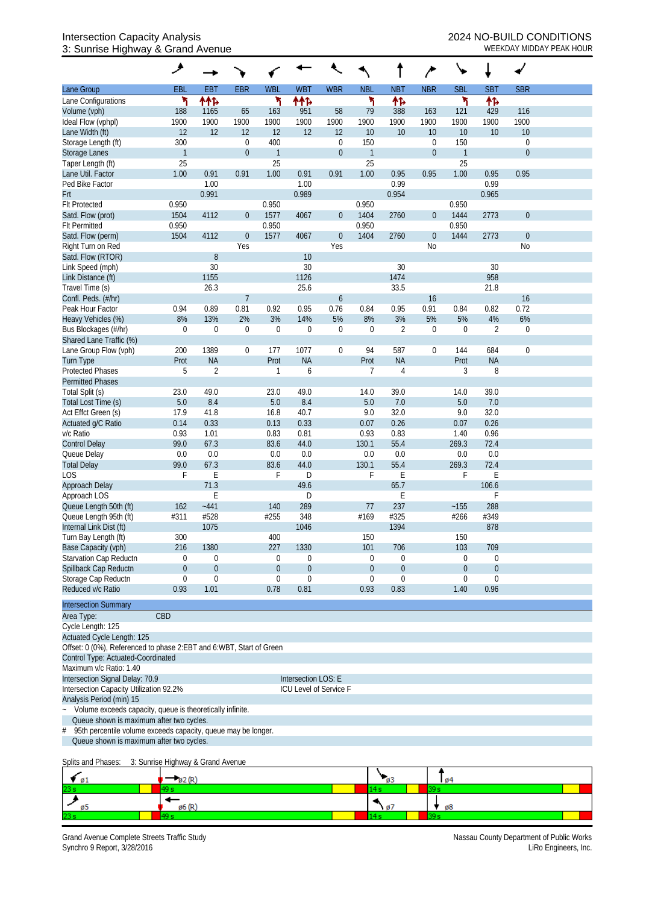# Intersection Capacity Analysis
## 3: Sunrise Highway & Grand Avenue

**2024 NO-BUILD CONDITIONS**
WEEKDAY MIDDAY PEAK HOUR

| Lane Group | EBL | EBT | EBR | WBL | WBT | WBR | NBL | NBT | NBR | SBL | SBT | SBR |
|---|---|---|---|---|---|---|---|---|---|---|---|---|
| Lane Configurations | | | | | | | | | | | | |
| Volume (vph) | 188 | 1165 | 65 | 163 | 951 | 58 | 79 | 388 | 163 | 121 | 429 | 116 |
| Ideal Flow (vphpl) | 1900 | 1900 | 1900 | 1900 | 1900 | 1900 | 1900 | 1900 | 1900 | 1900 | 1900 | 1900 |
| Lane Width (ft) | 12 | 12 | 12 | 12 | 12 | 12 | 10 | 10 | 10 | 10 | 10 | 10 |
| Storage Length (ft) | 300 | | 0 | 400 | | 0 | 150 | | 0 | 150 | | 0 |
| Storage Lanes | 1 | | 0 | 1 | | 0 | 1 | | 0 | 1 | | 0 |
| Taper Length (ft) | 25 | | | 25 | | | 25 | | | 25 | | |
| Lane Util. Factor | 1.00 | 0.91 | 0.91 | 1.00 | 0.91 | 0.91 | 1.00 | 0.95 | 0.95 | 1.00 | 0.95 | 0.95 |
| Ped Bike Factor | | 1.00 | | | 1.00 | | | 0.99 | | | 0.99 | |
| Frt | | 0.991 | | | 0.989 | | | 0.954 | | | 0.965 | |
| Flt Protected | 0.950 | | | 0.950 | | | 0.950 | | | 0.950 | | |
| Satd. Flow (prot) | 1504 | 4112 | 0 | 1577 | 4067 | 0 | 1404 | 2760 | 0 | 1444 | 2773 | 0 |
| Flt Permitted | 0.950 | | | 0.950 | | | 0.950 | | | 0.950 | | |
| Satd. Flow (perm) | 1504 | 4112 | 0 | 1577 | 4067 | 0 | 1404 | 2760 | 0 | 1444 | 2773 | 0 |
| Right Turn on Red | | | Yes | | | Yes | | | No | | | No |
| Satd. Flow (RTOR) | | 8 | | | 10 | | | | | | | |
| Link Speed (mph) | | 30 | | | 30 | | | 30 | | | 30 | |
| Link Distance (ft) | | 1155 | | | 1126 | | | 1474 | | | 958 | |
| Travel Time (s) | | 26.3 | | | 25.6 | | | 33.5 | | | 21.8 | |
| Confl. Peds. (#/hr) | | | 7 | | | 6 | | | 16 | | | 16 |
| Peak Hour Factor | 0.94 | 0.89 | 0.81 | 0.92 | 0.95 | 0.76 | 0.84 | 0.95 | 0.91 | 0.84 | 0.82 | 0.72 |
| Heavy Vehicles (%) | 8% | 13% | 2% | 3% | 14% | 5% | 8% | 3% | 5% | 5% | 4% | 6% |
| Bus Blockages (#/hr) | 0 | 0 | 0 | 0 | 0 | 0 | 0 | 2 | 0 | 0 | 2 | 0 |
| Shared Lane Traffic (%) | | | | | | | | | | | | |
| Lane Group Flow (vph) | 200 | 1389 | 0 | 177 | 1077 | 0 | 94 | 587 | 0 | 144 | 684 | 0 |
| Turn Type | Prot | NA | | Prot | NA | | Prot | NA | | Prot | NA | |
| Protected Phases | 5 | 2 | | 1 | 6 | | 7 | 4 | | 3 | 8 | |
| Permitted Phases | | | | | | | | | | | | |
| Total Split (s) | 23.0 | 49.0 | | 23.0 | 49.0 | | 14.0 | 39.0 | | 14.0 | 39.0 | |
| Total Lost Time (s) | 5.0 | 8.4 | | 5.0 | 8.4 | | 5.0 | 7.0 | | 5.0 | 7.0 | |
| Act Effct Green (s) | 17.9 | 41.8 | | 16.8 | 40.7 | | 9.0 | 32.0 | | 9.0 | 32.0 | |
| Actuated g/C Ratio | 0.14 | 0.33 | | 0.13 | 0.33 | | 0.07 | 0.26 | | 0.07 | 0.26 | |
| v/c Ratio | 0.93 | 1.01 | | 0.83 | 0.81 | | 0.93 | 0.83 | | 1.40 | 0.96 | |
| Control Delay | 99.0 | 67.3 | | 83.6 | 44.0 | | 130.1 | 55.4 | | 269.3 | 72.4 | |
| Queue Delay | 0.0 | 0.0 | | 0.0 | 0.0 | | 0.0 | 0.0 | | 0.0 | 0.0 | |
| Total Delay | 99.0 | 67.3 | | 83.6 | 44.0 | | 130.1 | 55.4 | | 269.3 | 72.4 | |
| LOS | F | E | | F | D | | F | E | | F | E | |
| Approach Delay | | 71.3 | | | 49.6 | | | 65.7 | | | 106.6 | |
| Approach LOS | | E | | | D | | | E | | | F | |
| Queue Length 50th (ft) | 162 | ~441 | | 140 | 289 | | 77 | 237 | | ~155 | 288 | |
| Queue Length 95th (ft) | #311 | #528 | | #255 | 348 | | #169 | #325 | | #266 | #349 | |
| Internal Link Dist (ft) | | 1075 | | | 1046 | | | 1394 | | | 878 | |
| Turn Bay Length (ft) | 300 | | | 400 | | | 150 | | | 150 | | |
| Base Capacity (vph) | 216 | 1380 | | 227 | 1330 | | 101 | 706 | | 103 | 709 | |
| Starvation Cap Reductn | 0 | 0 | | 0 | 0 | | 0 | 0 | | 0 | 0 | |
| Spillback Cap Reductn | 0 | 0 | | 0 | 0 | | 0 | 0 | | 0 | 0 | |
| Storage Cap Reductn | 0 | 0 | | 0 | 0 | | 0 | 0 | | 0 | 0 | |
| Reduced v/c Ratio | 0.93 | 1.01 | | 0.78 | 0.81 | | 0.93 | 0.83 | | 1.40 | 0.96 | |

**Intersection Summary**

Area Type: CBD
Cycle Length: 125
Actuated Cycle Length: 125
Offset: 0 (0%), Referenced to phase 2:EBT and 6:WBT, Start of Green
Control Type: Actuated-Coordinated
Maximum v/c Ratio: 1.40
Intersection Signal Delay: 70.9 — Intersection LOS: E
Intersection Capacity Utilization 92.2% — ICU Level of Service F
Analysis Period (min) 15
~ Volume exceeds capacity, queue is theoretically infinite.
Queue shown is maximum after two cycles.
# 95th percentile volume exceeds capacity, queue may be longer.
Queue shown is maximum after two cycles.

Splits and Phases: 3: Sunrise Highway & Grand Avenue

| ø1 | ø2 (R) | ø3 | ø4 |
|---|---|---|---|
| 23 s | 49 s | 14 s | 39 s |
| **ø5** | **ø6 (R)** | **ø7** | **ø8** |
| 23 s | 49 s | 14 s | 39 s |

Grand Avenue Complete Streets Traffic Study
Synchro 9 Report, 3/28/2016

Nassau County Department of Public Works
LiRo Engineers, Inc.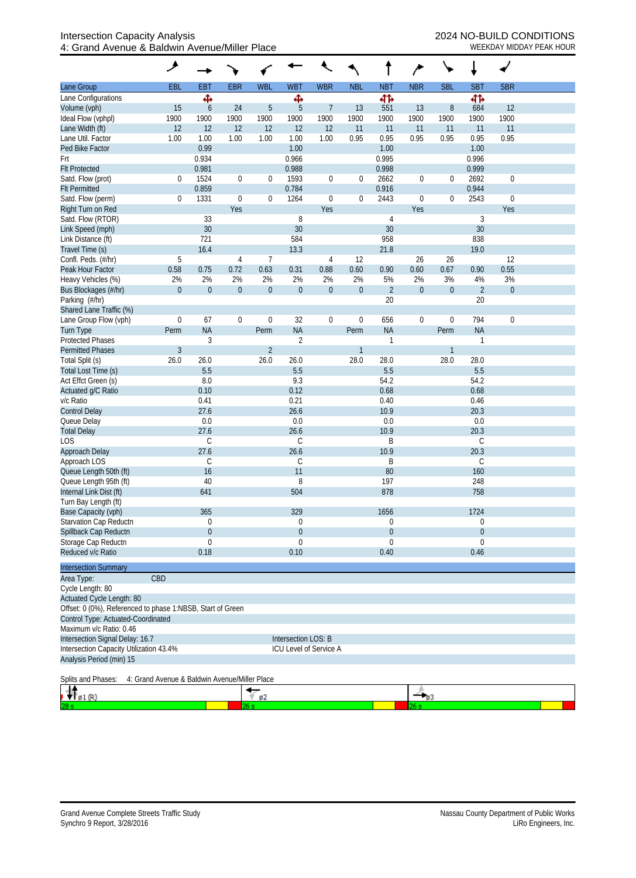# Intersection Capacity Analysis
## 4: Grand Avenue & Baldwin Avenue/Miller Place

**2024 NO-BUILD CONDITIONS**
WEEKDAY MIDDAY PEAK HOUR

| Lane Group | EBL | EBT | EBR | WBL | WBT | WBR | NBL | NBT | NBR | SBL | SBT | SBR |
|---|---|---|---|---|---|---|---|---|---|---|---|---|
| Lane Configurations | | ✥ | | | ✥ | | | ✥✥ | | | ✥✥ | |
| Volume (vph) | 15 | 6 | 24 | 5 | 5 | 7 | 13 | 551 | 13 | 8 | 684 | 12 |
| Ideal Flow (vphpl) | 1900 | 1900 | 1900 | 1900 | 1900 | 1900 | 1900 | 1900 | 1900 | 1900 | 1900 | 1900 |
| Lane Width (ft) | 12 | 12 | 12 | 12 | 12 | 12 | 11 | 11 | 11 | 11 | 11 | 11 |
| Lane Util. Factor | 1.00 | 1.00 | 1.00 | 1.00 | 1.00 | 1.00 | 0.95 | 0.95 | 0.95 | 0.95 | 0.95 | 0.95 |
| Ped Bike Factor | | 0.99 | | | 1.00 | | | 1.00 | | | 1.00 | |
| Frt | | 0.934 | | | 0.966 | | | 0.995 | | | 0.996 | |
| Flt Protected | | 0.981 | | | 0.988 | | | 0.998 | | | 0.999 | |
| Satd. Flow (prot) | 0 | 1524 | 0 | 0 | 1593 | 0 | 0 | 2662 | 0 | 0 | 2692 | 0 |
| Flt Permitted | | 0.859 | | | 0.784 | | | 0.916 | | | 0.944 | |
| Satd. Flow (perm) | 0 | 1331 | 0 | 0 | 1264 | 0 | 0 | 2443 | 0 | 0 | 2543 | 0 |
| Right Turn on Red | | | Yes | | | Yes | | | Yes | | | Yes |
| Satd. Flow (RTOR) | | 33 | | | 8 | | | 4 | | | 3 | |
| Link Speed (mph) | | 30 | | | 30 | | | 30 | | | 30 | |
| Link Distance (ft) | | 721 | | | 584 | | | 958 | | | 838 | |
| Travel Time (s) | | 16.4 | | | 13.3 | | | 21.8 | | | 19.0 | |
| Confl. Peds. (#/hr) | 5 | | 4 | 7 | | 4 | 12 | | 26 | 26 | | 12 |
| Peak Hour Factor | 0.58 | 0.75 | 0.72 | 0.63 | 0.31 | 0.88 | 0.60 | 0.90 | 0.60 | 0.67 | 0.90 | 0.55 |
| Heavy Vehicles (%) | 2% | 2% | 2% | 2% | 2% | 2% | 2% | 5% | 2% | 3% | 4% | 3% |
| Bus Blockages (#/hr) | 0 | 0 | 0 | 0 | 0 | 0 | 0 | 2 | 0 | 0 | 2 | 0 |
| Parking (#/hr) | | | | | | | | 20 | | | 20 | |
| Shared Lane Traffic (%) | | | | | | | | | | | | |
| Lane Group Flow (vph) | 0 | 67 | 0 | 0 | 32 | 0 | 0 | 656 | 0 | 0 | 794 | 0 |
| Turn Type | Perm | NA | | Perm | NA | | Perm | NA | | Perm | NA | |
| Protected Phases | | 3 | | | 2 | | | 1 | | | 1 | |
| Permitted Phases | 3 | | | 2 | | | 1 | | | 1 | | |
| Total Split (s) | 26.0 | 26.0 | | 26.0 | 26.0 | | 28.0 | 28.0 | | 28.0 | 28.0 | |
| Total Lost Time (s) | | 5.5 | | | 5.5 | | | 5.5 | | | 5.5 | |
| Act Effct Green (s) | | 8.0 | | | 9.3 | | | 54.2 | | | 54.2 | |
| Actuated g/C Ratio | | 0.10 | | | 0.12 | | | 0.68 | | | 0.68 | |
| v/c Ratio | | 0.41 | | | 0.21 | | | 0.40 | | | 0.46 | |
| Control Delay | | 27.6 | | | 26.6 | | | 10.9 | | | 20.3 | |
| Queue Delay | | 0.0 | | | 0.0 | | | 0.0 | | | 0.0 | |
| Total Delay | | 27.6 | | | 26.6 | | | 10.9 | | | 20.3 | |
| LOS | | C | | | C | | | B | | | C | |
| Approach Delay | | 27.6 | | | 26.6 | | | 10.9 | | | 20.3 | |
| Approach LOS | | C | | | C | | | B | | | C | |
| Queue Length 50th (ft) | | 16 | | | 11 | | | 80 | | | 160 | |
| Queue Length 95th (ft) | | 40 | | | 8 | | | 197 | | | 248 | |
| Internal Link Dist (ft) | | 641 | | | 504 | | | 878 | | | 758 | |
| Turn Bay Length (ft) | | | | | | | | | | | | |
| Base Capacity (vph) | | 365 | | | 329 | | | 1656 | | | 1724 | |
| Starvation Cap Reductn | | 0 | | | 0 | | | 0 | | | 0 | |
| Spillback Cap Reductn | | 0 | | | 0 | | | 0 | | | 0 | |
| Storage Cap Reductn | | 0 | | | 0 | | | 0 | | | 0 | |
| Reduced v/c Ratio | | 0.18 | | | 0.10 | | | 0.40 | | | 0.46 | |

**Intersection Summary**

Area Type: CBD
Cycle Length: 80
Actuated Cycle Length: 80
Offset: 0 (0%), Referenced to phase 1:NBSB, Start of Green
Control Type: Actuated-Coordinated
Maximum v/c Ratio: 0.46
Intersection Signal Delay: 16.7 — Intersection LOS: B
Intersection Capacity Utilization 43.4% — ICU Level of Service A
Analysis Period (min) 15

Splits and Phases: 4: Grand Avenue & Baldwin Avenue/Miller Place

| ø1 (R) | ø2 | ø3 |
|---|---|---|
| 28 s | 26 s | 26 s |

Grand Avenue Complete Streets Traffic Study
Synchro 9 Report, 3/28/2016

Nassau County Department of Public Works
LiRo Engineers, Inc.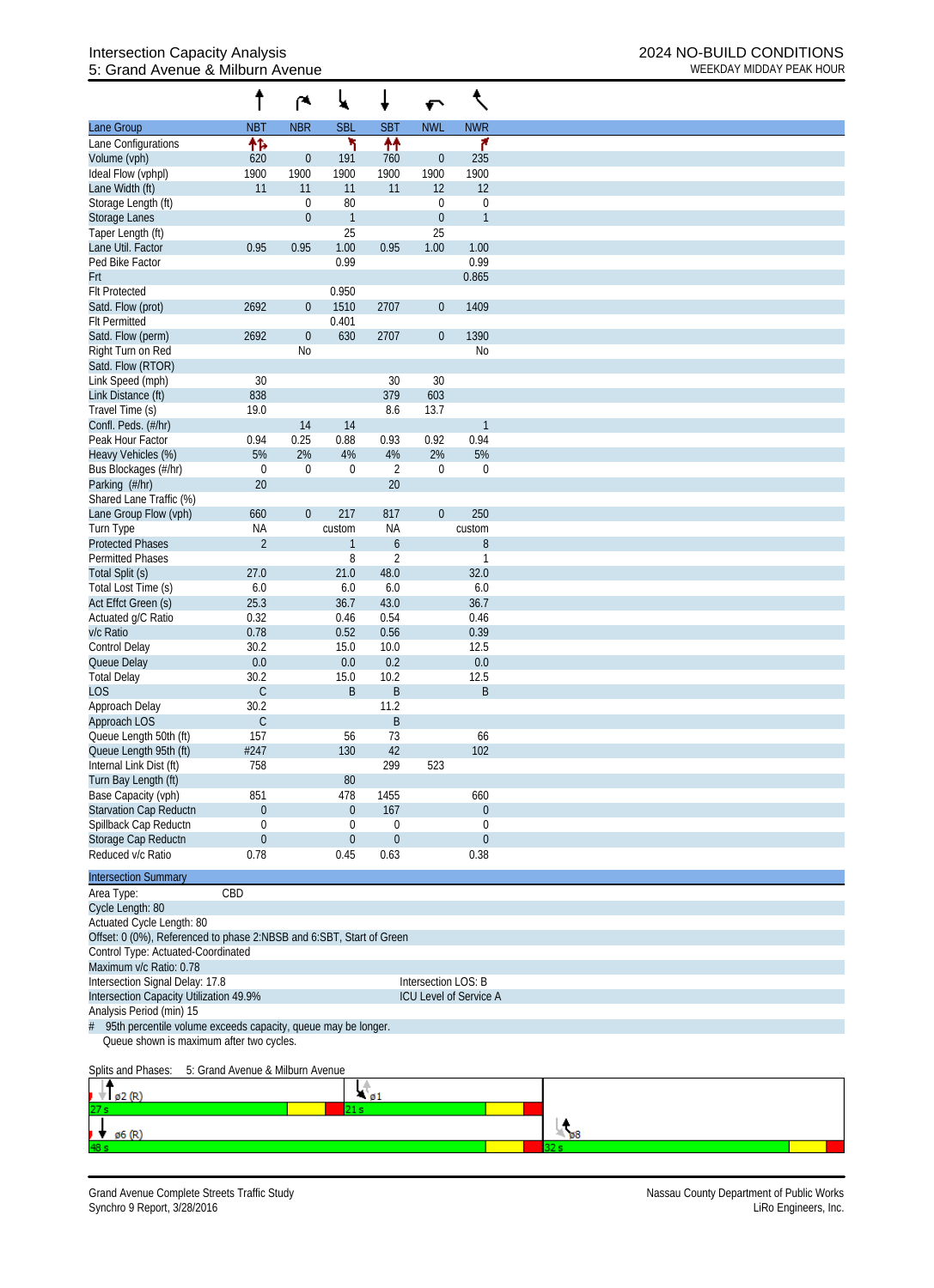# Intersection Capacity Analysis
## 5: Grand Avenue & Milburn Avenue

2024 NO-BUILD CONDITIONS
WEEKDAY MIDDAY PEAK HOUR

| Lane Group | NBT | NBR | SBL | SBT | NWL | NWR |
|---|---|---|---|---|---|---|
| Lane Configurations | ↑↱ | | ↰ | ↑↑ | | ↱ |
| Volume (vph) | 620 | 0 | 191 | 760 | 0 | 235 |
| Ideal Flow (vphpl) | 1900 | 1900 | 1900 | 1900 | 1900 | 1900 |
| Lane Width (ft) | 11 | 11 | 11 | 11 | 12 | 12 |
| Storage Length (ft) | | 0 | 80 | | 0 | 0 |
| Storage Lanes | | 0 | 1 | | 0 | 1 |
| Taper Length (ft) | | | 25 | | 25 | |
| Lane Util. Factor | 0.95 | 0.95 | 1.00 | 0.95 | 1.00 | 1.00 |
| Ped Bike Factor | | | 0.99 | | | 0.99 |
| Frt | | | | | | 0.865 |
| Flt Protected | | | 0.950 | | | |
| Satd. Flow (prot) | 2692 | 0 | 1510 | 2707 | 0 | 1409 |
| Flt Permitted | | | 0.401 | | | |
| Satd. Flow (perm) | 2692 | 0 | 630 | 2707 | 0 | 1390 |
| Right Turn on Red | | No | | | | No |
| Satd. Flow (RTOR) | | | | | | |
| Link Speed (mph) | 30 | | | 30 | 30 | |
| Link Distance (ft) | 838 | | | 379 | 603 | |
| Travel Time (s) | 19.0 | | | 8.6 | 13.7 | |
| Confl. Peds. (#/hr) | | 14 | 14 | | | 1 |
| Peak Hour Factor | 0.94 | 0.25 | 0.88 | 0.93 | 0.92 | 0.94 |
| Heavy Vehicles (%) | 5% | 2% | 4% | 4% | 2% | 5% |
| Bus Blockages (#/hr) | 0 | 0 | 0 | 2 | 0 | 0 |
| Parking (#/hr) | 20 | | | 20 | | |
| Shared Lane Traffic (%) | | | | | | |
| Lane Group Flow (vph) | 660 | 0 | 217 | 817 | 0 | 250 |
| Turn Type | NA | | custom | NA | | custom |
| Protected Phases | 2 | | 1 | 6 | | 8 |
| Permitted Phases | | | 8 | 2 | | 1 |
| Total Split (s) | 27.0 | | 21.0 | 48.0 | | 32.0 |
| Total Lost Time (s) | 6.0 | | 6.0 | 6.0 | | 6.0 |
| Act Effct Green (s) | 25.3 | | 36.7 | 43.0 | | 36.7 |
| Actuated g/C Ratio | 0.32 | | 0.46 | 0.54 | | 0.46 |
| v/c Ratio | 0.78 | | 0.52 | 0.56 | | 0.39 |
| Control Delay | 30.2 | | 15.0 | 10.0 | | 12.5 |
| Queue Delay | 0.0 | | 0.0 | 0.2 | | 0.0 |
| Total Delay | 30.2 | | 15.0 | 10.2 | | 12.5 |
| LOS | C | | B | B | | B |
| Approach Delay | 30.2 | | | 11.2 | | |
| Approach LOS | C | | | B | | |
| Queue Length 50th (ft) | 157 | | 56 | 73 | | 66 |
| Queue Length 95th (ft) | #247 | | 130 | 42 | | 102 |
| Internal Link Dist (ft) | 758 | | | 299 | 523 | |
| Turn Bay Length (ft) | | | 80 | | | |
| Base Capacity (vph) | 851 | | 478 | 1455 | | 660 |
| Starvation Cap Reductn | 0 | | 0 | 167 | | 0 |
| Spillback Cap Reductn | 0 | | 0 | 0 | | 0 |
| Storage Cap Reductn | 0 | | 0 | 0 | | 0 |
| Reduced v/c Ratio | 0.78 | | 0.45 | 0.63 | | 0.38 |

**Intersection Summary**

Area Type: CBD
Cycle Length: 80
Actuated Cycle Length: 80
Offset: 0 (0%), Referenced to phase 2:NBSB and 6:SBT, Start of Green
Control Type: Actuated-Coordinated
Maximum v/c Ratio: 0.78
Intersection Signal Delay: 17.8 — Intersection LOS: B
Intersection Capacity Utilization 49.9% — ICU Level of Service A
Analysis Period (min) 15
\# 95th percentile volume exceeds capacity, queue may be longer.
Queue shown is maximum after two cycles.

Splits and Phases: 5: Grand Avenue & Milburn Avenue

ø2 (R) 27 s | ø1 21 s | ø6 (R) 48 s | ø8 32 s

Grand Avenue Complete Streets Traffic Study
Synchro 9 Report, 3/28/2016

Nassau County Department of Public Works
LiRo Engineers, Inc.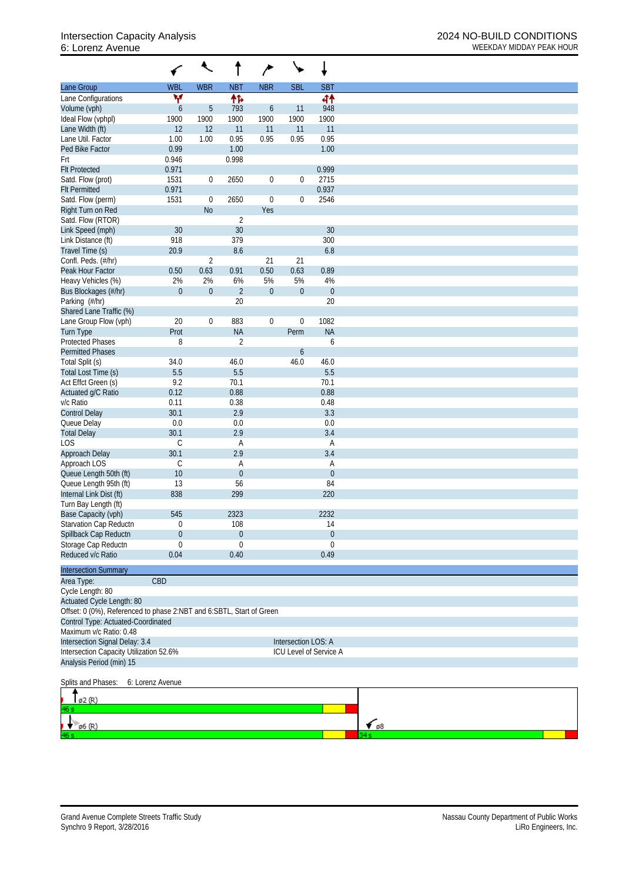# Intersection Capacity Analysis
## 6: Lorenz Avenue

**2024 NO-BUILD CONDITIONS**
WEEKDAY MIDDAY PEAK HOUR

| Lane Group | WBL | WBR | NBT | NBR | SBL | SBT |
|---|---|---|---|---|---|---|
| Lane Configurations | | | | | | |
| Volume (vph) | 6 | 5 | 793 | 6 | 11 | 948 |
| Ideal Flow (vphpl) | 1900 | 1900 | 1900 | 1900 | 1900 | 1900 |
| Lane Width (ft) | 12 | 12 | 11 | 11 | 11 | 11 |
| Lane Util. Factor | 1.00 | 1.00 | 0.95 | 0.95 | 0.95 | 0.95 |
| Ped Bike Factor | 0.99 | | 1.00 | | | 1.00 |
| Frt | 0.946 | | 0.998 | | | |
| Flt Protected | 0.971 | | | | | 0.999 |
| Satd. Flow (prot) | 1531 | 0 | 2650 | 0 | 0 | 2715 |
| Flt Permitted | 0.971 | | | | | 0.937 |
| Satd. Flow (perm) | 1531 | 0 | 2650 | 0 | 0 | 2546 |
| Right Turn on Red | | No | | Yes | | |
| Satd. Flow (RTOR) | | | 2 | | | |
| Link Speed (mph) | 30 | | 30 | | | 30 |
| Link Distance (ft) | 918 | | 379 | | | 300 |
| Travel Time (s) | 20.9 | | 8.6 | | | 6.8 |
| Confl. Peds. (#/hr) | | 2 | | 21 | 21 | |
| Peak Hour Factor | 0.50 | 0.63 | 0.91 | 0.50 | 0.63 | 0.89 |
| Heavy Vehicles (%) | 2% | 2% | 6% | 5% | 5% | 4% |
| Bus Blockages (#/hr) | 0 | 0 | 2 | 0 | 0 | 0 |
| Parking (#/hr) | | | 20 | | | 20 |
| Shared Lane Traffic (%) | | | | | | |
| Lane Group Flow (vph) | 20 | 0 | 883 | 0 | 0 | 1082 |
| Turn Type | Prot | | NA | | Perm | NA |
| Protected Phases | 8 | | 2 | | | 6 |
| Permitted Phases | | | | | 6 | |
| Total Split (s) | 34.0 | | 46.0 | | 46.0 | 46.0 |
| Total Lost Time (s) | 5.5 | | 5.5 | | | 5.5 |
| Act Effct Green (s) | 9.2 | | 70.1 | | | 70.1 |
| Actuated g/C Ratio | 0.12 | | 0.88 | | | 0.88 |
| v/c Ratio | 0.11 | | 0.38 | | | 0.48 |
| Control Delay | 30.1 | | 2.9 | | | 3.3 |
| Queue Delay | 0.0 | | 0.0 | | | 0.0 |
| Total Delay | 30.1 | | 2.9 | | | 3.4 |
| LOS | C | | A | | | A |
| Approach Delay | 30.1 | | 2.9 | | | 3.4 |
| Approach LOS | C | | A | | | A |
| Queue Length 50th (ft) | 10 | | 0 | | | 0 |
| Queue Length 95th (ft) | 13 | | 56 | | | 84 |
| Internal Link Dist (ft) | 838 | | 299 | | | 220 |
| Turn Bay Length (ft) | | | | | | |
| Base Capacity (vph) | 545 | | 2323 | | | 2232 |
| Starvation Cap Reductn | 0 | | 108 | | | 14 |
| Spillback Cap Reductn | 0 | | 0 | | | 0 |
| Storage Cap Reductn | 0 | | 0 | | | 0 |
| Reduced v/c Ratio | 0.04 | | 0.40 | | | 0.49 |

**Intersection Summary**

Area Type: CBD
Cycle Length: 80
Actuated Cycle Length: 80
Offset: 0 (0%), Referenced to phase 2:NBT and 6:SBTL, Start of Green
Control Type: Actuated-Coordinated
Maximum v/c Ratio: 0.48
Intersection Signal Delay: 3.4 — Intersection LOS: A
Intersection Capacity Utilization 52.6% — ICU Level of Service A
Analysis Period (min) 15

Splits and Phases: 6: Lorenz Avenue

ø2 (R) 46 s
ø6 (R) 46 s
ø8 34 s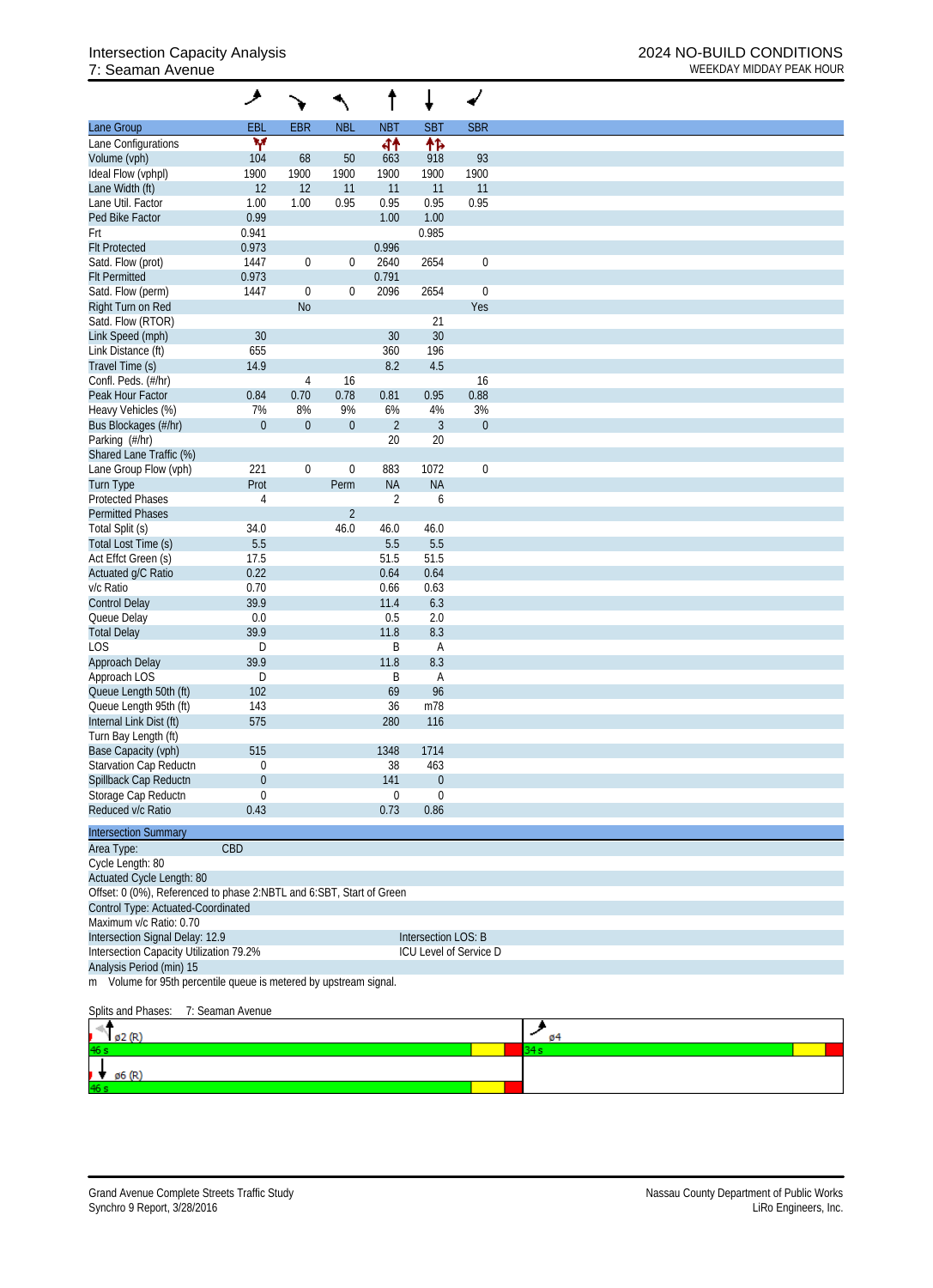# Intersection Capacity Analysis
## 7: Seaman Avenue

2024 NO-BUILD CONDITIONS
WEEKDAY MIDDAY PEAK HOUR

| Lane Group | EBL | EBR | NBL | NBT | SBT | SBR |
|---|---|---|---|---|---|---|
| Lane Configurations | | | | | | |
| Volume (vph) | 104 | 68 | 50 | 663 | 918 | 93 |
| Ideal Flow (vphpl) | 1900 | 1900 | 1900 | 1900 | 1900 | 1900 |
| Lane Width (ft) | 12 | 12 | 11 | 11 | 11 | 11 |
| Lane Util. Factor | 1.00 | 1.00 | 0.95 | 0.95 | 0.95 | 0.95 |
| Ped Bike Factor | 0.99 | | | 1.00 | 1.00 | |
| Frt | 0.941 | | | | 0.985 | |
| Flt Protected | 0.973 | | | 0.996 | | |
| Satd. Flow (prot) | 1447 | 0 | 0 | 2640 | 2654 | 0 |
| Flt Permitted | 0.973 | | | 0.791 | | |
| Satd. Flow (perm) | 1447 | 0 | 0 | 2096 | 2654 | 0 |
| Right Turn on Red | | No | | | | Yes |
| Satd. Flow (RTOR) | | | | | 21 | |
| Link Speed (mph) | 30 | | | 30 | 30 | |
| Link Distance (ft) | 655 | | | 360 | 196 | |
| Travel Time (s) | 14.9 | | | 8.2 | 4.5 | |
| Confl. Peds. (#/hr) | | 4 | 16 | | | 16 |
| Peak Hour Factor | 0.84 | 0.70 | 0.78 | 0.81 | 0.95 | 0.88 |
| Heavy Vehicles (%) | 7% | 8% | 9% | 6% | 4% | 3% |
| Bus Blockages (#/hr) | 0 | 0 | 0 | 2 | 3 | 0 |
| Parking (#/hr) | | | | 20 | 20 | |
| Shared Lane Traffic (%) | | | | | | |
| Lane Group Flow (vph) | 221 | 0 | 0 | 883 | 1072 | 0 |
| Turn Type | Prot | | Perm | NA | NA | |
| Protected Phases | 4 | | | 2 | 6 | |
| Permitted Phases | | | 2 | | | |
| Total Split (s) | 34.0 | | 46.0 | 46.0 | 46.0 | |
| Total Lost Time (s) | 5.5 | | | 5.5 | 5.5 | |
| Act Effct Green (s) | 17.5 | | | 51.5 | 51.5 | |
| Actuated g/C Ratio | 0.22 | | | 0.64 | 0.64 | |
| v/c Ratio | 0.70 | | | 0.66 | 0.63 | |
| Control Delay | 39.9 | | | 11.4 | 6.3 | |
| Queue Delay | 0.0 | | | 0.5 | 2.0 | |
| Total Delay | 39.9 | | | 11.8 | 8.3 | |
| LOS | D | | | B | A | |
| Approach Delay | 39.9 | | | 11.8 | 8.3 | |
| Approach LOS | D | | | B | A | |
| Queue Length 50th (ft) | 102 | | | 69 | 96 | |
| Queue Length 95th (ft) | 143 | | | 36 | m78 | |
| Internal Link Dist (ft) | 575 | | | 280 | 116 | |
| Turn Bay Length (ft) | | | | | | |
| Base Capacity (vph) | 515 | | | 1348 | 1714 | |
| Starvation Cap Reductn | 0 | | | 38 | 463 | |
| Spillback Cap Reductn | 0 | | | 141 | 0 | |
| Storage Cap Reductn | 0 | | | 0 | 0 | |
| Reduced v/c Ratio | 0.43 | | | 0.73 | 0.86 | |

**Intersection Summary**

Area Type: CBD
Cycle Length: 80
Actuated Cycle Length: 80
Offset: 0 (0%), Referenced to phase 2:NBTL and 6:SBT, Start of Green
Control Type: Actuated-Coordinated
Maximum v/c Ratio: 0.70
Intersection Signal Delay: 12.9 — Intersection LOS: B
Intersection Capacity Utilization 79.2% — ICU Level of Service D
Analysis Period (min) 15
m Volume for 95th percentile queue is metered by upstream signal.

Splits and Phases: 7: Seaman Avenue

ø2 (R) 46 s | ø4 34 s
ø6 (R) 46 s

Grand Avenue Complete Streets Traffic Study
Synchro 9 Report, 3/28/2016

Nassau County Department of Public Works
LiRo Engineers, Inc.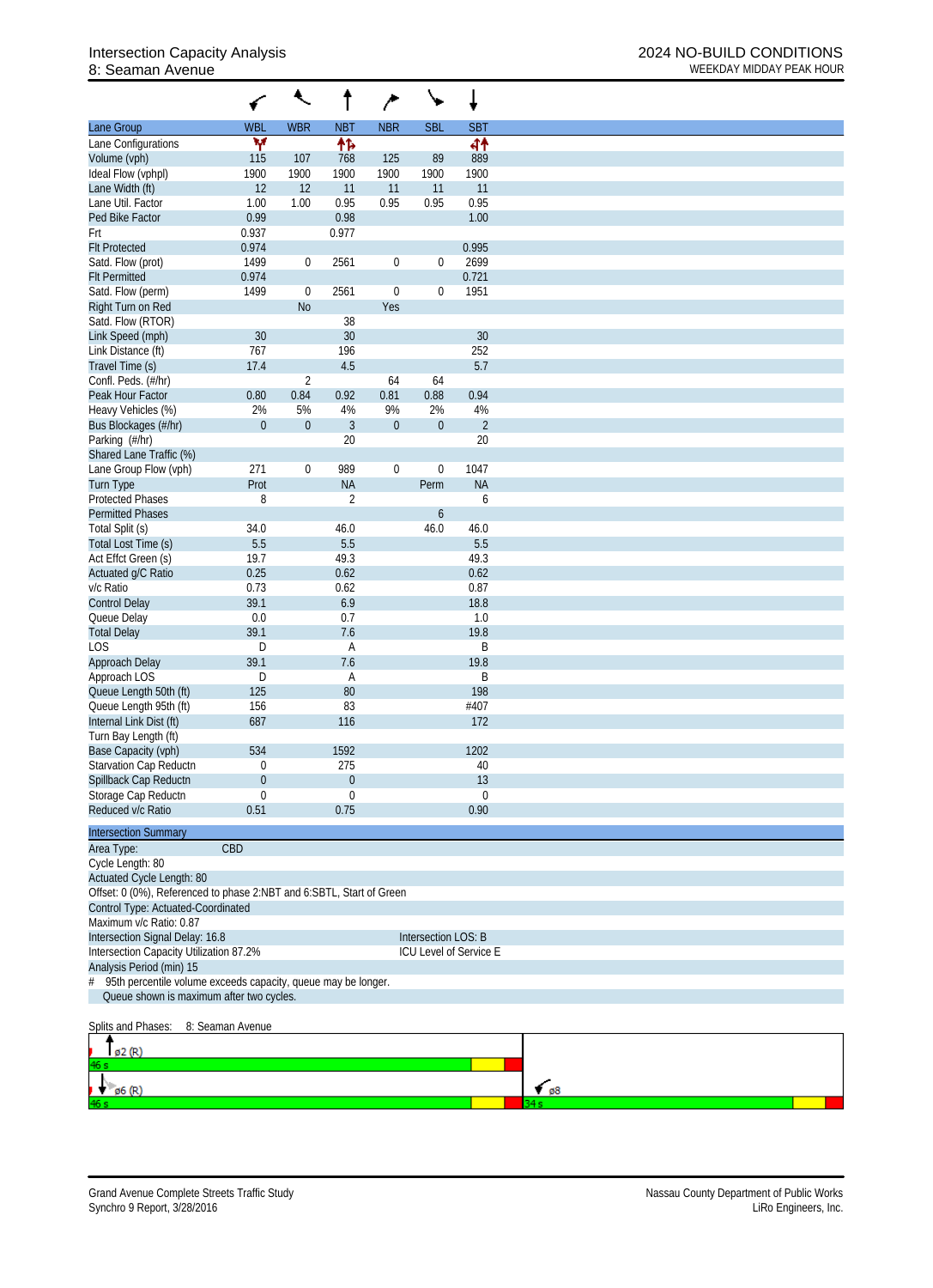Intersection Capacity Analysis
8: Seaman Avenue

2024 NO-BUILD CONDITIONS
WEEKDAY MIDDAY PEAK HOUR

| Lane Group | WBL | WBR | NBT | NBR | SBL | SBT |
|---|---|---|---|---|---|---|
| Lane Configurations | Y | | ↑↱ | | | ↰↑ |
| Volume (vph) | 115 | 107 | 768 | 125 | 89 | 889 |
| Ideal Flow (vphpl) | 1900 | 1900 | 1900 | 1900 | 1900 | 1900 |
| Lane Width (ft) | 12 | 12 | 11 | 11 | 11 | 11 |
| Lane Util. Factor | 1.00 | 1.00 | 0.95 | 0.95 | 0.95 | 0.95 |
| Ped Bike Factor | 0.99 | | 0.98 | | | 1.00 |
| Frt | 0.937 | | 0.977 | | | |
| Flt Protected | 0.974 | | | | | 0.995 |
| Satd. Flow (prot) | 1499 | 0 | 2561 | 0 | 0 | 2699 |
| Flt Permitted | 0.974 | | | | | 0.721 |
| Satd. Flow (perm) | 1499 | 0 | 2561 | 0 | 0 | 1951 |
| Right Turn on Red | | No | | Yes | | |
| Satd. Flow (RTOR) | | | 38 | | | |
| Link Speed (mph) | 30 | | 30 | | | 30 |
| Link Distance (ft) | 767 | | 196 | | | 252 |
| Travel Time (s) | 17.4 | | 4.5 | | | 5.7 |
| Confl. Peds. (#/hr) | | 2 | | 64 | 64 | |
| Peak Hour Factor | 0.80 | 0.84 | 0.92 | 0.81 | 0.88 | 0.94 |
| Heavy Vehicles (%) | 2% | 5% | 4% | 9% | 2% | 4% |
| Bus Blockages (#/hr) | 0 | 0 | 3 | 0 | 0 | 2 |
| Parking (#/hr) | | | 20 | | | 20 |
| Shared Lane Traffic (%) | | | | | | |
| Lane Group Flow (vph) | 271 | 0 | 989 | 0 | 0 | 1047 |
| Turn Type | Prot | | NA | | Perm | NA |
| Protected Phases | 8 | | 2 | | | 6 |
| Permitted Phases | | | | | 6 | |
| Total Split (s) | 34.0 | | 46.0 | | 46.0 | 46.0 |
| Total Lost Time (s) | 5.5 | | 5.5 | | | 5.5 |
| Act Effct Green (s) | 19.7 | | 49.3 | | | 49.3 |
| Actuated g/C Ratio | 0.25 | | 0.62 | | | 0.62 |
| v/c Ratio | 0.73 | | 0.62 | | | 0.87 |
| Control Delay | 39.1 | | 6.9 | | | 18.8 |
| Queue Delay | 0.0 | | 0.7 | | | 1.0 |
| Total Delay | 39.1 | | 7.6 | | | 19.8 |
| LOS | D | | A | | | B |
| Approach Delay | 39.1 | | 7.6 | | | 19.8 |
| Approach LOS | D | | A | | | B |
| Queue Length 50th (ft) | 125 | | 80 | | | 198 |
| Queue Length 95th (ft) | 156 | | 83 | | | #407 |
| Internal Link Dist (ft) | 687 | | 116 | | | 172 |
| Turn Bay Length (ft) | | | | | | |
| Base Capacity (vph) | 534 | | 1592 | | | 1202 |
| Starvation Cap Reductn | 0 | | 275 | | | 40 |
| Spillback Cap Reductn | 0 | | 0 | | | 13 |
| Storage Cap Reductn | 0 | | 0 | | | 0 |
| Reduced v/c Ratio | 0.51 | | 0.75 | | | 0.90 |

**Intersection Summary**

Area Type: CBD
Cycle Length: 80
Actuated Cycle Length: 80
Offset: 0 (0%), Referenced to phase 2:NBT and 6:SBTL, Start of Green
Control Type: Actuated-Coordinated
Maximum v/c Ratio: 0.87
Intersection Signal Delay: 16.8 — Intersection LOS: B
Intersection Capacity Utilization 87.2% — ICU Level of Service E
Analysis Period (min) 15
\# 95th percentile volume exceeds capacity, queue may be longer.
Queue shown is maximum after two cycles.

Splits and Phases: 8: Seaman Avenue

ø2 (R) 46 s
ø6 (R) 46 s
ø8 34 s

Grand Avenue Complete Streets Traffic Study
Synchro 9 Report, 3/28/2016

Nassau County Department of Public Works
LiRo Engineers, Inc.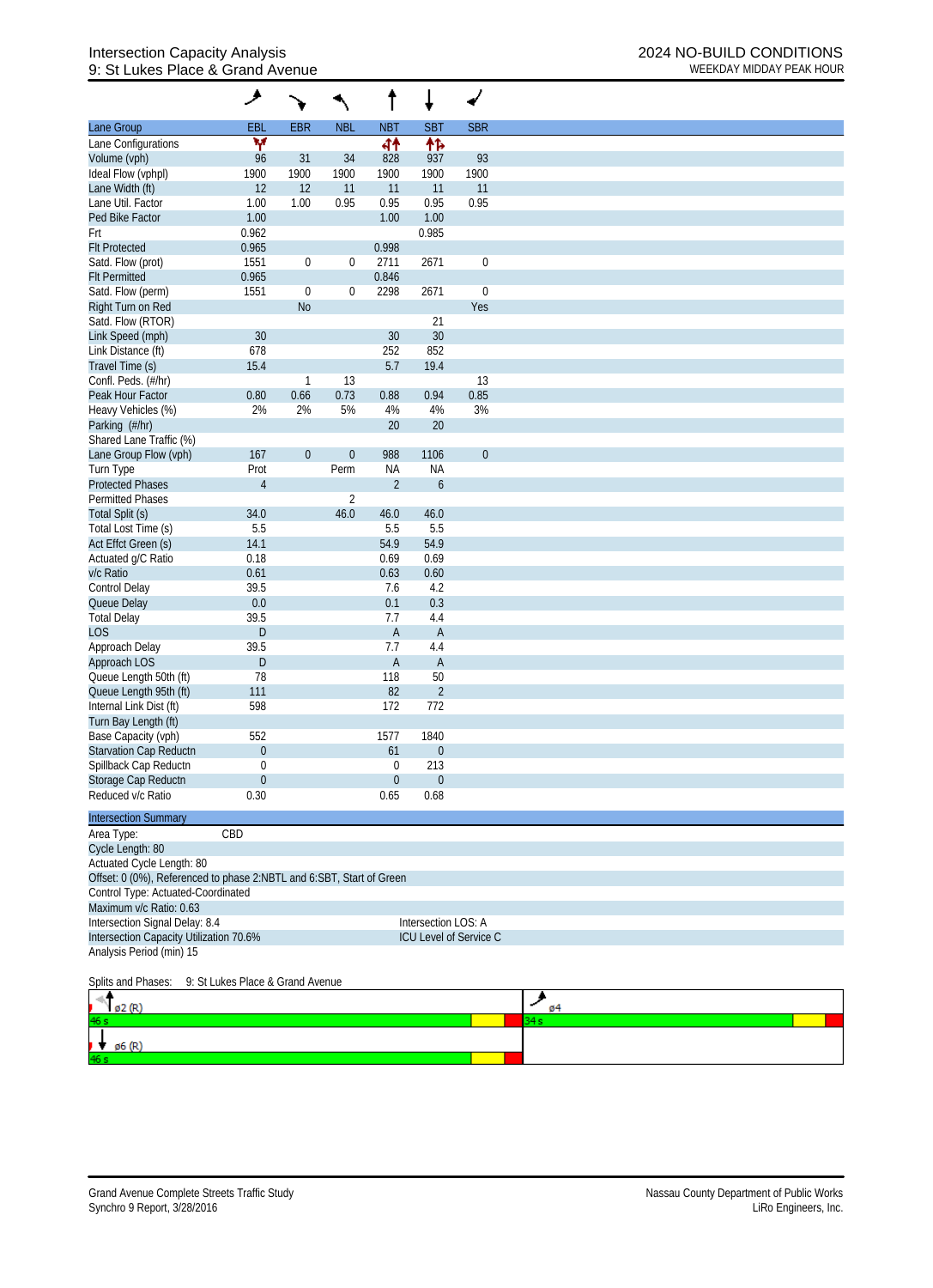# Intersection Capacity Analysis
## 9: St Lukes Place & Grand Avenue

**2024 NO-BUILD CONDITIONS**
WEEKDAY MIDDAY PEAK HOUR

| Lane Group | EBL | EBR | NBL | NBT | SBT | SBR |
|---|---|---|---|---|---|---|
| Lane Configurations | | | | | | |
| Volume (vph) | 96 | 31 | 34 | 828 | 937 | 93 |
| Ideal Flow (vphpl) | 1900 | 1900 | 1900 | 1900 | 1900 | 1900 |
| Lane Width (ft) | 12 | 12 | 11 | 11 | 11 | 11 |
| Lane Util. Factor | 1.00 | 1.00 | 0.95 | 0.95 | 0.95 | 0.95 |
| Ped Bike Factor | 1.00 | | | 1.00 | 1.00 | |
| Frt | 0.962 | | | | 0.985 | |
| Flt Protected | 0.965 | | | 0.998 | | |
| Satd. Flow (prot) | 1551 | 0 | 0 | 2711 | 2671 | 0 |
| Flt Permitted | 0.965 | | | 0.846 | | |
| Satd. Flow (perm) | 1551 | 0 | 0 | 2298 | 2671 | 0 |
| Right Turn on Red | | No | | | | Yes |
| Satd. Flow (RTOR) | | | | | 21 | |
| Link Speed (mph) | 30 | | | 30 | 30 | |
| Link Distance (ft) | 678 | | | 252 | 852 | |
| Travel Time (s) | 15.4 | | | 5.7 | 19.4 | |
| Confl. Peds. (#/hr) | | 1 | 13 | | | 13 |
| Peak Hour Factor | 0.80 | 0.66 | 0.73 | 0.88 | 0.94 | 0.85 |
| Heavy Vehicles (%) | 2% | 2% | 5% | 4% | 4% | 3% |
| Parking (#/hr) | | | | 20 | 20 | |
| Shared Lane Traffic (%) | | | | | | |
| Lane Group Flow (vph) | 167 | 0 | 0 | 988 | 1106 | 0 |
| Turn Type | Prot | | Perm | NA | NA | |
| Protected Phases | 4 | | | 2 | 6 | |
| Permitted Phases | | | 2 | | | |
| Total Split (s) | 34.0 | | 46.0 | 46.0 | 46.0 | |
| Total Lost Time (s) | 5.5 | | | 5.5 | 5.5 | |
| Act Effct Green (s) | 14.1 | | | 54.9 | 54.9 | |
| Actuated g/C Ratio | 0.18 | | | 0.69 | 0.69 | |
| v/c Ratio | 0.61 | | | 0.63 | 0.60 | |
| Control Delay | 39.5 | | | 7.6 | 4.2 | |
| Queue Delay | 0.0 | | | 0.1 | 0.3 | |
| Total Delay | 39.5 | | | 7.7 | 4.4 | |
| LOS | D | | | A | A | |
| Approach Delay | 39.5 | | | 7.7 | 4.4 | |
| Approach LOS | D | | | A | A | |
| Queue Length 50th (ft) | 78 | | | 118 | 50 | |
| Queue Length 95th (ft) | 111 | | | 82 | 2 | |
| Internal Link Dist (ft) | 598 | | | 172 | 772 | |
| Turn Bay Length (ft) | | | | | | |
| Base Capacity (vph) | 552 | | | 1577 | 1840 | |
| Starvation Cap Reductn | 0 | | | 61 | 0 | |
| Spillback Cap Reductn | 0 | | | 0 | 213 | |
| Storage Cap Reductn | 0 | | | 0 | 0 | |
| Reduced v/c Ratio | 0.30 | | | 0.65 | 0.68 | |

**Intersection Summary**

Area Type: CBD
Cycle Length: 80
Actuated Cycle Length: 80
Offset: 0 (0%), Referenced to phase 2:NBTL and 6:SBT, Start of Green
Control Type: Actuated-Coordinated
Maximum v/c Ratio: 0.63
Intersection Signal Delay: 8.4 — Intersection LOS: A
Intersection Capacity Utilization 70.6% — ICU Level of Service C
Analysis Period (min) 15

Splits and Phases: 9: St Lukes Place & Grand Avenue

ø2 (R) 46 s | ø4 34 s
ø6 (R) 46 s

Grand Avenue Complete Streets Traffic Study
Synchro 9 Report, 3/28/2016

Nassau County Department of Public Works
LiRo Engineers, Inc.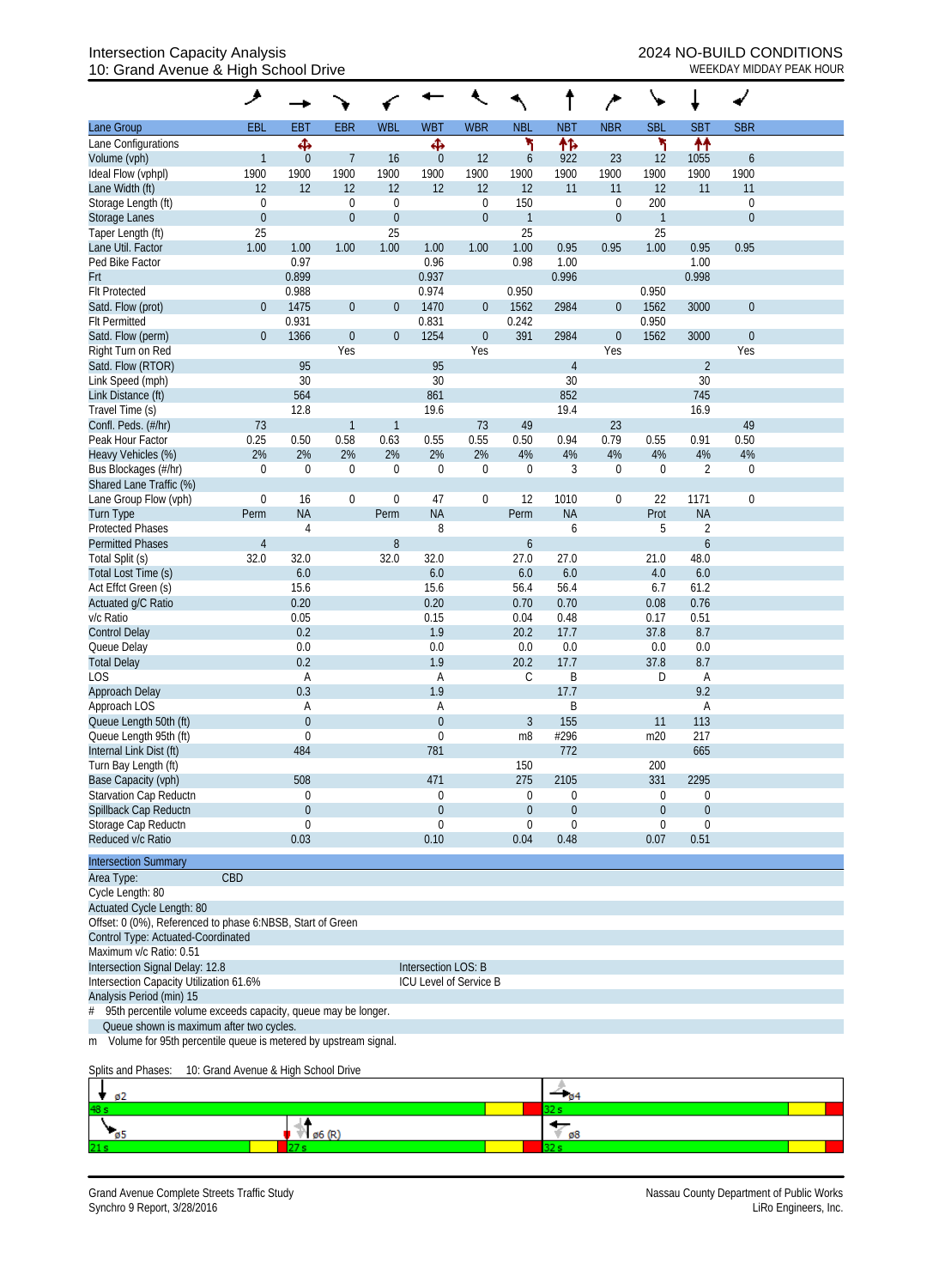Intersection Capacity Analysis
10: Grand Avenue & High School Drive

2024 NO-BUILD CONDITIONS
WEEKDAY MIDDAY PEAK HOUR

| Lane Group | EBL | EBT | EBR | WBL | WBT | WBR | NBL | NBT | NBR | SBL | SBT | SBR |
|---|---|---|---|---|---|---|---|---|---|---|---|---|
| Lane Configurations | | ↰↑↱ | | | ↰↑↱ | | ↰ | ↑↑↱ | | ↰ | ↑↑ | |
| Volume (vph) | 1 | 0 | 7 | 16 | 0 | 12 | 6 | 922 | 23 | 12 | 1055 | 6 |
| Ideal Flow (vphpl) | 1900 | 1900 | 1900 | 1900 | 1900 | 1900 | 1900 | 1900 | 1900 | 1900 | 1900 | 1900 |
| Lane Width (ft) | 12 | 12 | 12 | 12 | 12 | 12 | 12 | 11 | 11 | 12 | 11 | 11 |
| Storage Length (ft) | 0 | | 0 | 0 | | 0 | 150 | | 0 | 200 | | 0 |
| Storage Lanes | 0 | | 0 | 0 | | 0 | 1 | | 0 | 1 | | 0 |
| Taper Length (ft) | 25 | | | 25 | | | 25 | | | 25 | | |
| Lane Util. Factor | 1.00 | 1.00 | 1.00 | 1.00 | 1.00 | 1.00 | 1.00 | 0.95 | 0.95 | 1.00 | 0.95 | 0.95 |
| Ped Bike Factor | | 0.97 | | | 0.96 | | 0.98 | 1.00 | | | 1.00 | |
| Frt | | 0.899 | | | 0.937 | | | 0.996 | | | 0.998 | |
| Flt Protected | | 0.988 | | | 0.974 | | 0.950 | | | 0.950 | | |
| Satd. Flow (prot) | 0 | 1475 | 0 | 0 | 1470 | 0 | 1562 | 2984 | 0 | 1562 | 3000 | 0 |
| Flt Permitted | | 0.931 | | | 0.831 | | 0.242 | | | 0.950 | | |
| Satd. Flow (perm) | 0 | 1366 | 0 | 0 | 1254 | 0 | 391 | 2984 | 0 | 1562 | 3000 | 0 |
| Right Turn on Red | | | Yes | | | Yes | | | Yes | | | Yes |
| Satd. Flow (RTOR) | | 95 | | | 95 | | | 4 | | | 2 | |
| Link Speed (mph) | | 30 | | | 30 | | | 30 | | | 30 | |
| Link Distance (ft) | | 564 | | | 861 | | | 852 | | | 745 | |
| Travel Time (s) | | 12.8 | | | 19.6 | | | 19.4 | | | 16.9 | |
| Confl. Peds. (#/hr) | 73 | | 1 | 1 | | 73 | 49 | | 23 | | | 49 |
| Peak Hour Factor | 0.25 | 0.50 | 0.58 | 0.63 | 0.55 | 0.55 | 0.50 | 0.94 | 0.79 | 0.55 | 0.91 | 0.50 |
| Heavy Vehicles (%) | 2% | 2% | 2% | 2% | 2% | 2% | 4% | 4% | 4% | 4% | 4% | 4% |
| Bus Blockages (#/hr) | 0 | 0 | 0 | 0 | 0 | 0 | 0 | 3 | 0 | 0 | 2 | 0 |
| Shared Lane Traffic (%) | | | | | | | | | | | | |
| Lane Group Flow (vph) | 0 | 16 | 0 | 0 | 47 | 0 | 12 | 1010 | 0 | 22 | 1171 | 0 |
| Turn Type | Perm | NA | | Perm | NA | | Perm | NA | | Prot | NA | |
| Protected Phases | | 4 | | | 8 | | | 6 | | 5 | 2 | |
| Permitted Phases | 4 | | | 8 | | | 6 | | | | 6 | |
| Total Split (s) | 32.0 | 32.0 | | 32.0 | 32.0 | | 27.0 | 27.0 | | 21.0 | 48.0 | |
| Total Lost Time (s) | | 6.0 | | | 6.0 | | 6.0 | 6.0 | | 4.0 | 6.0 | |
| Act Effct Green (s) | | 15.6 | | | 15.6 | | 56.4 | 56.4 | | 6.7 | 61.2 | |
| Actuated g/C Ratio | | 0.20 | | | 0.20 | | 0.70 | 0.70 | | 0.08 | 0.76 | |
| v/c Ratio | | 0.05 | | | 0.15 | | 0.04 | 0.48 | | 0.17 | 0.51 | |
| Control Delay | | 0.2 | | | 1.9 | | 20.2 | 17.7 | | 37.8 | 8.7 | |
| Queue Delay | | 0.0 | | | 0.0 | | 0.0 | 0.0 | | 0.0 | 0.0 | |
| Total Delay | | 0.2 | | | 1.9 | | 20.2 | 17.7 | | 37.8 | 8.7 | |
| LOS | | A | | | A | | C | B | | D | A | |
| Approach Delay | | 0.3 | | | 1.9 | | | 17.7 | | | 9.2 | |
| Approach LOS | | A | | | A | | | B | | | A | |
| Queue Length 50th (ft) | | 0 | | | 0 | | 3 | 155 | | 11 | 113 | |
| Queue Length 95th (ft) | | 0 | | | 0 | | m8 | #296 | | m20 | 217 | |
| Internal Link Dist (ft) | | 484 | | | 781 | | | 772 | | | 665 | |
| Turn Bay Length (ft) | | | | | | | 150 | | | 200 | | |
| Base Capacity (vph) | | 508 | | | 471 | | 275 | 2105 | | 331 | 2295 | |
| Starvation Cap Reductn | | 0 | | | 0 | | 0 | 0 | | 0 | 0 | |
| Spillback Cap Reductn | | 0 | | | 0 | | 0 | 0 | | 0 | 0 | |
| Storage Cap Reductn | | 0 | | | 0 | | 0 | 0 | | 0 | 0 | |
| Reduced v/c Ratio | | 0.03 | | | 0.10 | | 0.04 | 0.48 | | 0.07 | 0.51 | |

**Intersection Summary**

Area Type: CBD
Cycle Length: 80
Actuated Cycle Length: 80
Offset: 0 (0%), Referenced to phase 6:NBSB, Start of Green
Control Type: Actuated-Coordinated
Maximum v/c Ratio: 0.51
Intersection Signal Delay: 12.8 — Intersection LOS: B
Intersection Capacity Utilization 61.6% — ICU Level of Service B
Analysis Period (min) 15

\# 95th percentile volume exceeds capacity, queue may be longer.
Queue shown is maximum after two cycles.
m Volume for 95th percentile queue is metered by upstream signal.

Splits and Phases: 10: Grand Avenue & High School Drive

| Phase | Split |
|---|---|
| ø2 | 48 s |
| ø4 | 32 s |
| ø5 | 21 s |
| ø6 (R) | 27 s |
| ø8 | 32 s |

Grand Avenue Complete Streets Traffic Study
Synchro 9 Report, 3/28/2016

Nassau County Department of Public Works
LiRo Engineers, Inc.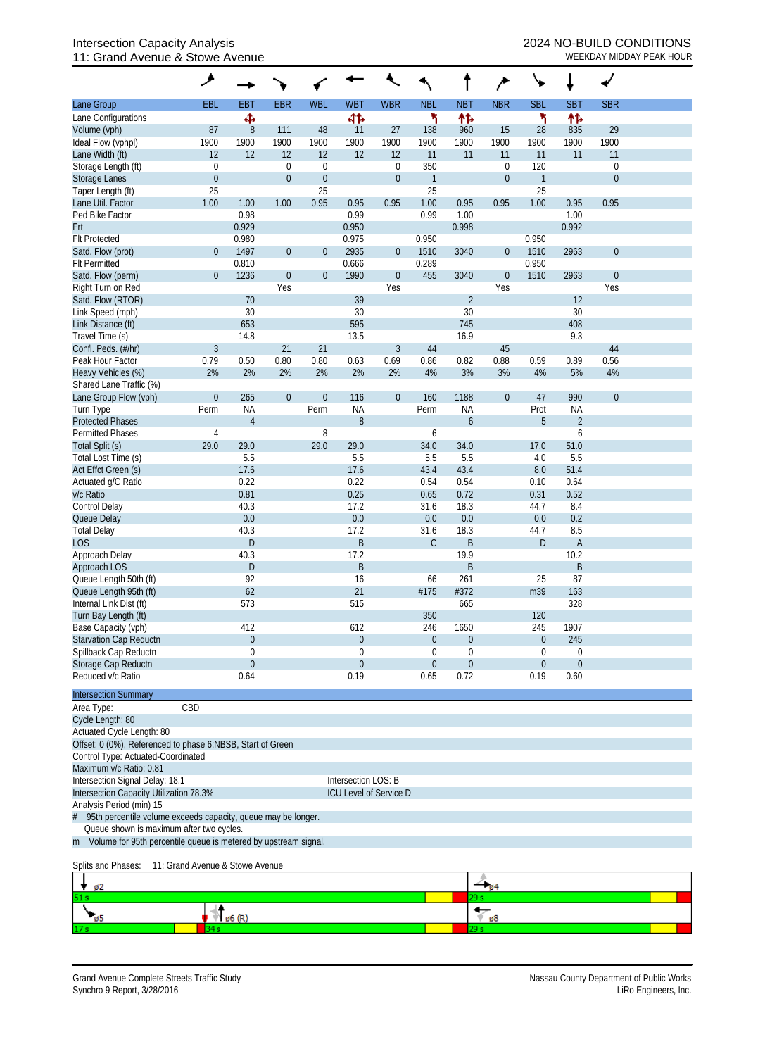# Intersection Capacity Analysis
## 11: Grand Avenue & Stowe Avenue

**2024 NO-BUILD CONDITIONS**
WEEKDAY MIDDAY PEAK HOUR

| Lane Group | EBL | EBT | EBR | WBL | WBT | WBR | NBL | NBT | NBR | SBL | SBT | SBR |
|---|---|---|---|---|---|---|---|---|---|---|---|---|
| Lane Configurations | | ✣ | | | ⇼ | | ↰ | ⇈ | | ↰ | ⇈ | |
| Volume (vph) | 87 | 8 | 111 | 48 | 11 | 27 | 138 | 960 | 15 | 28 | 835 | 29 |
| Ideal Flow (vphpl) | 1900 | 1900 | 1900 | 1900 | 1900 | 1900 | 1900 | 1900 | 1900 | 1900 | 1900 | 1900 |
| Lane Width (ft) | 12 | 12 | 12 | 12 | 12 | 12 | 11 | 11 | 11 | 11 | 11 | 11 |
| Storage Length (ft) | 0 | | 0 | 0 | | 0 | 350 | | 0 | 120 | | 0 |
| Storage Lanes | 0 | | 0 | 0 | | 0 | 1 | | 0 | 1 | | 0 |
| Taper Length (ft) | 25 | | | 25 | | | 25 | | | 25 | | |
| Lane Util. Factor | 1.00 | 1.00 | 1.00 | 0.95 | 0.95 | 0.95 | 1.00 | 0.95 | 0.95 | 1.00 | 0.95 | 0.95 |
| Ped Bike Factor | | 0.98 | | | 0.99 | | 0.99 | 1.00 | | | 1.00 | |
| Frt | | 0.929 | | | 0.950 | | | 0.998 | | | 0.992 | |
| Flt Protected | | 0.980 | | | 0.975 | | 0.950 | | | 0.950 | | |
| Satd. Flow (prot) | 0 | 1497 | 0 | 0 | 2935 | 0 | 1510 | 3040 | 0 | 1510 | 2963 | 0 |
| Flt Permitted | | 0.810 | | | 0.666 | | 0.289 | | | 0.950 | | |
| Satd. Flow (perm) | 0 | 1236 | 0 | 0 | 1990 | 0 | 455 | 3040 | 0 | 1510 | 2963 | 0 |
| Right Turn on Red | | | Yes | | | Yes | | | Yes | | | Yes |
| Satd. Flow (RTOR) | | 70 | | | 39 | | | 2 | | | 12 | |
| Link Speed (mph) | | 30 | | | 30 | | | 30 | | | 30 | |
| Link Distance (ft) | | 653 | | | 595 | | | 745 | | | 408 | |
| Travel Time (s) | | 14.8 | | | 13.5 | | | 16.9 | | | 9.3 | |
| Confl. Peds. (#/hr) | 3 | | 21 | 21 | | 3 | 44 | | 45 | | | 44 |
| Peak Hour Factor | 0.79 | 0.50 | 0.80 | 0.80 | 0.63 | 0.69 | 0.86 | 0.82 | 0.88 | 0.59 | 0.89 | 0.56 |
| Heavy Vehicles (%) | 2% | 2% | 2% | 2% | 2% | 2% | 4% | 3% | 3% | 4% | 5% | 4% |
| Shared Lane Traffic (%) | | | | | | | | | | | | |
| Lane Group Flow (vph) | 0 | 265 | 0 | 0 | 116 | 0 | 160 | 1188 | 0 | 47 | 990 | 0 |
| Turn Type | Perm | NA | | Perm | NA | | Perm | NA | | Prot | NA | |
| Protected Phases | | 4 | | | 8 | | | 6 | | 5 | 2 | |
| Permitted Phases | 4 | | | 8 | | | 6 | | | | 6 | |
| Total Split (s) | 29.0 | 29.0 | | 29.0 | 29.0 | | 34.0 | 34.0 | | 17.0 | 51.0 | |
| Total Lost Time (s) | | 5.5 | | | 5.5 | | 5.5 | 5.5 | | 4.0 | 5.5 | |
| Act Effct Green (s) | | 17.6 | | | 17.6 | | 43.4 | 43.4 | | 8.0 | 51.4 | |
| Actuated g/C Ratio | | 0.22 | | | 0.22 | | 0.54 | 0.54 | | 0.10 | 0.64 | |
| v/c Ratio | | 0.81 | | | 0.25 | | 0.65 | 0.72 | | 0.31 | 0.52 | |
| Control Delay | | 40.3 | | | 17.2 | | 31.6 | 18.3 | | 44.7 | 8.4 | |
| Queue Delay | | 0.0 | | | 0.0 | | 0.0 | 0.0 | | 0.0 | 0.2 | |
| Total Delay | | 40.3 | | | 17.2 | | 31.6 | 18.3 | | 44.7 | 8.5 | |
| LOS | | D | | | B | | C | B | | D | A | |
| Approach Delay | | 40.3 | | | 17.2 | | | 19.9 | | | 10.2 | |
| Approach LOS | | D | | | B | | | B | | | B | |
| Queue Length 50th (ft) | | 92 | | | 16 | | 66 | 261 | | 25 | 87 | |
| Queue Length 95th (ft) | | 62 | | | 21 | | #175 | #372 | | m39 | 163 | |
| Internal Link Dist (ft) | | 573 | | | 515 | | | 665 | | | 328 | |
| Turn Bay Length (ft) | | | | | | | 350 | | | 120 | | |
| Base Capacity (vph) | | 412 | | | 612 | | 246 | 1650 | | 245 | 1907 | |
| Starvation Cap Reductn | | 0 | | | 0 | | 0 | 0 | | 0 | 245 | |
| Spillback Cap Reductn | | 0 | | | 0 | | 0 | 0 | | 0 | 0 | |
| Storage Cap Reductn | | 0 | | | 0 | | 0 | 0 | | 0 | 0 | |
| Reduced v/c Ratio | | 0.64 | | | 0.19 | | 0.65 | 0.72 | | 0.19 | 0.60 | |

**Intersection Summary**

Area Type: CBD
Cycle Length: 80
Actuated Cycle Length: 80
Offset: 0 (0%), Referenced to phase 6:NBSB, Start of Green
Control Type: Actuated-Coordinated
Maximum v/c Ratio: 0.81
Intersection Signal Delay: 18.1 — Intersection LOS: B
Intersection Capacity Utilization 78.3% — ICU Level of Service D
Analysis Period (min) 15
\# 95th percentile volume exceeds capacity, queue may be longer.
Queue shown is maximum after two cycles.
m Volume for 95th percentile queue is metered by upstream signal.

Splits and Phases: 11: Grand Avenue & Stowe Avenue

ø2: 51 s | ø4: 29 s
ø5: 17 s | ø6 (R): 34 s | ø8: 29 s

Grand Avenue Complete Streets Traffic Study
Synchro 9 Report, 3/28/2016
Nassau County Department of Public Works
LiRo Engineers, Inc.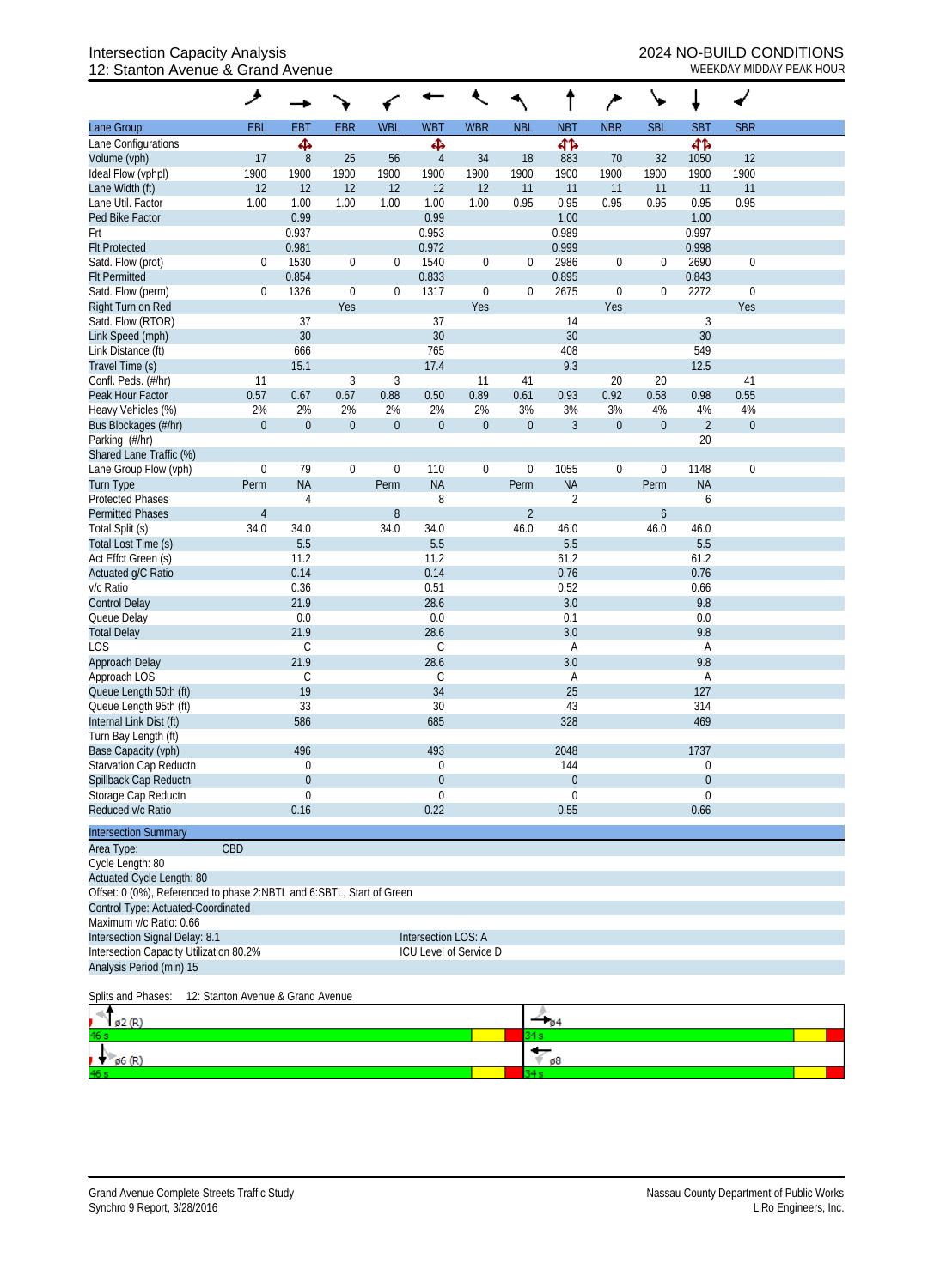Intersection Capacity Analysis
12: Stanton Avenue & Grand Avenue

2024 NO-BUILD CONDITIONS
WEEKDAY MIDDAY PEAK HOUR

| Lane Group | EBL | EBT | EBR | WBL | WBT | WBR | NBL | NBT | NBR | SBL | SBT | SBR |
|---|---|---|---|---|---|---|---|---|---|---|---|---|
| Lane Configurations | | ✥ | | | ✥ | | | ✥✥ | | | ✥✥ | |
| Volume (vph) | 17 | 8 | 25 | 56 | 4 | 34 | 18 | 883 | 70 | 32 | 1050 | 12 |
| Ideal Flow (vphpl) | 1900 | 1900 | 1900 | 1900 | 1900 | 1900 | 1900 | 1900 | 1900 | 1900 | 1900 | 1900 |
| Lane Width (ft) | 12 | 12 | 12 | 12 | 12 | 12 | 11 | 11 | 11 | 11 | 11 | 11 |
| Lane Util. Factor | 1.00 | 1.00 | 1.00 | 1.00 | 1.00 | 1.00 | 0.95 | 0.95 | 0.95 | 0.95 | 0.95 | 0.95 |
| Ped Bike Factor | | 0.99 | | | 0.99 | | | 1.00 | | | 1.00 | |
| Frt | | 0.937 | | | 0.953 | | | 0.989 | | | 0.997 | |
| Flt Protected | | 0.981 | | | 0.972 | | | 0.999 | | | 0.998 | |
| Satd. Flow (prot) | 0 | 1530 | 0 | 0 | 1540 | 0 | 0 | 2986 | 0 | 0 | 2690 | 0 |
| Flt Permitted | | 0.854 | | | 0.833 | | | 0.895 | | | 0.843 | |
| Satd. Flow (perm) | 0 | 1326 | 0 | 0 | 1317 | 0 | 0 | 2675 | 0 | 0 | 2272 | 0 |
| Right Turn on Red | | | Yes | | | Yes | | | Yes | | | Yes |
| Satd. Flow (RTOR) | | 37 | | | 37 | | | 14 | | | 3 | |
| Link Speed (mph) | | 30 | | | 30 | | | 30 | | | 30 | |
| Link Distance (ft) | | 666 | | | 765 | | | 408 | | | 549 | |
| Travel Time (s) | | 15.1 | | | 17.4 | | | 9.3 | | | 12.5 | |
| Confl. Peds. (#/hr) | 11 | | 3 | 3 | | 11 | 41 | | 20 | 20 | | 41 |
| Peak Hour Factor | 0.57 | 0.67 | 0.67 | 0.88 | 0.50 | 0.89 | 0.61 | 0.93 | 0.92 | 0.58 | 0.98 | 0.55 |
| Heavy Vehicles (%) | 2% | 2% | 2% | 2% | 2% | 2% | 3% | 3% | 3% | 4% | 4% | 4% |
| Bus Blockages (#/hr) | 0 | 0 | 0 | 0 | 0 | 0 | 0 | 3 | 0 | 0 | 2 | 0 |
| Parking (#/hr) | | | | | | | | | | | 20 | |
| Shared Lane Traffic (%) | | | | | | | | | | | | |
| Lane Group Flow (vph) | 0 | 79 | 0 | 0 | 110 | 0 | 0 | 1055 | 0 | 0 | 1148 | 0 |
| Turn Type | Perm | NA | | Perm | NA | | Perm | NA | | Perm | NA | |
| Protected Phases | | 4 | | | 8 | | | 2 | | | 6 | |
| Permitted Phases | 4 | | | 8 | | | 2 | | | 6 | | |
| Total Split (s) | 34.0 | 34.0 | | 34.0 | 34.0 | | 46.0 | 46.0 | | 46.0 | 46.0 | |
| Total Lost Time (s) | | 5.5 | | | 5.5 | | | 5.5 | | | 5.5 | |
| Act Effct Green (s) | | 11.2 | | | 11.2 | | | 61.2 | | | 61.2 | |
| Actuated g/C Ratio | | 0.14 | | | 0.14 | | | 0.76 | | | 0.76 | |
| v/c Ratio | | 0.36 | | | 0.51 | | | 0.52 | | | 0.66 | |
| Control Delay | | 21.9 | | | 28.6 | | | 3.0 | | | 9.8 | |
| Queue Delay | | 0.0 | | | 0.0 | | | 0.1 | | | 0.0 | |
| Total Delay | | 21.9 | | | 28.6 | | | 3.0 | | | 9.8 | |
| LOS | | C | | | C | | | A | | | A | |
| Approach Delay | | 21.9 | | | 28.6 | | | 3.0 | | | 9.8 | |
| Approach LOS | | C | | | C | | | A | | | A | |
| Queue Length 50th (ft) | | 19 | | | 34 | | | 25 | | | 127 | |
| Queue Length 95th (ft) | | 33 | | | 30 | | | 43 | | | 314 | |
| Internal Link Dist (ft) | | 586 | | | 685 | | | 328 | | | 469 | |
| Turn Bay Length (ft) | | | | | | | | | | | | |
| Base Capacity (vph) | | 496 | | | 493 | | | 2048 | | | 1737 | |
| Starvation Cap Reductn | | 0 | | | 0 | | | 144 | | | 0 | |
| Spillback Cap Reductn | | 0 | | | 0 | | | 0 | | | 0 | |
| Storage Cap Reductn | | 0 | | | 0 | | | 0 | | | 0 | |
| Reduced v/c Ratio | | 0.16 | | | 0.22 | | | 0.55 | | | 0.66 | |

**Intersection Summary**

Area Type: CBD
Cycle Length: 80
Actuated Cycle Length: 80
Offset: 0 (0%), Referenced to phase 2:NBTL and 6:SBTL, Start of Green
Control Type: Actuated-Coordinated
Maximum v/c Ratio: 0.66
Intersection Signal Delay: 8.1 — Intersection LOS: A
Intersection Capacity Utilization 80.2% — ICU Level of Service D
Analysis Period (min) 15

Splits and Phases: 12: Stanton Avenue & Grand Avenue

| ø2 (R) 46 s | ø4 34 s |
|---|---|
| ø6 (R) 46 s | ø8 34 s |

Grand Avenue Complete Streets Traffic Study
Synchro 9 Report, 3/28/2016

Nassau County Department of Public Works
LiRo Engineers, Inc.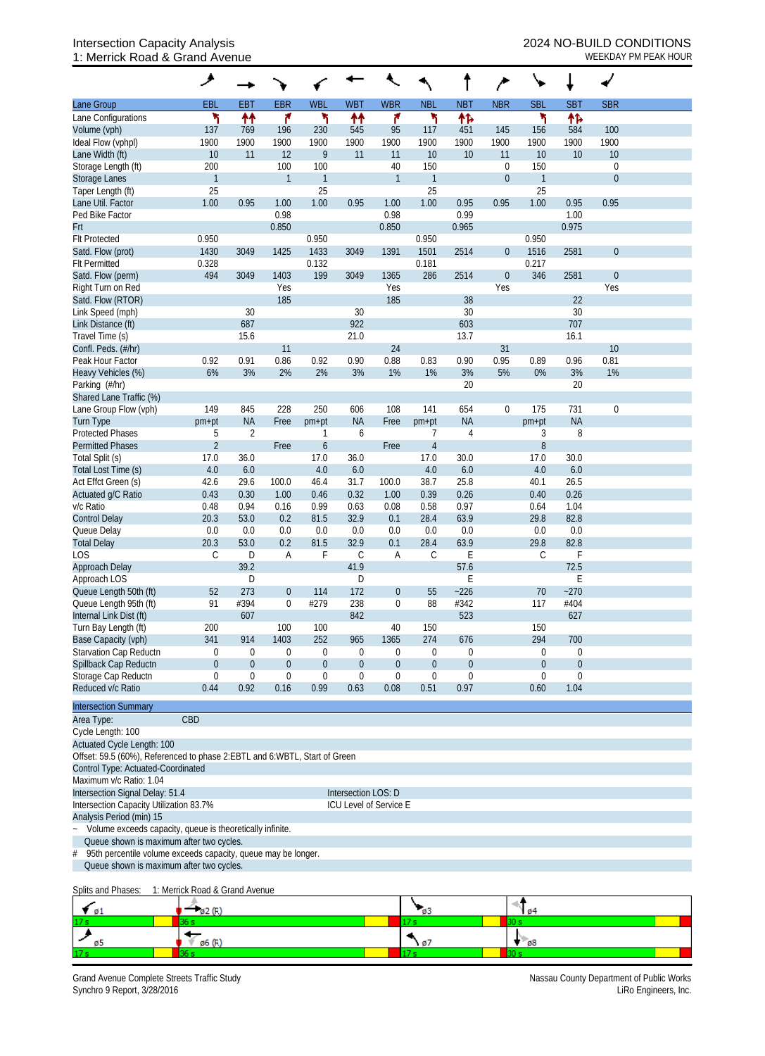# Intersection Capacity Analysis
## 1: Merrick Road & Grand Avenue

**2024 NO-BUILD CONDITIONS**
WEEKDAY PM PEAK HOUR

| Lane Group | EBL | EBT | EBR | WBL | WBT | WBR | NBL | NBT | NBR | SBL | SBT | SBR |
|---|---|---|---|---|---|---|---|---|---|---|---|---|
| Lane Configurations | ↰ | ↑↑ | ↱ | ↰ | ↑↑ | ↱ | ↰ | ↑↱ | | ↰ | ↑↱ | |
| Volume (vph) | 137 | 769 | 196 | 230 | 545 | 95 | 117 | 451 | 145 | 156 | 584 | 100 |
| Ideal Flow (vphpl) | 1900 | 1900 | 1900 | 1900 | 1900 | 1900 | 1900 | 1900 | 1900 | 1900 | 1900 | 1900 |
| Lane Width (ft) | 10 | 11 | 12 | 9 | 11 | 11 | 10 | 10 | 11 | 10 | 10 | 10 |
| Storage Length (ft) | 200 | | 100 | 100 | | 40 | 150 | | 0 | 150 | | 0 |
| Storage Lanes | 1 | | 1 | 1 | | 1 | 1 | | 0 | 1 | | 0 |
| Taper Length (ft) | 25 | | | 25 | | | 25 | | | 25 | | |
| Lane Util. Factor | 1.00 | 0.95 | 1.00 | 1.00 | 0.95 | 1.00 | 1.00 | 0.95 | 0.95 | 1.00 | 0.95 | 0.95 |
| Ped Bike Factor | | | 0.98 | | | 0.98 | | 0.99 | | | 1.00 | |
| Frt | | | 0.850 | | | 0.850 | | 0.965 | | | 0.975 | |
| Flt Protected | 0.950 | | | 0.950 | | | 0.950 | | | 0.950 | | |
| Satd. Flow (prot) | 1430 | 3049 | 1425 | 1433 | 3049 | 1391 | 1501 | 2514 | 0 | 1516 | 2581 | 0 |
| Flt Permitted | 0.328 | | | 0.132 | | | 0.181 | | | 0.217 | | |
| Satd. Flow (perm) | 494 | 3049 | 1403 | 199 | 3049 | 1365 | 286 | 2514 | 0 | 346 | 2581 | 0 |
| Right Turn on Red | | | Yes | | | Yes | | | Yes | | | Yes |
| Satd. Flow (RTOR) | | | 185 | | | 185 | | 38 | | | 22 | |
| Link Speed (mph) | | 30 | | | 30 | | | 30 | | | 30 | |
| Link Distance (ft) | | 687 | | | 922 | | | 603 | | | 707 | |
| Travel Time (s) | | 15.6 | | | 21.0 | | | 13.7 | | | 16.1 | |
| Confl. Peds. (#/hr) | | | 11 | | | 24 | | | 31 | | | 10 |
| Peak Hour Factor | 0.92 | 0.91 | 0.86 | 0.92 | 0.90 | 0.88 | 0.83 | 0.90 | 0.95 | 0.89 | 0.96 | 0.81 |
| Heavy Vehicles (%) | 6% | 3% | 2% | 2% | 3% | 1% | 1% | 3% | 5% | 0% | 3% | 1% |
| Parking (#/hr) | | | | | | | | 20 | | | 20 | |
| Shared Lane Traffic (%) | | | | | | | | | | | | |
| Lane Group Flow (vph) | 149 | 845 | 228 | 250 | 606 | 108 | 141 | 654 | 0 | 175 | 731 | 0 |
| Turn Type | pm+pt | NA | Free | pm+pt | NA | Free | pm+pt | NA | | pm+pt | NA | |
| Protected Phases | 5 | 2 | | 1 | 6 | | 7 | 4 | | 3 | 8 | |
| Permitted Phases | 2 | | Free | 6 | | Free | 4 | | | 8 | | |
| Total Split (s) | 17.0 | 36.0 | | 17.0 | 36.0 | | 17.0 | 30.0 | | 17.0 | 30.0 | |
| Total Lost Time (s) | 4.0 | 6.0 | | 4.0 | 6.0 | | 4.0 | 6.0 | | 4.0 | 6.0 | |
| Act Effct Green (s) | 42.6 | 29.6 | 100.0 | 46.4 | 31.7 | 100.0 | 38.7 | 25.8 | | 40.1 | 26.5 | |
| Actuated g/C Ratio | 0.43 | 0.30 | 1.00 | 0.46 | 0.32 | 1.00 | 0.39 | 0.26 | | 0.40 | 0.26 | |
| v/c Ratio | 0.48 | 0.94 | 0.16 | 0.99 | 0.63 | 0.08 | 0.58 | 0.97 | | 0.64 | 1.04 | |
| Control Delay | 20.3 | 53.0 | 0.2 | 81.5 | 32.9 | 0.1 | 28.4 | 63.9 | | 29.8 | 82.8 | |
| Queue Delay | 0.0 | 0.0 | 0.0 | 0.0 | 0.0 | 0.0 | 0.0 | 0.0 | | 0.0 | 0.0 | |
| Total Delay | 20.3 | 53.0 | 0.2 | 81.5 | 32.9 | 0.1 | 28.4 | 63.9 | | 29.8 | 82.8 | |
| LOS | C | D | A | F | C | A | C | E | | C | F | |
| Approach Delay | | 39.2 | | | 41.9 | | | 57.6 | | | 72.5 | |
| Approach LOS | | D | | | D | | | E | | | E | |
| Queue Length 50th (ft) | 52 | 273 | 0 | 114 | 172 | 0 | 55 | ~226 | | 70 | ~270 | |
| Queue Length 95th (ft) | 91 | #394 | 0 | #279 | 238 | 0 | 88 | #342 | | 117 | #404 | |
| Internal Link Dist (ft) | | 607 | | | 842 | | | 523 | | | 627 | |
| Turn Bay Length (ft) | 200 | | 100 | 100 | | 40 | 150 | | | 150 | | |
| Base Capacity (vph) | 341 | 914 | 1403 | 252 | 965 | 1365 | 274 | 676 | | 294 | 700 | |
| Starvation Cap Reductn | 0 | 0 | 0 | 0 | 0 | 0 | 0 | 0 | | 0 | 0 | |
| Spillback Cap Reductn | 0 | 0 | 0 | 0 | 0 | 0 | 0 | 0 | | 0 | 0 | |
| Storage Cap Reductn | 0 | 0 | 0 | 0 | 0 | 0 | 0 | 0 | | 0 | 0 | |
| Reduced v/c Ratio | 0.44 | 0.92 | 0.16 | 0.99 | 0.63 | 0.08 | 0.51 | 0.97 | | 0.60 | 1.04 | |

**Intersection Summary**

Area Type: CBD
Cycle Length: 100
Actuated Cycle Length: 100
Offset: 59.5 (60%), Referenced to phase 2:EBTL and 6:WBTL, Start of Green
Control Type: Actuated-Coordinated
Maximum v/c Ratio: 1.04
Intersection Signal Delay: 51.4 — Intersection LOS: D
Intersection Capacity Utilization 83.7% — ICU Level of Service E
Analysis Period (min) 15

~ Volume exceeds capacity, queue is theoretically infinite.
Queue shown is maximum after two cycles.
\# 95th percentile volume exceeds capacity, queue may be longer.
Queue shown is maximum after two cycles.

Splits and Phases: 1: Merrick Road & Grand Avenue

| ø1 17 s | ø2 (R) 36 s | ø3 17 s | ø4 30 s |
|---|---|---|---|
| ø5 17 s | ø6 (R) 36 s | ø7 17 s | ø8 30 s |

Grand Avenue Complete Streets Traffic Study
Synchro 9 Report, 3/28/2016

Nassau County Department of Public Works
LiRo Engineers, Inc.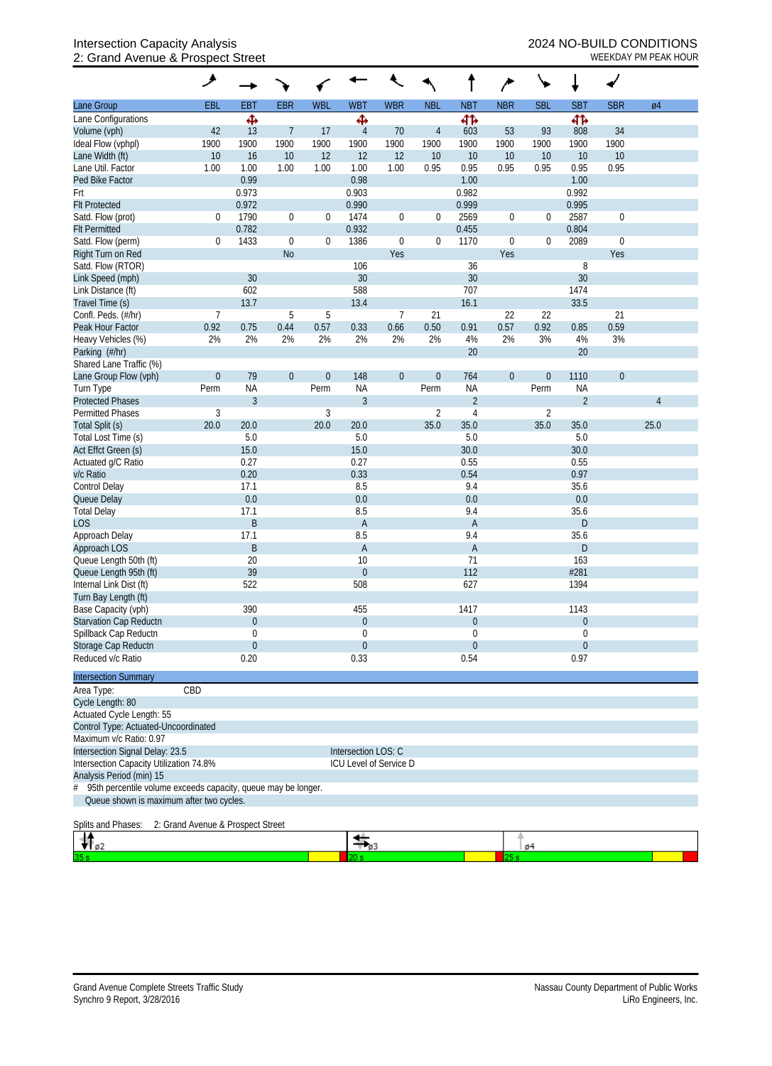Intersection Capacity Analysis
2: Grand Avenue & Prospect Street

2024 NO-BUILD CONDITIONS
WEEKDAY PM PEAK HOUR

| Lane Group | EBL | EBT | EBR | WBL | WBT | WBR | NBL | NBT | NBR | SBL | SBT | SBR | ø4 |
|---|---|---|---|---|---|---|---|---|---|---|---|---|---|
| Lane Configurations | | ✥ | | | ✥ | | | ↰↱ | | | ↰↱ | | |
| Volume (vph) | 42 | 13 | 7 | 17 | 4 | 70 | 4 | 603 | 53 | 93 | 808 | 34 | |
| Ideal Flow (vphpl) | 1900 | 1900 | 1900 | 1900 | 1900 | 1900 | 1900 | 1900 | 1900 | 1900 | 1900 | 1900 | |
| Lane Width (ft) | 10 | 16 | 10 | 12 | 12 | 12 | 10 | 10 | 10 | 10 | 10 | 10 | |
| Lane Util. Factor | 1.00 | 1.00 | 1.00 | 1.00 | 1.00 | 1.00 | 0.95 | 0.95 | 0.95 | 0.95 | 0.95 | 0.95 | |
| Ped Bike Factor | | 0.99 | | | 0.98 | | | 1.00 | | | 1.00 | | |
| Frt | | 0.973 | | | 0.903 | | | 0.982 | | | 0.992 | | |
| Flt Protected | | 0.972 | | | 0.990 | | | 0.999 | | | 0.995 | | |
| Satd. Flow (prot) | 0 | 1790 | 0 | 0 | 1474 | 0 | 0 | 2569 | 0 | 0 | 2587 | 0 | |
| Flt Permitted | | 0.782 | | | 0.932 | | | 0.455 | | | 0.804 | | |
| Satd. Flow (perm) | 0 | 1433 | 0 | 0 | 1386 | 0 | 0 | 1170 | 0 | 0 | 2089 | 0 | |
| Right Turn on Red | | | No | | | Yes | | | Yes | | | Yes | |
| Satd. Flow (RTOR) | | | | | 106 | | | 36 | | | 8 | | |
| Link Speed (mph) | | 30 | | | 30 | | | 30 | | | 30 | | |
| Link Distance (ft) | | 602 | | | 588 | | | 707 | | | 1474 | | |
| Travel Time (s) | | 13.7 | | | 13.4 | | | 16.1 | | | 33.5 | | |
| Confl. Peds. (#/hr) | 7 | | 5 | 5 | | 7 | 21 | | 22 | 22 | | 21 | |
| Peak Hour Factor | 0.92 | 0.75 | 0.44 | 0.57 | 0.33 | 0.66 | 0.50 | 0.91 | 0.57 | 0.92 | 0.85 | 0.59 | |
| Heavy Vehicles (%) | 2% | 2% | 2% | 2% | 2% | 2% | 2% | 4% | 2% | 3% | 4% | 3% | |
| Parking (#/hr) | | | | | | | | 20 | | | 20 | | |
| Shared Lane Traffic (%) | | | | | | | | | | | | | |
| Lane Group Flow (vph) | 0 | 79 | 0 | 0 | 148 | 0 | 0 | 764 | 0 | 0 | 1110 | 0 | |
| Turn Type | Perm | NA | | Perm | NA | | Perm | NA | | Perm | NA | | |
| Protected Phases | | 3 | | | 3 | | | 2 | | | 2 | | 4 |
| Permitted Phases | 3 | | | 3 | | | 2 | 4 | | 2 | | | |
| Total Split (s) | 20.0 | 20.0 | | 20.0 | 20.0 | | 35.0 | 35.0 | | 35.0 | 35.0 | | 25.0 |
| Total Lost Time (s) | | 5.0 | | | 5.0 | | | 5.0 | | | 5.0 | | |
| Act Effct Green (s) | | 15.0 | | | 15.0 | | | 30.0 | | | 30.0 | | |
| Actuated g/C Ratio | | 0.27 | | | 0.27 | | | 0.55 | | | 0.55 | | |
| v/c Ratio | | 0.20 | | | 0.33 | | | 0.54 | | | 0.97 | | |
| Control Delay | | 17.1 | | | 8.5 | | | 9.4 | | | 35.6 | | |
| Queue Delay | | 0.0 | | | 0.0 | | | 0.0 | | | 0.0 | | |
| Total Delay | | 17.1 | | | 8.5 | | | 9.4 | | | 35.6 | | |
| LOS | | B | | | A | | | A | | | D | | |
| Approach Delay | | 17.1 | | | 8.5 | | | 9.4 | | | 35.6 | | |
| Approach LOS | | B | | | A | | | A | | | D | | |
| Queue Length 50th (ft) | | 20 | | | 10 | | | 71 | | | 163 | | |
| Queue Length 95th (ft) | | 39 | | | 0 | | | 112 | | | #281 | | |
| Internal Link Dist (ft) | | 522 | | | 508 | | | 627 | | | 1394 | | |
| Turn Bay Length (ft) | | | | | | | | | | | | | |
| Base Capacity (vph) | | 390 | | | 455 | | | 1417 | | | 1143 | | |
| Starvation Cap Reductn | | 0 | | | 0 | | | 0 | | | 0 | | |
| Spillback Cap Reductn | | 0 | | | 0 | | | 0 | | | 0 | | |
| Storage Cap Reductn | | 0 | | | 0 | | | 0 | | | 0 | | |
| Reduced v/c Ratio | | 0.20 | | | 0.33 | | | 0.54 | | | 0.97 | | |

**Intersection Summary**

Area Type: CBD
Cycle Length: 80
Actuated Cycle Length: 55
Control Type: Actuated-Uncoordinated
Maximum v/c Ratio: 0.97
Intersection Signal Delay: 23.5 — Intersection LOS: C
Intersection Capacity Utilization 74.8% — ICU Level of Service D
Analysis Period (min) 15
# 95th percentile volume exceeds capacity, queue may be longer.
Queue shown is maximum after two cycles.

Splits and Phases: 2: Grand Avenue & Prospect Street

| ø2 | ø3 | ø4 |
|---|---|---|
| 35 s | 20 s | 25 s |

Grand Avenue Complete Streets Traffic Study
Synchro 9 Report, 3/28/2016

Nassau County Department of Public Works
LiRo Engineers, Inc.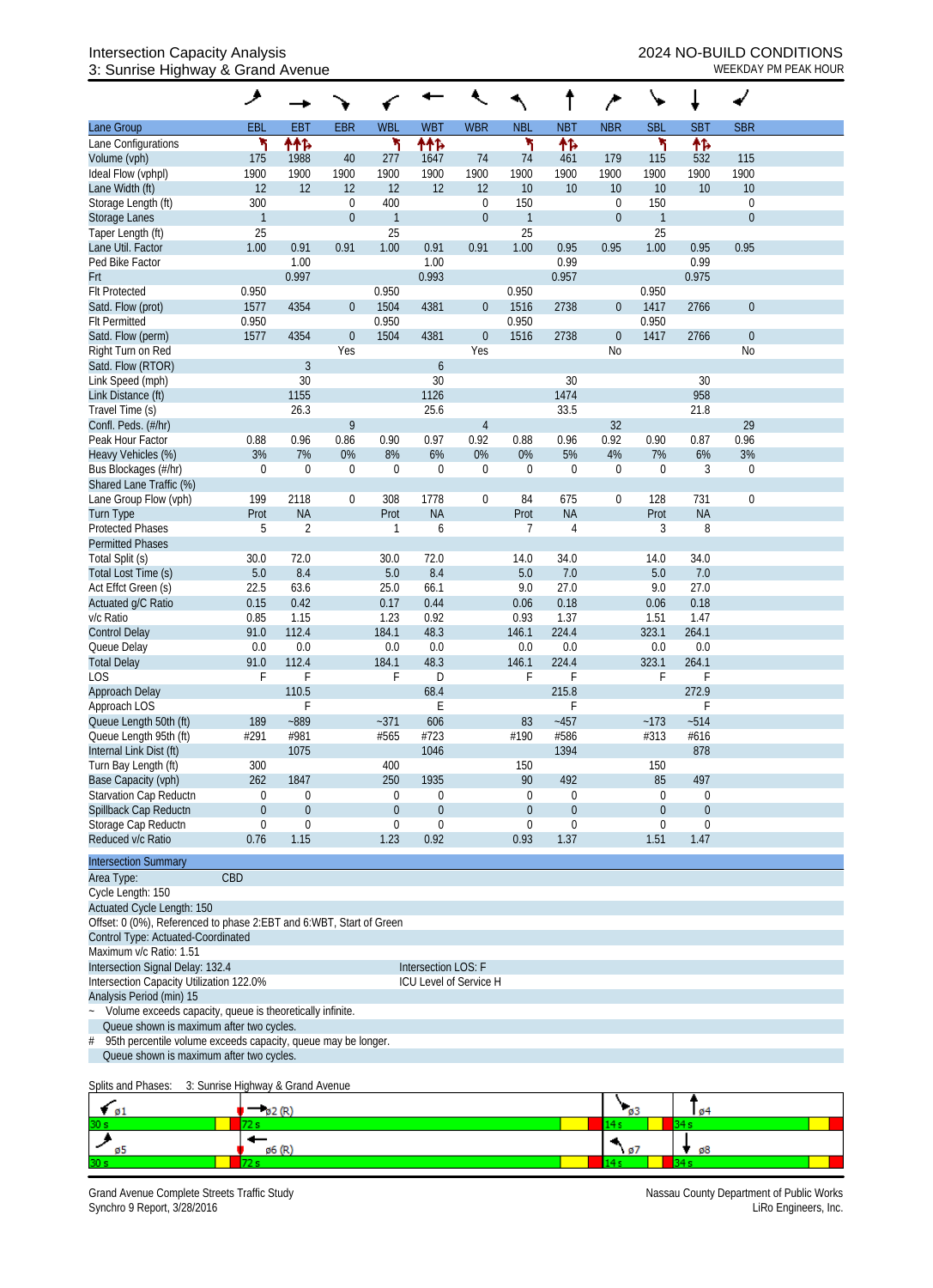# Intersection Capacity Analysis
## 3: Sunrise Highway & Grand Avenue

**2024 NO-BUILD CONDITIONS**
WEEKDAY PM PEAK HOUR

| Lane Group | EBL | EBT | EBR | WBL | WBT | WBR | NBL | NBT | NBR | SBL | SBT | SBR |
|---|---|---|---|---|---|---|---|---|---|---|---|---|
| Lane Configurations | ↰ | ↑↑↱ | | ↰ | ↑↑↱ | | ↰ | ↑↱ | | ↰ | ↑↱ | |
| Volume (vph) | 175 | 1988 | 40 | 277 | 1647 | 74 | 74 | 461 | 179 | 115 | 532 | 115 |
| Ideal Flow (vphpl) | 1900 | 1900 | 1900 | 1900 | 1900 | 1900 | 1900 | 1900 | 1900 | 1900 | 1900 | 1900 |
| Lane Width (ft) | 12 | 12 | 12 | 12 | 12 | 12 | 10 | 10 | 10 | 10 | 10 | 10 |
| Storage Length (ft) | 300 | | 0 | 400 | | 0 | 150 | | 0 | 150 | | 0 |
| Storage Lanes | 1 | | 0 | 1 | | 0 | 1 | | 0 | 1 | | 0 |
| Taper Length (ft) | 25 | | | 25 | | | 25 | | | 25 | | |
| Lane Util. Factor | 1.00 | 0.91 | 0.91 | 1.00 | 0.91 | 0.91 | 1.00 | 0.95 | 0.95 | 1.00 | 0.95 | 0.95 |
| Ped Bike Factor | | 1.00 | | | 1.00 | | | 0.99 | | | 0.99 | |
| Frt | | 0.997 | | | 0.993 | | | 0.957 | | | 0.975 | |
| Flt Protected | 0.950 | | | 0.950 | | | 0.950 | | | 0.950 | | |
| Satd. Flow (prot) | 1577 | 4354 | 0 | 1504 | 4381 | 0 | 1516 | 2738 | 0 | 1417 | 2766 | 0 |
| Flt Permitted | 0.950 | | | 0.950 | | | 0.950 | | | 0.950 | | |
| Satd. Flow (perm) | 1577 | 4354 | 0 | 1504 | 4381 | 0 | 1516 | 2738 | 0 | 1417 | 2766 | 0 |
| Right Turn on Red | | | Yes | | | Yes | | | No | | | No |
| Satd. Flow (RTOR) | | 3 | | | 6 | | | | | | | |
| Link Speed (mph) | | 30 | | | 30 | | | 30 | | | 30 | |
| Link Distance (ft) | | 1155 | | | 1126 | | | 1474 | | | 958 | |
| Travel Time (s) | | 26.3 | | | 25.6 | | | 33.5 | | | 21.8 | |
| Confl. Peds. (#/hr) | | | 9 | | | 4 | | | 32 | | | 29 |
| Peak Hour Factor | 0.88 | 0.96 | 0.86 | 0.90 | 0.97 | 0.92 | 0.88 | 0.96 | 0.92 | 0.90 | 0.87 | 0.96 |
| Heavy Vehicles (%) | 3% | 7% | 0% | 8% | 6% | 0% | 0% | 5% | 4% | 7% | 6% | 3% |
| Bus Blockages (#/hr) | 0 | 0 | 0 | 0 | 0 | 0 | 0 | 0 | 0 | 0 | 3 | 0 |
| Shared Lane Traffic (%) | | | | | | | | | | | | |
| Lane Group Flow (vph) | 199 | 2118 | 0 | 308 | 1778 | 0 | 84 | 675 | 0 | 128 | 731 | 0 |
| Turn Type | Prot | NA | | Prot | NA | | Prot | NA | | Prot | NA | |
| Protected Phases | 5 | 2 | | 1 | 6 | | 7 | 4 | | 3 | 8 | |
| Permitted Phases | | | | | | | | | | | | |
| Total Split (s) | 30.0 | 72.0 | | 30.0 | 72.0 | | 14.0 | 34.0 | | 14.0 | 34.0 | |
| Total Lost Time (s) | 5.0 | 8.4 | | 5.0 | 8.4 | | 5.0 | 7.0 | | 5.0 | 7.0 | |
| Act Effct Green (s) | 22.5 | 63.6 | | 25.0 | 66.1 | | 9.0 | 27.0 | | 9.0 | 27.0 | |
| Actuated g/C Ratio | 0.15 | 0.42 | | 0.17 | 0.44 | | 0.06 | 0.18 | | 0.06 | 0.18 | |
| v/c Ratio | 0.85 | 1.15 | | 1.23 | 0.92 | | 0.93 | 1.37 | | 1.51 | 1.47 | |
| Control Delay | 91.0 | 112.4 | | 184.1 | 48.3 | | 146.1 | 224.4 | | 323.1 | 264.1 | |
| Queue Delay | 0.0 | 0.0 | | 0.0 | 0.0 | | 0.0 | 0.0 | | 0.0 | 0.0 | |
| Total Delay | 91.0 | 112.4 | | 184.1 | 48.3 | | 146.1 | 224.4 | | 323.1 | 264.1 | |
| LOS | F | F | | F | D | | F | F | | F | F | |
| Approach Delay | | 110.5 | | | 68.4 | | | 215.8 | | | 272.9 | |
| Approach LOS | | F | | | E | | | F | | | F | |
| Queue Length 50th (ft) | 189 | ~889 | | ~371 | 606 | | 83 | ~457 | | ~173 | ~514 | |
| Queue Length 95th (ft) | #291 | #981 | | #565 | #723 | | #190 | #586 | | #313 | #616 | |
| Internal Link Dist (ft) | | 1075 | | | 1046 | | | 1394 | | | 878 | |
| Turn Bay Length (ft) | 300 | | | 400 | | | 150 | | | 150 | | |
| Base Capacity (vph) | 262 | 1847 | | 250 | 1935 | | 90 | 492 | | 85 | 497 | |
| Starvation Cap Reductn | 0 | 0 | | 0 | 0 | | 0 | 0 | | 0 | 0 | |
| Spillback Cap Reductn | 0 | 0 | | 0 | 0 | | 0 | 0 | | 0 | 0 | |
| Storage Cap Reductn | 0 | 0 | | 0 | 0 | | 0 | 0 | | 0 | 0 | |
| Reduced v/c Ratio | 0.76 | 1.15 | | 1.23 | 0.92 | | 0.93 | 1.37 | | 1.51 | 1.47 | |

**Intersection Summary**

Area Type: CBD
Cycle Length: 150
Actuated Cycle Length: 150
Offset: 0 (0%), Referenced to phase 2:EBT and 6:WBT, Start of Green
Control Type: Actuated-Coordinated
Maximum v/c Ratio: 1.51
Intersection Signal Delay: 132.4 — Intersection LOS: F
Intersection Capacity Utilization 122.0% — ICU Level of Service H
Analysis Period (min) 15

~ Volume exceeds capacity, queue is theoretically infinite.
Queue shown is maximum after two cycles.
\# 95th percentile volume exceeds capacity, queue may be longer.
Queue shown is maximum after two cycles.

Splits and Phases: 3: Sunrise Highway & Grand Avenue

| ø1 30 s | ø2 (R) 72 s | ø3 14 s | ø4 34 s |
|---|---|---|---|
| **ø5 30 s** | **ø6 (R) 72 s** | **ø7 14 s** | **ø8 34 s** |

Grand Avenue Complete Streets Traffic Study
Synchro 9 Report, 3/28/2016

Nassau County Department of Public Works
LiRo Engineers, Inc.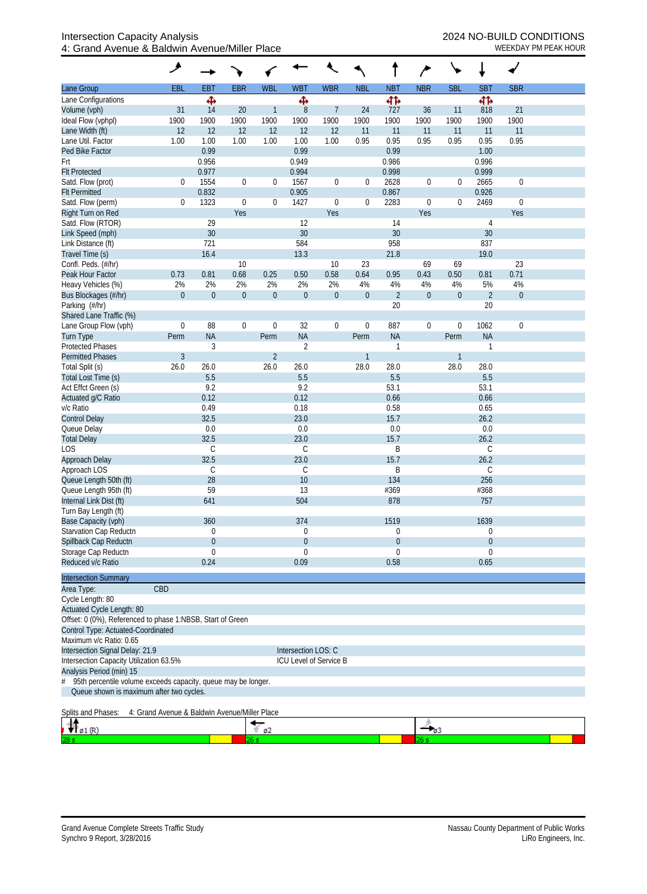Intersection Capacity Analysis
4: Grand Avenue & Baldwin Avenue/Miller Place

2024 NO-BUILD CONDITIONS
WEEKDAY PM PEAK HOUR

| Lane Group | EBL | EBT | EBR | WBL | WBT | WBR | NBL | NBT | NBR | SBL | SBT | SBR |
|---|---|---|---|---|---|---|---|---|---|---|---|---|
| Lane Configurations | | ✣ | | | ✣ | | | ⇹ | | | ⇹ | |
| Volume (vph) | 31 | 14 | 20 | 1 | 8 | 7 | 24 | 727 | 36 | 11 | 818 | 21 |
| Ideal Flow (vphpl) | 1900 | 1900 | 1900 | 1900 | 1900 | 1900 | 1900 | 1900 | 1900 | 1900 | 1900 | 1900 |
| Lane Width (ft) | 12 | 12 | 12 | 12 | 12 | 12 | 11 | 11 | 11 | 11 | 11 | 11 |
| Lane Util. Factor | 1.00 | 1.00 | 1.00 | 1.00 | 1.00 | 1.00 | 0.95 | 0.95 | 0.95 | 0.95 | 0.95 | 0.95 |
| Ped Bike Factor | | 0.99 | | | 0.99 | | | 0.99 | | | 1.00 | |
| Frt | | 0.956 | | | 0.949 | | | 0.986 | | | 0.996 | |
| Flt Protected | | 0.977 | | | 0.994 | | | 0.998 | | | 0.999 | |
| Satd. Flow (prot) | 0 | 1554 | 0 | 0 | 1567 | 0 | 0 | 2628 | 0 | 0 | 2665 | 0 |
| Flt Permitted | | 0.832 | | | 0.905 | | | 0.867 | | | 0.926 | |
| Satd. Flow (perm) | 0 | 1323 | 0 | 0 | 1427 | 0 | 0 | 2283 | 0 | 0 | 2469 | 0 |
| Right Turn on Red | | | Yes | | | Yes | | | Yes | | | Yes |
| Satd. Flow (RTOR) | | 29 | | | 12 | | | 14 | | | 4 | |
| Link Speed (mph) | | 30 | | | 30 | | | 30 | | | 30 | |
| Link Distance (ft) | | 721 | | | 584 | | | 958 | | | 837 | |
| Travel Time (s) | | 16.4 | | | 13.3 | | | 21.8 | | | 19.0 | |
| Confl. Peds. (#/hr) | | | 10 | | | 10 | 23 | | 69 | 69 | | 23 |
| Peak Hour Factor | 0.73 | 0.81 | 0.68 | 0.25 | 0.50 | 0.58 | 0.64 | 0.95 | 0.43 | 0.50 | 0.81 | 0.71 |
| Heavy Vehicles (%) | 2% | 2% | 2% | 2% | 2% | 2% | 4% | 4% | 4% | 4% | 5% | 4% |
| Bus Blockages (#/hr) | 0 | 0 | 0 | 0 | 0 | 0 | 0 | 2 | 0 | 0 | 2 | 0 |
| Parking (#/hr) | | | | | | | | 20 | | | 20 | |
| Shared Lane Traffic (%) | | | | | | | | | | | | |
| Lane Group Flow (vph) | 0 | 88 | 0 | 0 | 32 | 0 | 0 | 887 | 0 | 0 | 1062 | 0 |
| Turn Type | Perm | NA | | Perm | NA | | Perm | NA | | Perm | NA | |
| Protected Phases | | 3 | | | 2 | | | 1 | | | 1 | |
| Permitted Phases | 3 | | | 2 | | | 1 | | | 1 | | |
| Total Split (s) | 26.0 | 26.0 | | 26.0 | 26.0 | | 28.0 | 28.0 | | 28.0 | 28.0 | |
| Total Lost Time (s) | | 5.5 | | | 5.5 | | | 5.5 | | | 5.5 | |
| Act Effct Green (s) | | 9.2 | | | 9.2 | | | 53.1 | | | 53.1 | |
| Actuated g/C Ratio | | 0.12 | | | 0.12 | | | 0.66 | | | 0.66 | |
| v/c Ratio | | 0.49 | | | 0.18 | | | 0.58 | | | 0.65 | |
| Control Delay | | 32.5 | | | 23.0 | | | 15.7 | | | 26.2 | |
| Queue Delay | | 0.0 | | | 0.0 | | | 0.0 | | | 0.0 | |
| Total Delay | | 32.5 | | | 23.0 | | | 15.7 | | | 26.2 | |
| LOS | | C | | | C | | | B | | | C | |
| Approach Delay | | 32.5 | | | 23.0 | | | 15.7 | | | 26.2 | |
| Approach LOS | | C | | | C | | | B | | | C | |
| Queue Length 50th (ft) | | 28 | | | 10 | | | 134 | | | 256 | |
| Queue Length 95th (ft) | | 59 | | | 13 | | | #369 | | | #368 | |
| Internal Link Dist (ft) | | 641 | | | 504 | | | 878 | | | 757 | |
| Turn Bay Length (ft) | | | | | | | | | | | | |
| Base Capacity (vph) | | 360 | | | 374 | | | 1519 | | | 1639 | |
| Starvation Cap Reductn | | 0 | | | 0 | | | 0 | | | 0 | |
| Spillback Cap Reductn | | 0 | | | 0 | | | 0 | | | 0 | |
| Storage Cap Reductn | | 0 | | | 0 | | | 0 | | | 0 | |
| Reduced v/c Ratio | | 0.24 | | | 0.09 | | | 0.58 | | | 0.65 | |

**Intersection Summary**

Area Type: CBD
Cycle Length: 80
Actuated Cycle Length: 80
Offset: 0 (0%), Referenced to phase 1:NBSB, Start of Green
Control Type: Actuated-Coordinated
Maximum v/c Ratio: 0.65
Intersection Signal Delay: 21.9 — Intersection LOS: C
Intersection Capacity Utilization 63.5% — ICU Level of Service B
Analysis Period (min) 15
# 95th percentile volume exceeds capacity, queue may be longer.
Queue shown is maximum after two cycles.

Splits and Phases: 4: Grand Avenue & Baldwin Avenue/Miller Place

| ø1 (R) | ø2 | ø3 |
|---|---|---|
| 28 s | 26 s | 26 s |

Grand Avenue Complete Streets Traffic Study
Synchro 9 Report, 3/28/2016

Nassau County Department of Public Works
LiRo Engineers, Inc.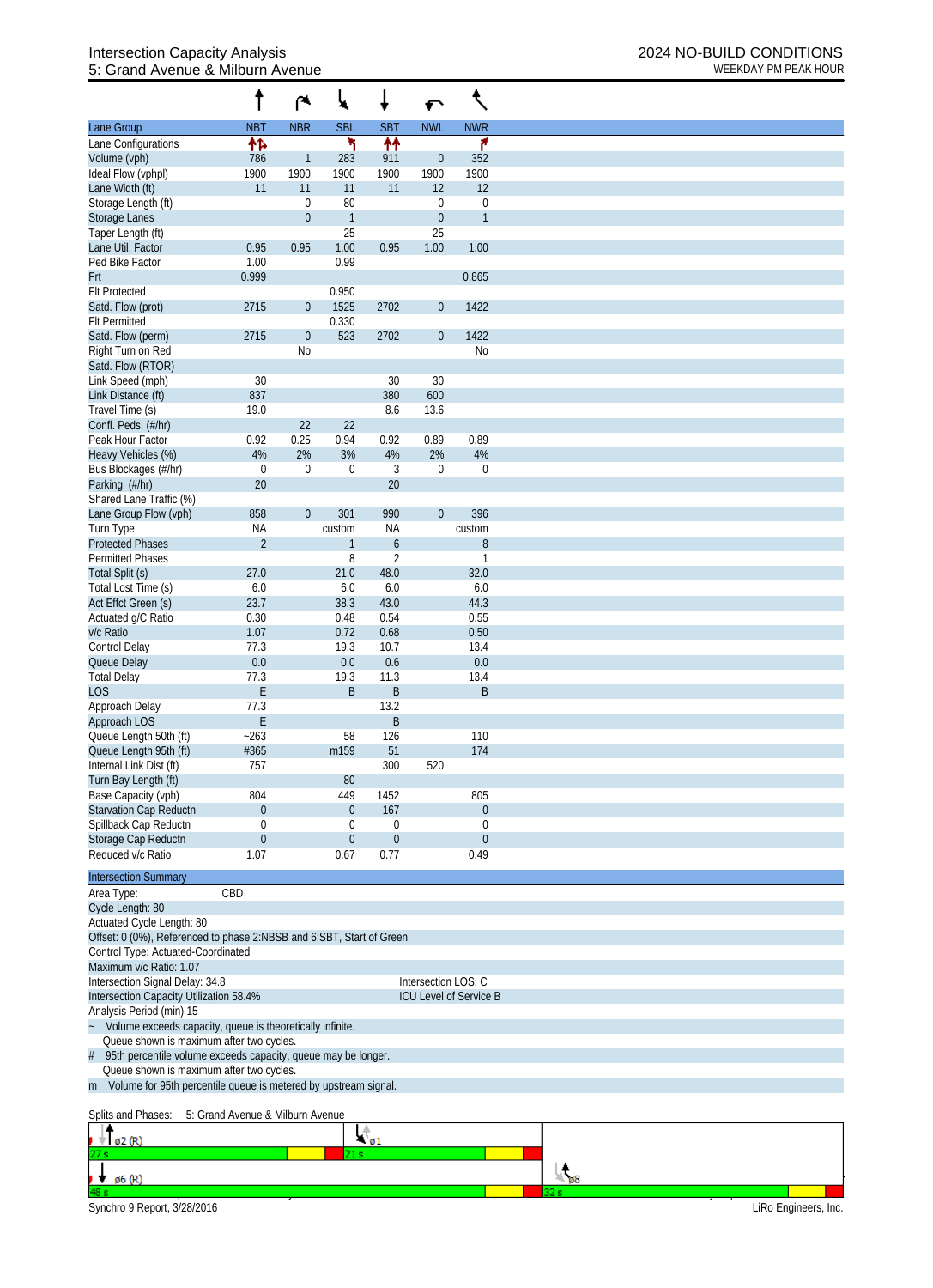# Intersection Capacity Analysis
## 5: Grand Avenue & Milburn Avenue

2024 NO-BUILD CONDITIONS
WEEKDAY PM PEAK HOUR

| Lane Group | NBT | NBR | SBL | SBT | NWL | NWR |
|---|---|---|---|---|---|---|
| Lane Configurations | | | | | | |
| Volume (vph) | 786 | 1 | 283 | 911 | 0 | 352 |
| Ideal Flow (vphpl) | 1900 | 1900 | 1900 | 1900 | 1900 | 1900 |
| Lane Width (ft) | 11 | 11 | 11 | 11 | 12 | 12 |
| Storage Length (ft) | | 0 | 80 | | 0 | 0 |
| Storage Lanes | | 0 | 1 | | 0 | 1 |
| Taper Length (ft) | | | 25 | | 25 | |
| Lane Util. Factor | 0.95 | 0.95 | 1.00 | 0.95 | 1.00 | 1.00 |
| Ped Bike Factor | 1.00 | | 0.99 | | | |
| Frt | 0.999 | | | | | 0.865 |
| Flt Protected | | | 0.950 | | | |
| Satd. Flow (prot) | 2715 | 0 | 1525 | 2702 | 0 | 1422 |
| Flt Permitted | | | 0.330 | | | |
| Satd. Flow (perm) | 2715 | 0 | 523 | 2702 | 0 | 1422 |
| Right Turn on Red | | No | | | | No |
| Satd. Flow (RTOR) | | | | | | |
| Link Speed (mph) | 30 | | | 30 | 30 | |
| Link Distance (ft) | 837 | | | 380 | 600 | |
| Travel Time (s) | 19.0 | | | 8.6 | 13.6 | |
| Confl. Peds. (#/hr) | | 22 | 22 | | | |
| Peak Hour Factor | 0.92 | 0.25 | 0.94 | 0.92 | 0.89 | 0.89 |
| Heavy Vehicles (%) | 4% | 2% | 3% | 4% | 2% | 4% |
| Bus Blockages (#/hr) | 0 | 0 | 0 | 3 | 0 | 0 |
| Parking (#/hr) | 20 | | | 20 | | |
| Shared Lane Traffic (%) | | | | | | |
| Lane Group Flow (vph) | 858 | 0 | 301 | 990 | 0 | 396 |
| Turn Type | NA | | custom | NA | | custom |
| Protected Phases | 2 | | 1 | 6 | | 8 |
| Permitted Phases | | | 8 | 2 | | 1 |
| Total Split (s) | 27.0 | | 21.0 | 48.0 | | 32.0 |
| Total Lost Time (s) | 6.0 | | 6.0 | 6.0 | | 6.0 |
| Act Effct Green (s) | 23.7 | | 38.3 | 43.0 | | 44.3 |
| Actuated g/C Ratio | 0.30 | | 0.48 | 0.54 | | 0.55 |
| v/c Ratio | 1.07 | | 0.72 | 0.68 | | 0.50 |
| Control Delay | 77.3 | | 19.3 | 10.7 | | 13.4 |
| Queue Delay | 0.0 | | 0.0 | 0.6 | | 0.0 |
| Total Delay | 77.3 | | 19.3 | 11.3 | | 13.4 |
| LOS | E | | B | B | | B |
| Approach Delay | 77.3 | | | 13.2 | | |
| Approach LOS | E | | | B | | |
| Queue Length 50th (ft) | ~263 | | 58 | 126 | | 110 |
| Queue Length 95th (ft) | #365 | | m159 | 51 | | 174 |
| Internal Link Dist (ft) | 757 | | | 300 | 520 | |
| Turn Bay Length (ft) | | | 80 | | | |
| Base Capacity (vph) | 804 | | 449 | 1452 | | 805 |
| Starvation Cap Reductn | 0 | | 0 | 167 | | 0 |
| Spillback Cap Reductn | 0 | | 0 | 0 | | 0 |
| Storage Cap Reductn | 0 | | 0 | 0 | | 0 |
| Reduced v/c Ratio | 1.07 | | 0.67 | 0.77 | | 0.49 |

**Intersection Summary**

Area Type: CBD
Cycle Length: 80
Actuated Cycle Length: 80
Offset: 0 (0%), Referenced to phase 2:NBSB and 6:SBT, Start of Green
Control Type: Actuated-Coordinated
Maximum v/c Ratio: 1.07
Intersection Signal Delay: 34.8 Intersection LOS: C
Intersection Capacity Utilization 58.4% ICU Level of Service B
Analysis Period (min) 15

~ Volume exceeds capacity, queue is theoretically infinite.
Queue shown is maximum after two cycles.
\# 95th percentile volume exceeds capacity, queue may be longer.
Queue shown is maximum after two cycles.
m Volume for 95th percentile queue is metered by upstream signal.

Splits and Phases: 5: Grand Avenue & Milburn Avenue

ø2 (R) 27 s | ø1 21 s
ø6 (R) 48 s | ø8 32 s

Synchro 9 Report, 3/28/2016 LiRo Engineers, Inc.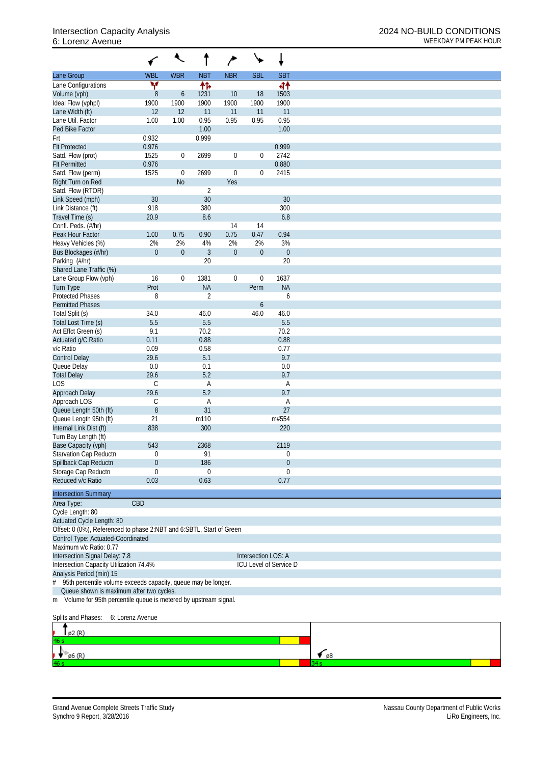# Intersection Capacity Analysis
## 6: Lorenz Avenue

2024 NO-BUILD CONDITIONS
WEEKDAY PM PEAK HOUR

| Lane Group | WBL | WBR | NBT | NBR | SBL | SBT |
|---|---|---|---|---|---|---|
| Lane Configurations | Y | | ↑↻ | | | ↰↑ |
| Volume (vph) | 8 | 6 | 1231 | 10 | 18 | 1503 |
| Ideal Flow (vphpl) | 1900 | 1900 | 1900 | 1900 | 1900 | 1900 |
| Lane Width (ft) | 12 | 12 | 11 | 11 | 11 | 11 |
| Lane Util. Factor | 1.00 | 1.00 | 0.95 | 0.95 | 0.95 | 0.95 |
| Ped Bike Factor | | | 1.00 | | | 1.00 |
| Frt | 0.932 | | 0.999 | | | |
| Flt Protected | 0.976 | | | | | 0.999 |
| Satd. Flow (prot) | 1525 | 0 | 2699 | 0 | 0 | 2742 |
| Flt Permitted | 0.976 | | | | | 0.880 |
| Satd. Flow (perm) | 1525 | 0 | 2699 | 0 | 0 | 2415 |
| Right Turn on Red | | No | | Yes | | |
| Satd. Flow (RTOR) | | | 2 | | | |
| Link Speed (mph) | 30 | | 30 | | | 30 |
| Link Distance (ft) | 918 | | 380 | | | 300 |
| Travel Time (s) | 20.9 | | 8.6 | | | 6.8 |
| Confl. Peds. (#/hr) | | | | 14 | 14 | |
| Peak Hour Factor | 1.00 | 0.75 | 0.90 | 0.75 | 0.47 | 0.94 |
| Heavy Vehicles (%) | 2% | 2% | 4% | 2% | 2% | 3% |
| Bus Blockages (#/hr) | 0 | 0 | 3 | 0 | 0 | 0 |
| Parking (#/hr) | | | 20 | | | 20 |
| Shared Lane Traffic (%) | | | | | | |
| Lane Group Flow (vph) | 16 | 0 | 1381 | 0 | 0 | 1637 |
| Turn Type | Prot | | NA | | Perm | NA |
| Protected Phases | 8 | | 2 | | | 6 |
| Permitted Phases | | | | | 6 | |
| Total Split (s) | 34.0 | | 46.0 | | 46.0 | 46.0 |
| Total Lost Time (s) | 5.5 | | 5.5 | | | 5.5 |
| Act Effct Green (s) | 9.1 | | 70.2 | | | 70.2 |
| Actuated g/C Ratio | 0.11 | | 0.88 | | | 0.88 |
| v/c Ratio | 0.09 | | 0.58 | | | 0.77 |
| Control Delay | 29.6 | | 5.1 | | | 9.7 |
| Queue Delay | 0.0 | | 0.1 | | | 0.0 |
| Total Delay | 29.6 | | 5.2 | | | 9.7 |
| LOS | C | | A | | | A |
| Approach Delay | 29.6 | | 5.2 | | | 9.7 |
| Approach LOS | C | | A | | | A |
| Queue Length 50th (ft) | 8 | | 31 | | | 27 |
| Queue Length 95th (ft) | 21 | | m110 | | | m#554 |
| Internal Link Dist (ft) | 838 | | 300 | | | 220 |
| Turn Bay Length (ft) | | | | | | |
| Base Capacity (vph) | 543 | | 2368 | | | 2119 |
| Starvation Cap Reductn | 0 | | 91 | | | 0 |
| Spillback Cap Reductn | 0 | | 186 | | | 0 |
| Storage Cap Reductn | 0 | | 0 | | | 0 |
| Reduced v/c Ratio | 0.03 | | 0.63 | | | 0.77 |

**Intersection Summary**

Area Type: CBD
Cycle Length: 80
Actuated Cycle Length: 80
Offset: 0 (0%), Referenced to phase 2:NBT and 6:SBTL, Start of Green
Control Type: Actuated-Coordinated
Maximum v/c Ratio: 0.77
Intersection Signal Delay: 7.8 — Intersection LOS: A
Intersection Capacity Utilization 74.4% — ICU Level of Service D
Analysis Period (min) 15
\# 95th percentile volume exceeds capacity, queue may be longer.
Queue shown is maximum after two cycles.
m Volume for 95th percentile queue is metered by upstream signal.

Splits and Phases: 6: Lorenz Avenue

| ø2 (R) 46 s | |
|---|---|
| ø6 (R) 46 s | ø8 34 s |

Grand Avenue Complete Streets Traffic Study
Synchro 9 Report, 3/28/2016

Nassau County Department of Public Works
LiRo Engineers, Inc.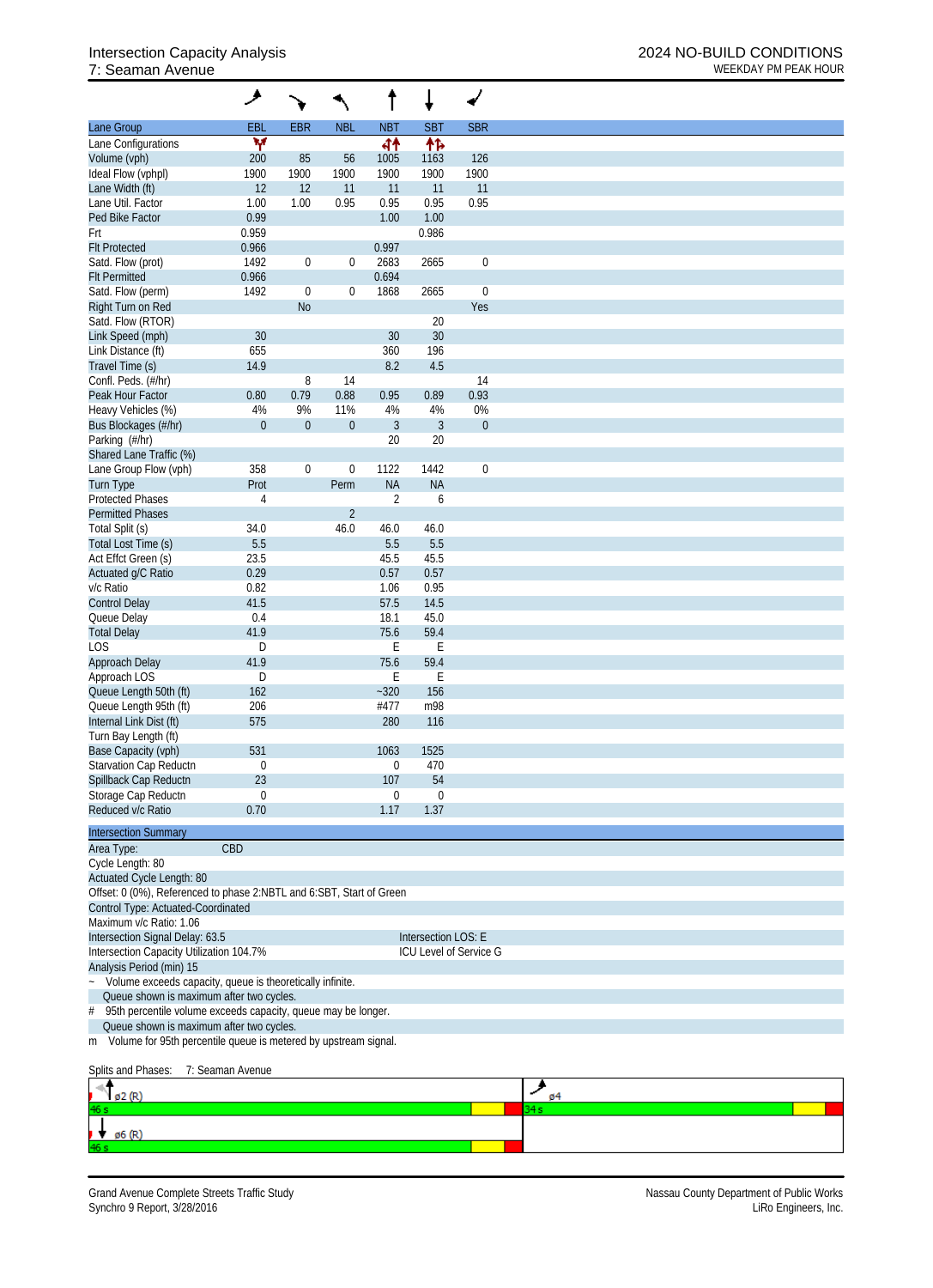# Intersection Capacity Analysis
## 7: Seaman Avenue

**2024 NO-BUILD CONDITIONS**
WEEKDAY PM PEAK HOUR

| Lane Group | EBL | EBR | NBL | NBT | SBT | SBR |
|---|---|---|---|---|---|---|
| Lane Configurations | | | | | | |
| Volume (vph) | 200 | 85 | 56 | 1005 | 1163 | 126 |
| Ideal Flow (vphpl) | 1900 | 1900 | 1900 | 1900 | 1900 | 1900 |
| Lane Width (ft) | 12 | 12 | 11 | 11 | 11 | 11 |
| Lane Util. Factor | 1.00 | 1.00 | 0.95 | 0.95 | 0.95 | 0.95 |
| Ped Bike Factor | 0.99 | | | 1.00 | 1.00 | |
| Frt | 0.959 | | | | 0.986 | |
| Flt Protected | 0.966 | | | 0.997 | | |
| Satd. Flow (prot) | 1492 | 0 | 0 | 2683 | 2665 | 0 |
| Flt Permitted | 0.966 | | | 0.694 | | |
| Satd. Flow (perm) | 1492 | 0 | 0 | 1868 | 2665 | 0 |
| Right Turn on Red | | No | | | | Yes |
| Satd. Flow (RTOR) | | | | | 20 | |
| Link Speed (mph) | 30 | | | 30 | 30 | |
| Link Distance (ft) | 655 | | | 360 | 196 | |
| Travel Time (s) | 14.9 | | | 8.2 | 4.5 | |
| Confl. Peds. (#/hr) | | 8 | 14 | | | 14 |
| Peak Hour Factor | 0.80 | 0.79 | 0.88 | 0.95 | 0.89 | 0.93 |
| Heavy Vehicles (%) | 4% | 9% | 11% | 4% | 4% | 0% |
| Bus Blockages (#/hr) | 0 | 0 | 0 | 3 | 3 | 0 |
| Parking (#/hr) | | | | 20 | 20 | |
| Shared Lane Traffic (%) | | | | | | |
| Lane Group Flow (vph) | 358 | 0 | 0 | 1122 | 1442 | 0 |
| Turn Type | Prot | | Perm | NA | NA | |
| Protected Phases | 4 | | | 2 | 6 | |
| Permitted Phases | | | 2 | | | |
| Total Split (s) | 34.0 | | 46.0 | 46.0 | 46.0 | |
| Total Lost Time (s) | 5.5 | | | 5.5 | 5.5 | |
| Act Effct Green (s) | 23.5 | | | 45.5 | 45.5 | |
| Actuated g/C Ratio | 0.29 | | | 0.57 | 0.57 | |
| v/c Ratio | 0.82 | | | 1.06 | 0.95 | |
| Control Delay | 41.5 | | | 57.5 | 14.5 | |
| Queue Delay | 0.4 | | | 18.1 | 45.0 | |
| Total Delay | 41.9 | | | 75.6 | 59.4 | |
| LOS | D | | | E | E | |
| Approach Delay | 41.9 | | | 75.6 | 59.4 | |
| Approach LOS | D | | | E | E | |
| Queue Length 50th (ft) | 162 | | | ~320 | 156 | |
| Queue Length 95th (ft) | 206 | | | #477 | m98 | |
| Internal Link Dist (ft) | 575 | | | 280 | 116 | |
| Turn Bay Length (ft) | | | | | | |
| Base Capacity (vph) | 531 | | | 1063 | 1525 | |
| Starvation Cap Reductn | 0 | | | 0 | 470 | |
| Spillback Cap Reductn | 23 | | | 107 | 54 | |
| Storage Cap Reductn | 0 | | | 0 | 0 | |
| Reduced v/c Ratio | 0.70 | | | 1.17 | 1.37 | |

**Intersection Summary**

Area Type: CBD
Cycle Length: 80
Actuated Cycle Length: 80
Offset: 0 (0%), Referenced to phase 2:NBTL and 6:SBT, Start of Green
Control Type: Actuated-Coordinated
Maximum v/c Ratio: 1.06
Intersection Signal Delay: 63.5 — Intersection LOS: E
Intersection Capacity Utilization 104.7% — ICU Level of Service G
Analysis Period (min) 15

~ Volume exceeds capacity, queue is theoretically infinite.
Queue shown is maximum after two cycles.
\# 95th percentile volume exceeds capacity, queue may be longer.
Queue shown is maximum after two cycles.
m Volume for 95th percentile queue is metered by upstream signal.

Splits and Phases: 7: Seaman Avenue

| ø2 (R) | ø4 |
|---|---|
| 46 s | 34 s |
| ø6 (R) | |
| 46 s | |

Grand Avenue Complete Streets Traffic Study
Synchro 9 Report, 3/28/2016

Nassau County Department of Public Works
LiRo Engineers, Inc.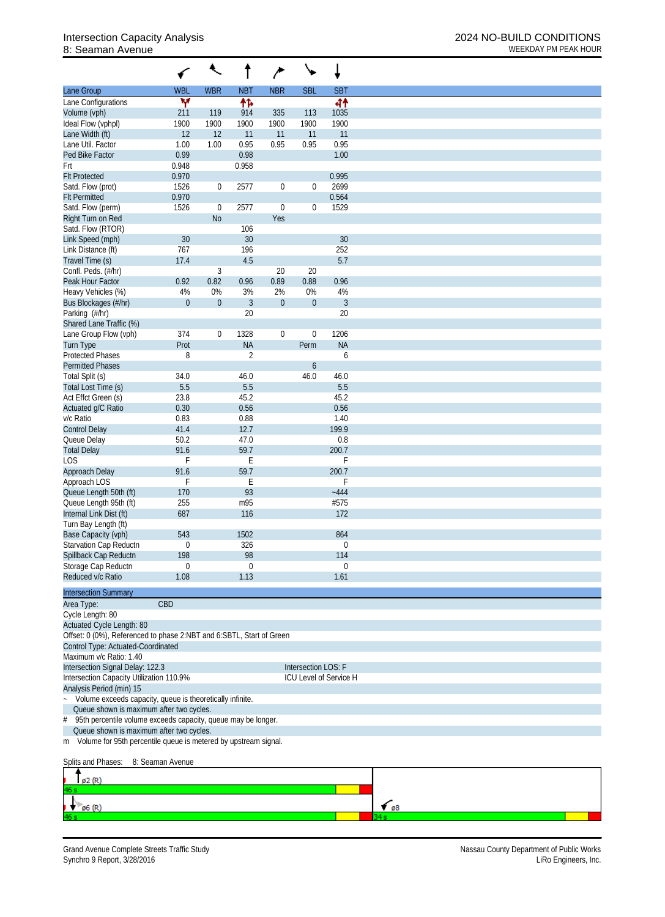Intersection Capacity Analysis
8: Seaman Avenue

2024 NO-BUILD CONDITIONS
WEEKDAY PM PEAK HOUR

| Lane Group | WBL | WBR | NBT | NBR | SBL | SBT |
|---|---|---|---|---|---|---|
| Lane Configurations | Y | | ↑↱ | | | ↰↑ |
| Volume (vph) | 211 | 119 | 914 | 335 | 113 | 1035 |
| Ideal Flow (vphpl) | 1900 | 1900 | 1900 | 1900 | 1900 | 1900 |
| Lane Width (ft) | 12 | 12 | 11 | 11 | 11 | 11 |
| Lane Util. Factor | 1.00 | 1.00 | 0.95 | 0.95 | 0.95 | 0.95 |
| Ped Bike Factor | 0.99 | | 0.98 | | | 1.00 |
| Frt | 0.948 | | 0.958 | | | |
| Flt Protected | 0.970 | | | | | 0.995 |
| Satd. Flow (prot) | 1526 | 0 | 2577 | 0 | 0 | 2699 |
| Flt Permitted | 0.970 | | | | | 0.564 |
| Satd. Flow (perm) | 1526 | 0 | 2577 | 0 | 0 | 1529 |
| Right Turn on Red | | No | | Yes | | |
| Satd. Flow (RTOR) | | | 106 | | | |
| Link Speed (mph) | 30 | | 30 | | | 30 |
| Link Distance (ft) | 767 | | 196 | | | 252 |
| Travel Time (s) | 17.4 | | 4.5 | | | 5.7 |
| Confl. Peds. (#/hr) | | 3 | | 20 | 20 | |
| Peak Hour Factor | 0.92 | 0.82 | 0.96 | 0.89 | 0.88 | 0.96 |
| Heavy Vehicles (%) | 4% | 0% | 3% | 2% | 0% | 4% |
| Bus Blockages (#/hr) | 0 | 0 | 3 | 0 | 0 | 3 |
| Parking (#/hr) | | | 20 | | | 20 |
| Shared Lane Traffic (%) | | | | | | |
| Lane Group Flow (vph) | 374 | 0 | 1328 | 0 | 0 | 1206 |
| Turn Type | Prot | | NA | | Perm | NA |
| Protected Phases | 8 | | 2 | | | 6 |
| Permitted Phases | | | | | 6 | |
| Total Split (s) | 34.0 | | 46.0 | | 46.0 | 46.0 |
| Total Lost Time (s) | 5.5 | | 5.5 | | | 5.5 |
| Act Effct Green (s) | 23.8 | | 45.2 | | | 45.2 |
| Actuated g/C Ratio | 0.30 | | 0.56 | | | 0.56 |
| v/c Ratio | 0.83 | | 0.88 | | | 1.40 |
| Control Delay | 41.4 | | 12.7 | | | 199.9 |
| Queue Delay | 50.2 | | 47.0 | | | 0.8 |
| Total Delay | 91.6 | | 59.7 | | | 200.7 |
| LOS | F | | E | | | F |
| Approach Delay | 91.6 | | 59.7 | | | 200.7 |
| Approach LOS | F | | E | | | F |
| Queue Length 50th (ft) | 170 | | 93 | | | ~444 |
| Queue Length 95th (ft) | 255 | | m95 | | | #575 |
| Internal Link Dist (ft) | 687 | | 116 | | | 172 |
| Turn Bay Length (ft) | | | | | | |
| Base Capacity (vph) | 543 | | 1502 | | | 864 |
| Starvation Cap Reductn | 0 | | 326 | | | 0 |
| Spillback Cap Reductn | 198 | | 98 | | | 114 |
| Storage Cap Reductn | 0 | | 0 | | | 0 |
| Reduced v/c Ratio | 1.08 | | 1.13 | | | 1.61 |

**Intersection Summary**

Area Type: CBD

Cycle Length: 80

Actuated Cycle Length: 80

Offset: 0 (0%), Referenced to phase 2:NBT and 6:SBTL, Start of Green

Control Type: Actuated-Coordinated

Maximum v/c Ratio: 1.40

Intersection Signal Delay: 122.3 — Intersection LOS: F

Intersection Capacity Utilization 110.9% — ICU Level of Service H

Analysis Period (min) 15

~ Volume exceeds capacity, queue is theoretically infinite.
Queue shown is maximum after two cycles.

\# 95th percentile volume exceeds capacity, queue may be longer.
Queue shown is maximum after two cycles.

m Volume for 95th percentile queue is metered by upstream signal.

Splits and Phases: 8: Seaman Avenue

ø2 (R) 46 s

ø6 (R) 46 s — ø8 34 s

Grand Avenue Complete Streets Traffic Study
Synchro 9 Report, 3/28/2016

Nassau County Department of Public Works
LiRo Engineers, Inc.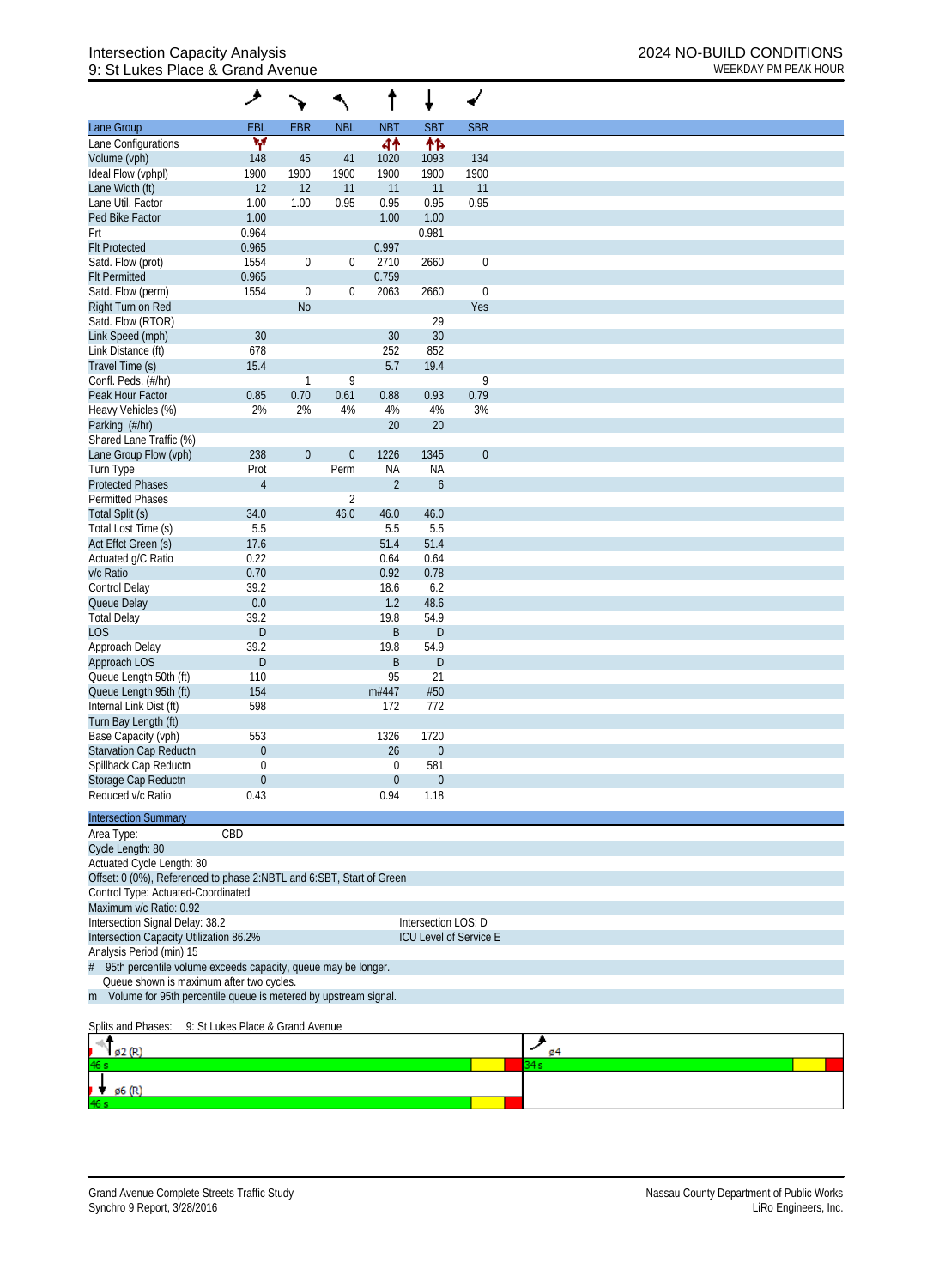# Intersection Capacity Analysis
## 9: St Lukes Place & Grand Avenue

**2024 NO-BUILD CONDITIONS**
WEEKDAY PM PEAK HOUR

| Lane Group | EBL | EBR | NBL | NBT | SBT | SBR |
|---|---|---|---|---|---|---|
| Lane Configurations | Y | | | 4↑ | ↑↱ | |
| Volume (vph) | 148 | 45 | 41 | 1020 | 1093 | 134 |
| Ideal Flow (vphpl) | 1900 | 1900 | 1900 | 1900 | 1900 | 1900 |
| Lane Width (ft) | 12 | 12 | 11 | 11 | 11 | 11 |
| Lane Util. Factor | 1.00 | 1.00 | 0.95 | 0.95 | 0.95 | 0.95 |
| Ped Bike Factor | 1.00 | | | 1.00 | 1.00 | |
| Frt | 0.964 | | | | 0.981 | |
| Flt Protected | 0.965 | | | 0.997 | | |
| Satd. Flow (prot) | 1554 | 0 | 0 | 2710 | 2660 | 0 |
| Flt Permitted | 0.965 | | | 0.759 | | |
| Satd. Flow (perm) | 1554 | 0 | 0 | 2063 | 2660 | 0 |
| Right Turn on Red | | No | | | | Yes |
| Satd. Flow (RTOR) | | | | | 29 | |
| Link Speed (mph) | 30 | | | 30 | 30 | |
| Link Distance (ft) | 678 | | | 252 | 852 | |
| Travel Time (s) | 15.4 | | | 5.7 | 19.4 | |
| Confl. Peds. (#/hr) | | 1 | 9 | | | 9 |
| Peak Hour Factor | 0.85 | 0.70 | 0.61 | 0.88 | 0.93 | 0.79 |
| Heavy Vehicles (%) | 2% | 2% | 4% | 4% | 4% | 3% |
| Parking (#/hr) | | | | 20 | 20 | |
| Shared Lane Traffic (%) | | | | | | |
| Lane Group Flow (vph) | 238 | 0 | 0 | 1226 | 1345 | 0 |
| Turn Type | Prot | | Perm | NA | NA | |
| Protected Phases | 4 | | | 2 | 6 | |
| Permitted Phases | | | 2 | | | |
| Total Split (s) | 34.0 | | 46.0 | 46.0 | 46.0 | |
| Total Lost Time (s) | 5.5 | | | 5.5 | 5.5 | |
| Act Effct Green (s) | 17.6 | | | 51.4 | 51.4 | |
| Actuated g/C Ratio | 0.22 | | | 0.64 | 0.64 | |
| v/c Ratio | 0.70 | | | 0.92 | 0.78 | |
| Control Delay | 39.2 | | | 18.6 | 6.2 | |
| Queue Delay | 0.0 | | | 1.2 | 48.6 | |
| Total Delay | 39.2 | | | 19.8 | 54.9 | |
| LOS | D | | | B | D | |
| Approach Delay | 39.2 | | | 19.8 | 54.9 | |
| Approach LOS | D | | | B | D | |
| Queue Length 50th (ft) | 110 | | | 95 | 21 | |
| Queue Length 95th (ft) | 154 | | | m#447 | #50 | |
| Internal Link Dist (ft) | 598 | | | 172 | 772 | |
| Turn Bay Length (ft) | | | | | | |
| Base Capacity (vph) | 553 | | | 1326 | 1720 | |
| Starvation Cap Reductn | 0 | | | 26 | 0 | |
| Spillback Cap Reductn | 0 | | | 0 | 581 | |
| Storage Cap Reductn | 0 | | | 0 | 0 | |
| Reduced v/c Ratio | 0.43 | | | 0.94 | 1.18 | |

**Intersection Summary**

Area Type: CBD
Cycle Length: 80
Actuated Cycle Length: 80
Offset: 0 (0%), Referenced to phase 2:NBTL and 6:SBT, Start of Green
Control Type: Actuated-Coordinated
Maximum v/c Ratio: 0.92
Intersection Signal Delay: 38.2 — Intersection LOS: D
Intersection Capacity Utilization 86.2% — ICU Level of Service E
Analysis Period (min) 15
# 95th percentile volume exceeds capacity, queue may be longer.
Queue shown is maximum after two cycles.
m Volume for 95th percentile queue is metered by upstream signal.

Splits and Phases: 9: St Lukes Place & Grand Avenue

| ø2 (R) 46 s | ø4 34 s |
|---|---|
| ø6 (R) 46 s | |

Grand Avenue Complete Streets Traffic Study
Synchro 9 Report, 3/28/2016

Nassau County Department of Public Works
LiRo Engineers, Inc.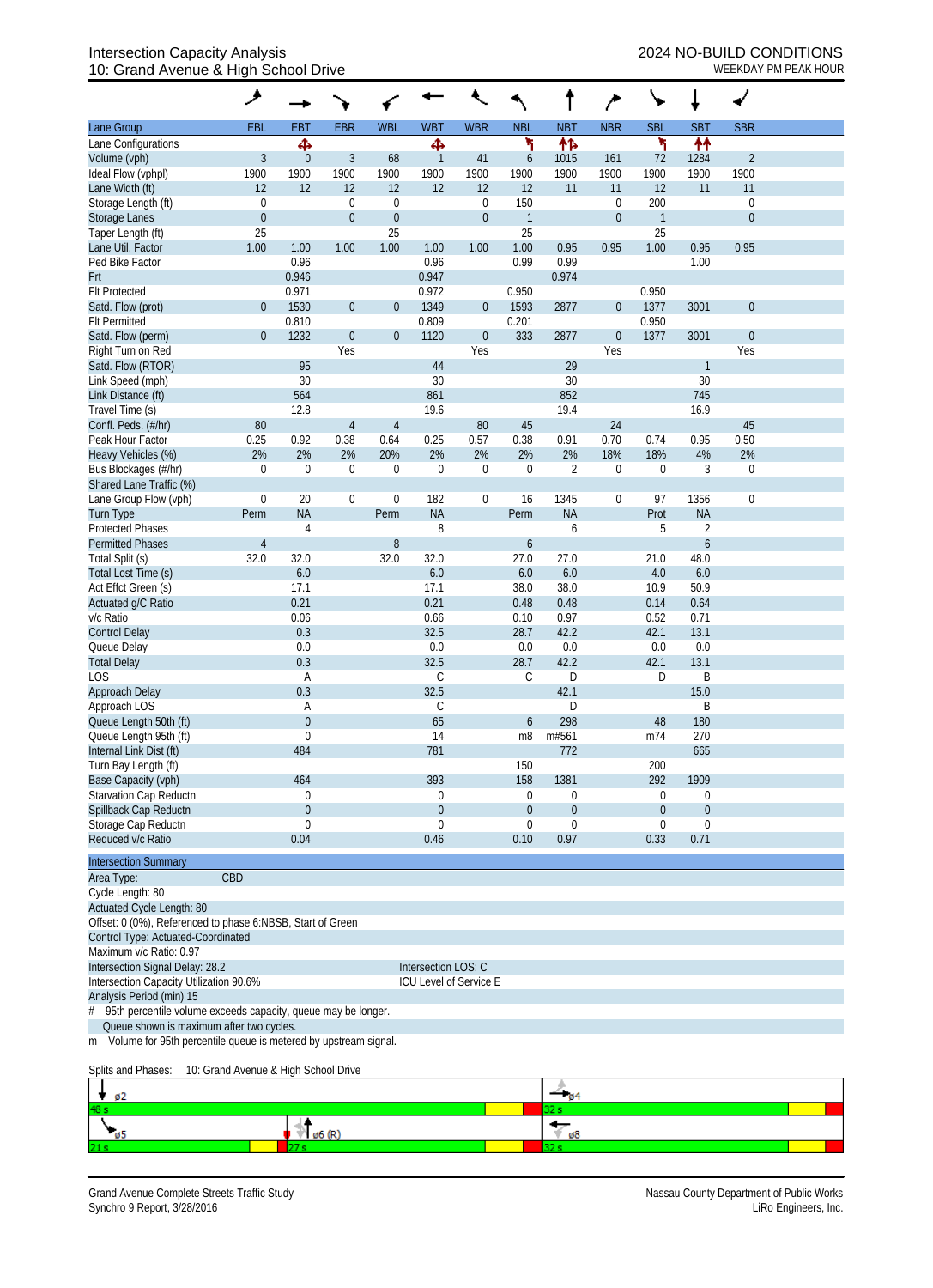# Intersection Capacity Analysis
## 10: Grand Avenue & High School Drive

**2024 NO-BUILD CONDITIONS**
WEEKDAY PM PEAK HOUR

| Lane Group | EBL | EBT | EBR | WBL | WBT | WBR | NBL | NBT | NBR | SBL | SBT | SBR |
|---|---|---|---|---|---|---|---|---|---|---|---|---|
| Lane Configurations | | ✣ | | | ✣ | | ↰ | ↑↱ | | ↰ | ↑↑ | |
| Volume (vph) | 3 | 0 | 3 | 68 | 1 | 41 | 6 | 1015 | 161 | 72 | 1284 | 2 |
| Ideal Flow (vphpl) | 1900 | 1900 | 1900 | 1900 | 1900 | 1900 | 1900 | 1900 | 1900 | 1900 | 1900 | 1900 |
| Lane Width (ft) | 12 | 12 | 12 | 12 | 12 | 12 | 12 | 11 | 11 | 12 | 11 | 11 |
| Storage Length (ft) | 0 | | 0 | 0 | | 0 | 150 | | 0 | 200 | | 0 |
| Storage Lanes | 0 | | 0 | 0 | | 0 | 1 | | 0 | 1 | | 0 |
| Taper Length (ft) | 25 | | | 25 | | | 25 | | | 25 | | |
| Lane Util. Factor | 1.00 | 1.00 | 1.00 | 1.00 | 1.00 | 1.00 | 1.00 | 0.95 | 0.95 | 1.00 | 0.95 | 0.95 |
| Ped Bike Factor | | 0.96 | | | 0.96 | | 0.99 | 0.99 | | | 1.00 | |
| Frt | | 0.946 | | | 0.947 | | | 0.974 | | | | |
| Flt Protected | | 0.971 | | | 0.972 | | 0.950 | | | 0.950 | | |
| Satd. Flow (prot) | 0 | 1530 | 0 | 0 | 1349 | 0 | 1593 | 2877 | 0 | 1377 | 3001 | 0 |
| Flt Permitted | | 0.810 | | | 0.809 | | 0.201 | | | 0.950 | | |
| Satd. Flow (perm) | 0 | 1232 | 0 | 0 | 1120 | 0 | 333 | 2877 | 0 | 1377 | 3001 | 0 |
| Right Turn on Red | | | Yes | | | Yes | | | Yes | | | Yes |
| Satd. Flow (RTOR) | | 95 | | | 44 | | | 29 | | | 1 | |
| Link Speed (mph) | | 30 | | | 30 | | | 30 | | | 30 | |
| Link Distance (ft) | | 564 | | | 861 | | | 852 | | | 745 | |
| Travel Time (s) | | 12.8 | | | 19.6 | | | 19.4 | | | 16.9 | |
| Confl. Peds. (#/hr) | 80 | | 4 | 4 | | 80 | 45 | | 24 | | | 45 |
| Peak Hour Factor | 0.25 | 0.92 | 0.38 | 0.64 | 0.25 | 0.57 | 0.38 | 0.91 | 0.70 | 0.74 | 0.95 | 0.50 |
| Heavy Vehicles (%) | 2% | 2% | 2% | 20% | 2% | 2% | 2% | 2% | 18% | 18% | 4% | 2% |
| Bus Blockages (#/hr) | 0 | 0 | 0 | 0 | 0 | 0 | 0 | 2 | 0 | 0 | 3 | 0 |
| Shared Lane Traffic (%) | | | | | | | | | | | | |
| Lane Group Flow (vph) | 0 | 20 | 0 | 0 | 182 | 0 | 16 | 1345 | 0 | 97 | 1356 | 0 |
| Turn Type | Perm | NA | | Perm | NA | | Perm | NA | | Prot | NA | |
| Protected Phases | | 4 | | | 8 | | | 6 | | 5 | 2 | |
| Permitted Phases | 4 | | | 8 | | | 6 | | | | 6 | |
| Total Split (s) | 32.0 | 32.0 | | 32.0 | 32.0 | | 27.0 | 27.0 | | 21.0 | 48.0 | |
| Total Lost Time (s) | | 6.0 | | | 6.0 | | 6.0 | 6.0 | | 4.0 | 6.0 | |
| Act Effct Green (s) | | 17.1 | | | 17.1 | | 38.0 | 38.0 | | 10.9 | 50.9 | |
| Actuated g/C Ratio | | 0.21 | | | 0.21 | | 0.48 | 0.48 | | 0.14 | 0.64 | |
| v/c Ratio | | 0.06 | | | 0.66 | | 0.10 | 0.97 | | 0.52 | 0.71 | |
| Control Delay | | 0.3 | | | 32.5 | | 28.7 | 42.2 | | 42.1 | 13.1 | |
| Queue Delay | | 0.0 | | | 0.0 | | 0.0 | 0.0 | | 0.0 | 0.0 | |
| Total Delay | | 0.3 | | | 32.5 | | 28.7 | 42.2 | | 42.1 | 13.1 | |
| LOS | | A | | | C | | C | D | | D | B | |
| Approach Delay | | 0.3 | | | 32.5 | | | 42.1 | | | 15.0 | |
| Approach LOS | | A | | | C | | | D | | | B | |
| Queue Length 50th (ft) | | 0 | | | 65 | | 6 | 298 | | 48 | 180 | |
| Queue Length 95th (ft) | | 0 | | | 14 | | m8 | m#561 | | m74 | 270 | |
| Internal Link Dist (ft) | | 484 | | | 781 | | | 772 | | | 665 | |
| Turn Bay Length (ft) | | | | | | | 150 | | | 200 | | |
| Base Capacity (vph) | | 464 | | | 393 | | 158 | 1381 | | 292 | 1909 | |
| Starvation Cap Reductn | | 0 | | | 0 | | 0 | 0 | | 0 | 0 | |
| Spillback Cap Reductn | | 0 | | | 0 | | 0 | 0 | | 0 | 0 | |
| Storage Cap Reductn | | 0 | | | 0 | | 0 | 0 | | 0 | 0 | |
| Reduced v/c Ratio | | 0.04 | | | 0.46 | | 0.10 | 0.97 | | 0.33 | 0.71 | |

**Intersection Summary**

Area Type: CBD
Cycle Length: 80
Actuated Cycle Length: 80
Offset: 0 (0%), Referenced to phase 6:NBSB, Start of Green
Control Type: Actuated-Coordinated
Maximum v/c Ratio: 0.97
Intersection Signal Delay: 28.2 — Intersection LOS: C
Intersection Capacity Utilization 90.6% — ICU Level of Service E
Analysis Period (min) 15

\# 95th percentile volume exceeds capacity, queue may be longer.
Queue shown is maximum after two cycles.
m Volume for 95th percentile queue is metered by upstream signal.

Splits and Phases: 10: Grand Avenue & High School Drive

| | |
|---|---|
| ø2: 48 s | ø4: 32 s |
| ø5: 21 s / ø6 (R): 27 s | ø8: 32 s |

Grand Avenue Complete Streets Traffic Study — Nassau County Department of Public Works
Synchro 9 Report, 3/28/2016 — LiRo Engineers, Inc.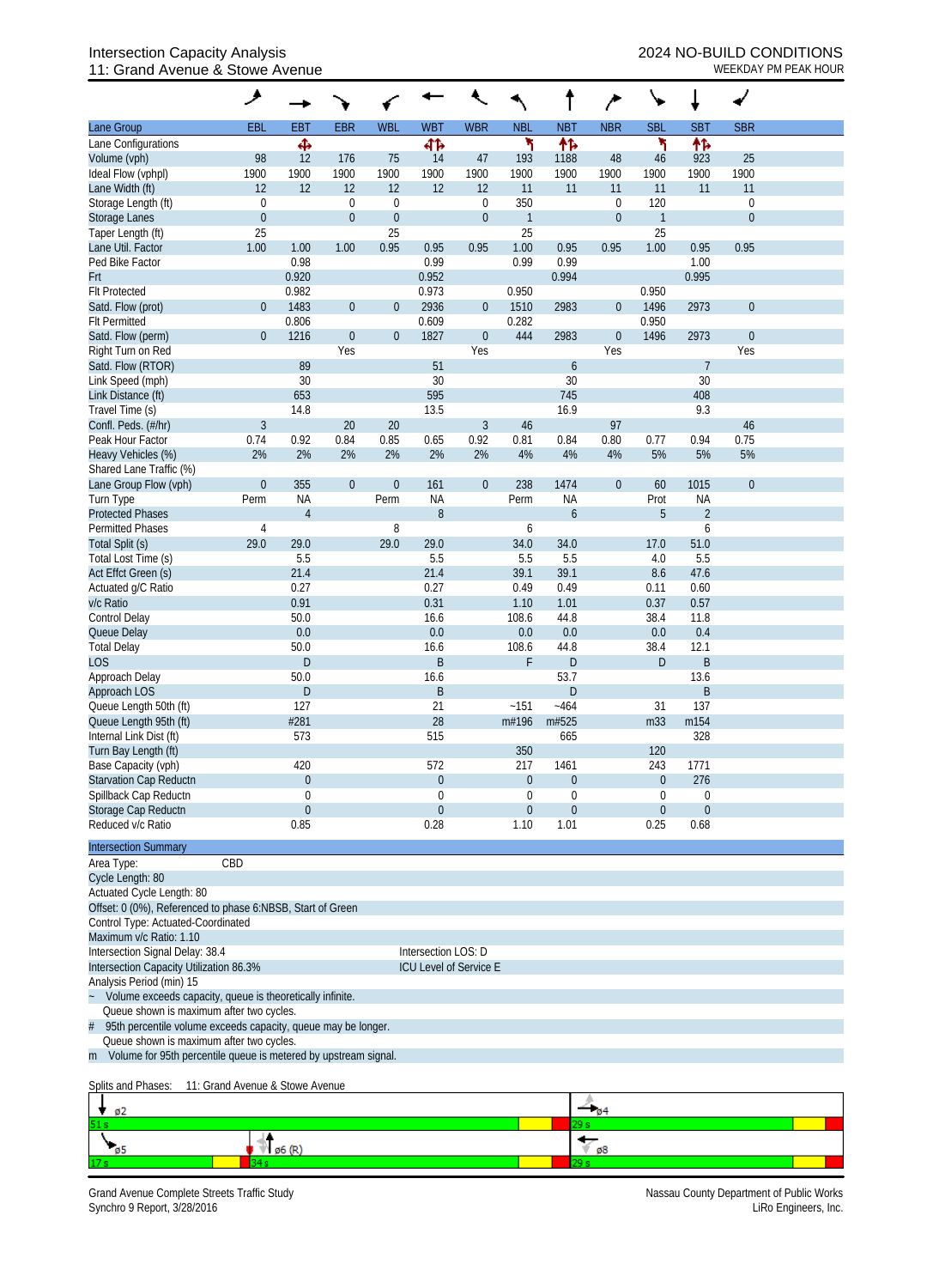# Intersection Capacity Analysis
## 11: Grand Avenue & Stowe Avenue

**2024 NO-BUILD CONDITIONS**
WEEKDAY PM PEAK HOUR

| Lane Group | EBL | EBT | EBR | WBL | WBT | WBR | NBL | NBT | NBR | SBL | SBT | SBR |
|---|---|---|---|---|---|---|---|---|---|---|---|---|
| Lane Configurations | | ✣ | | | ⮄⮆ | | ↰ | ↑↱ | | ↰ | ↑↱ | |
| Volume (vph) | 98 | 12 | 176 | 75 | 14 | 47 | 193 | 1188 | 48 | 46 | 923 | 25 |
| Ideal Flow (vphpl) | 1900 | 1900 | 1900 | 1900 | 1900 | 1900 | 1900 | 1900 | 1900 | 1900 | 1900 | 1900 |
| Lane Width (ft) | 12 | 12 | 12 | 12 | 12 | 12 | 11 | 11 | 11 | 11 | 11 | 11 |
| Storage Length (ft) | 0 | | 0 | 0 | | 0 | 350 | | 0 | 120 | | 0 |
| Storage Lanes | 0 | | 0 | 0 | | 0 | 1 | | 0 | 1 | | 0 |
| Taper Length (ft) | 25 | | | 25 | | | 25 | | | 25 | | |
| Lane Util. Factor | 1.00 | 1.00 | 1.00 | 0.95 | 0.95 | 0.95 | 1.00 | 0.95 | 0.95 | 1.00 | 0.95 | 0.95 |
| Ped Bike Factor | | 0.98 | | | 0.99 | | 0.99 | 0.99 | | | 1.00 | |
| Frt | | 0.920 | | | 0.952 | | | 0.994 | | | 0.995 | |
| Flt Protected | | 0.982 | | | 0.973 | | 0.950 | | | 0.950 | | |
| Satd. Flow (prot) | 0 | 1483 | 0 | 0 | 2936 | 0 | 1510 | 2983 | 0 | 1496 | 2973 | 0 |
| Flt Permitted | | 0.806 | | | 0.609 | | 0.282 | | | 0.950 | | |
| Satd. Flow (perm) | 0 | 1216 | 0 | 0 | 1827 | 0 | 444 | 2983 | 0 | 1496 | 2973 | 0 |
| Right Turn on Red | | | Yes | | | Yes | | | Yes | | | Yes |
| Satd. Flow (RTOR) | | 89 | | | 51 | | | 6 | | | 7 | |
| Link Speed (mph) | | 30 | | | 30 | | | 30 | | | 30 | |
| Link Distance (ft) | | 653 | | | 595 | | | 745 | | | 408 | |
| Travel Time (s) | | 14.8 | | | 13.5 | | | 16.9 | | | 9.3 | |
| Confl. Peds. (#/hr) | 3 | | 20 | 20 | | 3 | 46 | | 97 | | | 46 |
| Peak Hour Factor | 0.74 | 0.92 | 0.84 | 0.85 | 0.65 | 0.92 | 0.81 | 0.84 | 0.80 | 0.77 | 0.94 | 0.75 |
| Heavy Vehicles (%) | 2% | 2% | 2% | 2% | 2% | 2% | 4% | 4% | 4% | 5% | 5% | 5% |
| Shared Lane Traffic (%) | | | | | | | | | | | | |
| Lane Group Flow (vph) | 0 | 355 | 0 | 0 | 161 | 0 | 238 | 1474 | 0 | 60 | 1015 | 0 |
| Turn Type | Perm | NA | | Perm | NA | | Perm | NA | | Prot | NA | |
| Protected Phases | | 4 | | | 8 | | | 6 | | 5 | 2 | |
| Permitted Phases | 4 | | | 8 | | | 6 | | | | 6 | |
| Total Split (s) | 29.0 | 29.0 | | 29.0 | 29.0 | | 34.0 | 34.0 | | 17.0 | 51.0 | |
| Total Lost Time (s) | | 5.5 | | | 5.5 | | 5.5 | 5.5 | | 4.0 | 5.5 | |
| Act Effct Green (s) | | 21.4 | | | 21.4 | | 39.1 | 39.1 | | 8.6 | 47.6 | |
| Actuated g/C Ratio | | 0.27 | | | 0.27 | | 0.49 | 0.49 | | 0.11 | 0.60 | |
| v/c Ratio | | 0.91 | | | 0.31 | | 1.10 | 1.01 | | 0.37 | 0.57 | |
| Control Delay | | 50.0 | | | 16.6 | | 108.6 | 44.8 | | 38.4 | 11.8 | |
| Queue Delay | | 0.0 | | | 0.0 | | 0.0 | 0.0 | | 0.0 | 0.4 | |
| Total Delay | | 50.0 | | | 16.6 | | 108.6 | 44.8 | | 38.4 | 12.1 | |
| LOS | | D | | | B | | F | D | | D | B | |
| Approach Delay | | 50.0 | | | 16.6 | | | 53.7 | | | 13.6 | |
| Approach LOS | | D | | | B | | | D | | | B | |
| Queue Length 50th (ft) | | 127 | | | 21 | | ~151 | ~464 | | 31 | 137 | |
| Queue Length 95th (ft) | | #281 | | | 28 | | m#196 | m#525 | | m33 | m154 | |
| Internal Link Dist (ft) | | 573 | | | 515 | | | 665 | | | 328 | |
| Turn Bay Length (ft) | | | | | | | 350 | | | 120 | | |
| Base Capacity (vph) | | 420 | | | 572 | | 217 | 1461 | | 243 | 1771 | |
| Starvation Cap Reductn | | 0 | | | 0 | | 0 | 0 | | 0 | 276 | |
| Spillback Cap Reductn | | 0 | | | 0 | | 0 | 0 | | 0 | 0 | |
| Storage Cap Reductn | | 0 | | | 0 | | 0 | 0 | | 0 | 0 | |
| Reduced v/c Ratio | | 0.85 | | | 0.28 | | 1.10 | 1.01 | | 0.25 | 0.68 | |

**Intersection Summary**

Area Type: CBD
Cycle Length: 80
Actuated Cycle Length: 80
Offset: 0 (0%), Referenced to phase 6:NBSB, Start of Green
Control Type: Actuated-Coordinated
Maximum v/c Ratio: 1.10
Intersection Signal Delay: 38.4 — Intersection LOS: D
Intersection Capacity Utilization 86.3% — ICU Level of Service E
Analysis Period (min) 15

~ Volume exceeds capacity, queue is theoretically infinite.
Queue shown is maximum after two cycles.
\# 95th percentile volume exceeds capacity, queue may be longer.
Queue shown is maximum after two cycles.
m Volume for 95th percentile queue is metered by upstream signal.

Splits and Phases: 11: Grand Avenue & Stowe Avenue

| ø2 51 s | | ø4 29 s |
|---|---|---|
| ø5 17 s | ø6 (R) 34 s | ø8 29 s |

Grand Avenue Complete Streets Traffic Study
Synchro 9 Report, 3/28/2016

Nassau County Department of Public Works
LiRo Engineers, Inc.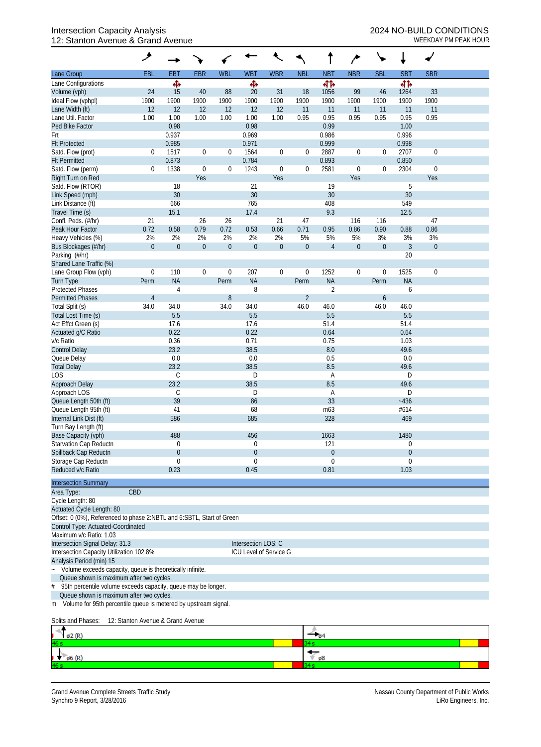Intersection Capacity Analysis
12: Stanton Avenue & Grand Avenue

2024 NO-BUILD CONDITIONS
WEEKDAY PM PEAK HOUR

| Lane Group | EBL | EBT | EBR | WBL | WBT | WBR | NBL | NBT | NBR | SBL | SBT | SBR |
|---|---|---|---|---|---|---|---|---|---|---|---|---|
| Lane Configurations | | ✥ | | | ✥ | | | ✥✥ | | | ✥✥ | |
| Volume (vph) | 24 | 15 | 40 | 88 | 20 | 31 | 18 | 1056 | 99 | 46 | 1264 | 33 |
| Ideal Flow (vphpl) | 1900 | 1900 | 1900 | 1900 | 1900 | 1900 | 1900 | 1900 | 1900 | 1900 | 1900 | 1900 |
| Lane Width (ft) | 12 | 12 | 12 | 12 | 12 | 12 | 11 | 11 | 11 | 11 | 11 | 11 |
| Lane Util. Factor | 1.00 | 1.00 | 1.00 | 1.00 | 1.00 | 1.00 | 0.95 | 0.95 | 0.95 | 0.95 | 0.95 | 0.95 |
| Ped Bike Factor | | 0.98 | | | 0.98 | | | 0.99 | | | 1.00 | |
| Frt | | 0.937 | | | 0.969 | | | 0.986 | | | 0.996 | |
| Flt Protected | | 0.985 | | | 0.971 | | | 0.999 | | | 0.998 | |
| Satd. Flow (prot) | 0 | 1517 | 0 | 0 | 1564 | 0 | 0 | 2887 | 0 | 0 | 2707 | 0 |
| Flt Permitted | | 0.873 | | | 0.784 | | | 0.893 | | | 0.850 | |
| Satd. Flow (perm) | 0 | 1338 | 0 | 0 | 1243 | 0 | 0 | 2581 | 0 | 0 | 2304 | 0 |
| Right Turn on Red | | | Yes | | | Yes | | | Yes | | | Yes |
| Satd. Flow (RTOR) | | 18 | | | 21 | | | 19 | | | 5 | |
| Link Speed (mph) | | 30 | | | 30 | | | 30 | | | 30 | |
| Link Distance (ft) | | 666 | | | 765 | | | 408 | | | 549 | |
| Travel Time (s) | | 15.1 | | | 17.4 | | | 9.3 | | | 12.5 | |
| Confl. Peds. (#/hr) | 21 | | 26 | 26 | | 21 | 47 | | 116 | 116 | | 47 |
| Peak Hour Factor | 0.72 | 0.58 | 0.79 | 0.72 | 0.53 | 0.66 | 0.71 | 0.95 | 0.86 | 0.90 | 0.88 | 0.86 |
| Heavy Vehicles (%) | 2% | 2% | 2% | 2% | 2% | 2% | 5% | 5% | 5% | 3% | 3% | 3% |
| Bus Blockages (#/hr) | 0 | 0 | 0 | 0 | 0 | 0 | 0 | 4 | 0 | 0 | 3 | 0 |
| Parking (#/hr) | | | | | | | | | | | 20 | |
| Shared Lane Traffic (%) | | | | | | | | | | | | |
| Lane Group Flow (vph) | 0 | 110 | 0 | 0 | 207 | 0 | 0 | 1252 | 0 | 0 | 1525 | 0 |
| Turn Type | Perm | NA | | Perm | NA | | Perm | NA | | Perm | NA | |
| Protected Phases | | 4 | | | 8 | | | 2 | | | 6 | |
| Permitted Phases | 4 | | | 8 | | | 2 | | | 6 | | |
| Total Split (s) | 34.0 | 34.0 | | 34.0 | 34.0 | | 46.0 | 46.0 | | 46.0 | 46.0 | |
| Total Lost Time (s) | | 5.5 | | | 5.5 | | | 5.5 | | | 5.5 | |
| Act Effct Green (s) | | 17.6 | | | 17.6 | | | 51.4 | | | 51.4 | |
| Actuated g/C Ratio | | 0.22 | | | 0.22 | | | 0.64 | | | 0.64 | |
| v/c Ratio | | 0.36 | | | 0.71 | | | 0.75 | | | 1.03 | |
| Control Delay | | 23.2 | | | 38.5 | | | 8.0 | | | 49.6 | |
| Queue Delay | | 0.0 | | | 0.0 | | | 0.5 | | | 0.0 | |
| Total Delay | | 23.2 | | | 38.5 | | | 8.5 | | | 49.6 | |
| LOS | | C | | | D | | | A | | | D | |
| Approach Delay | | 23.2 | | | 38.5 | | | 8.5 | | | 49.6 | |
| Approach LOS | | C | | | D | | | A | | | D | |
| Queue Length 50th (ft) | | 39 | | | 86 | | | 33 | | | ~436 | |
| Queue Length 95th (ft) | | 41 | | | 68 | | | m63 | | | #614 | |
| Internal Link Dist (ft) | | 586 | | | 685 | | | 328 | | | 469 | |
| Turn Bay Length (ft) | | | | | | | | | | | | |
| Base Capacity (vph) | | 488 | | | 456 | | | 1663 | | | 1480 | |
| Starvation Cap Reductn | | 0 | | | 0 | | | 121 | | | 0 | |
| Spillback Cap Reductn | | 0 | | | 0 | | | 0 | | | 0 | |
| Storage Cap Reductn | | 0 | | | 0 | | | 0 | | | 0 | |
| Reduced v/c Ratio | | 0.23 | | | 0.45 | | | 0.81 | | | 1.03 | |

**Intersection Summary**

Area Type: CBD
Cycle Length: 80
Actuated Cycle Length: 80
Offset: 0 (0%), Referenced to phase 2:NBTL and 6:SBTL, Start of Green
Control Type: Actuated-Coordinated
Maximum v/c Ratio: 1.03
Intersection Signal Delay: 31.3 — Intersection LOS: C
Intersection Capacity Utilization 102.8% — ICU Level of Service G
Analysis Period (min) 15

~ Volume exceeds capacity, queue is theoretically infinite.
Queue shown is maximum after two cycles.
# 95th percentile volume exceeds capacity, queue may be longer.
Queue shown is maximum after two cycles.
m Volume for 95th percentile queue is metered by upstream signal.

Splits and Phases: 12: Stanton Avenue & Grand Avenue

| ø2 (R) 46 s | ø4 34 s |
|---|---|
| ø6 (R) 46 s | ø8 34 s |

Grand Avenue Complete Streets Traffic Study
Synchro 9 Report, 3/28/2016

Nassau County Department of Public Works
LiRo Engineers, Inc.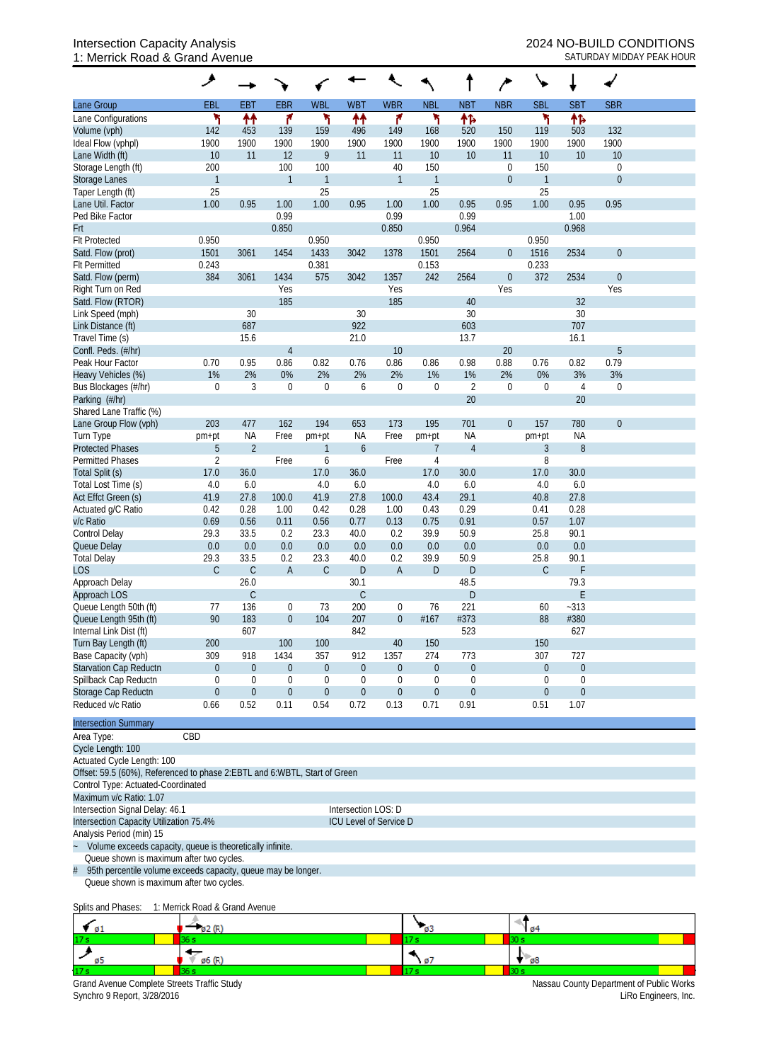# Intersection Capacity Analysis
## 1: Merrick Road & Grand Avenue

2024 NO-BUILD CONDITIONS
SATURDAY MIDDAY PEAK HOUR

| Lane Group | EBL | EBT | EBR | WBL | WBT | WBR | NBL | NBT | NBR | SBL | SBT | SBR |
|---|---|---|---|---|---|---|---|---|---|---|---|---|
| Lane Configurations | | | | | | | | | | | | |
| Volume (vph) | 142 | 453 | 139 | 159 | 496 | 149 | 168 | 520 | 150 | 119 | 503 | 132 |
| Ideal Flow (vphpl) | 1900 | 1900 | 1900 | 1900 | 1900 | 1900 | 1900 | 1900 | 1900 | 1900 | 1900 | 1900 |
| Lane Width (ft) | 10 | 11 | 12 | 9 | 11 | 11 | 10 | 10 | 11 | 10 | 10 | 10 |
| Storage Length (ft) | 200 | | 100 | 100 | | 40 | 150 | | 0 | 150 | | 0 |
| Storage Lanes | 1 | | 1 | 1 | | 1 | 1 | | 0 | 1 | | 0 |
| Taper Length (ft) | 25 | | | 25 | | | 25 | | | 25 | | |
| Lane Util. Factor | 1.00 | 0.95 | 1.00 | 1.00 | 0.95 | 1.00 | 1.00 | 0.95 | 0.95 | 1.00 | 0.95 | 0.95 |
| Ped Bike Factor | | | 0.99 | | | 0.99 | | 0.99 | | | 1.00 | |
| Frt | | | 0.850 | | | 0.850 | | 0.964 | | | 0.968 | |
| Flt Protected | 0.950 | | | 0.950 | | | 0.950 | | | 0.950 | | |
| Satd. Flow (prot) | 1501 | 3061 | 1454 | 1433 | 3042 | 1378 | 1501 | 2564 | 0 | 1516 | 2534 | 0 |
| Flt Permitted | 0.243 | | | 0.381 | | | 0.153 | | | 0.233 | | |
| Satd. Flow (perm) | 384 | 3061 | 1434 | 575 | 3042 | 1357 | 242 | 2564 | 0 | 372 | 2534 | 0 |
| Right Turn on Red | | | Yes | | | Yes | | | Yes | | | Yes |
| Satd. Flow (RTOR) | | | 185 | | | 185 | | 40 | | | 32 | |
| Link Speed (mph) | | 30 | | | 30 | | | 30 | | | 30 | |
| Link Distance (ft) | | 687 | | | 922 | | | 603 | | | 707 | |
| Travel Time (s) | | 15.6 | | | 21.0 | | | 13.7 | | | 16.1 | |
| Confl. Peds. (#/hr) | | | 4 | | | 10 | | | 20 | | | 5 |
| Peak Hour Factor | 0.70 | 0.95 | 0.86 | 0.82 | 0.76 | 0.86 | 0.86 | 0.98 | 0.88 | 0.76 | 0.82 | 0.79 |
| Heavy Vehicles (%) | 1% | 2% | 0% | 2% | 2% | 2% | 1% | 1% | 2% | 0% | 3% | 3% |
| Bus Blockages (#/hr) | 0 | 3 | 0 | 0 | 6 | 0 | 0 | 2 | 0 | 0 | 4 | 0 |
| Parking (#/hr) | | | | | | | | 20 | | | 20 | |
| Shared Lane Traffic (%) | | | | | | | | | | | | |
| Lane Group Flow (vph) | 203 | 477 | 162 | 194 | 653 | 173 | 195 | 701 | 0 | 157 | 780 | 0 |
| Turn Type | pm+pt | NA | Free | pm+pt | NA | Free | pm+pt | NA | | pm+pt | NA | |
| Protected Phases | 5 | 2 | | 1 | 6 | | 7 | 4 | | 3 | 8 | |
| Permitted Phases | 2 | | Free | 6 | | Free | 4 | | | 8 | | |
| Total Split (s) | 17.0 | 36.0 | | 17.0 | 36.0 | | 17.0 | 30.0 | | 17.0 | 30.0 | |
| Total Lost Time (s) | 4.0 | 6.0 | | 4.0 | 6.0 | | 4.0 | 6.0 | | 4.0 | 6.0 | |
| Act Effct Green (s) | 41.9 | 27.8 | 100.0 | 41.9 | 27.8 | 100.0 | 43.4 | 29.1 | | 40.8 | 27.8 | |
| Actuated g/C Ratio | 0.42 | 0.28 | 1.00 | 0.42 | 0.28 | 1.00 | 0.43 | 0.29 | | 0.41 | 0.28 | |
| v/c Ratio | 0.69 | 0.56 | 0.11 | 0.56 | 0.77 | 0.13 | 0.75 | 0.91 | | 0.57 | 1.07 | |
| Control Delay | 29.3 | 33.5 | 0.2 | 23.3 | 40.0 | 0.2 | 39.9 | 50.9 | | 25.8 | 90.1 | |
| Queue Delay | 0.0 | 0.0 | 0.0 | 0.0 | 0.0 | 0.0 | 0.0 | 0.0 | | 0.0 | 0.0 | |
| Total Delay | 29.3 | 33.5 | 0.2 | 23.3 | 40.0 | 0.2 | 39.9 | 50.9 | | 25.8 | 90.1 | |
| LOS | C | C | A | C | D | A | D | D | | C | F | |
| Approach Delay | | 26.0 | | | 30.1 | | | 48.5 | | | 79.3 | |
| Approach LOS | | C | | | C | | | D | | | E | |
| Queue Length 50th (ft) | 77 | 136 | 0 | 73 | 200 | 0 | 76 | 221 | | 60 | ~313 | |
| Queue Length 95th (ft) | 90 | 183 | 0 | 104 | 207 | 0 | #167 | #373 | | 88 | #380 | |
| Internal Link Dist (ft) | | 607 | | | 842 | | | 523 | | | 627 | |
| Turn Bay Length (ft) | 200 | | 100 | 100 | | 40 | 150 | | | 150 | | |
| Base Capacity (vph) | 309 | 918 | 1434 | 357 | 912 | 1357 | 274 | 773 | | 307 | 727 | |
| Starvation Cap Reductn | 0 | 0 | 0 | 0 | 0 | 0 | 0 | 0 | | 0 | 0 | |
| Spillback Cap Reductn | 0 | 0 | 0 | 0 | 0 | 0 | 0 | 0 | | 0 | 0 | |
| Storage Cap Reductn | 0 | 0 | 0 | 0 | 0 | 0 | 0 | 0 | | 0 | 0 | |
| Reduced v/c Ratio | 0.66 | 0.52 | 0.11 | 0.54 | 0.72 | 0.13 | 0.71 | 0.91 | | 0.51 | 1.07 | |

**Intersection Summary**

Area Type: CBD
Cycle Length: 100
Actuated Cycle Length: 100
Offset: 59.5 (60%), Referenced to phase 2:EBTL and 6:WBTL, Start of Green
Control Type: Actuated-Coordinated
Maximum v/c Ratio: 1.07
Intersection Signal Delay: 46.1 — Intersection LOS: D
Intersection Capacity Utilization 75.4% — ICU Level of Service D
Analysis Period (min) 15

~ Volume exceeds capacity, queue is theoretically infinite.
  Queue shown is maximum after two cycles.
# 95th percentile volume exceeds capacity, queue may be longer.
  Queue shown is maximum after two cycles.

Splits and Phases: 1: Merrick Road & Grand Avenue

| ø1 | ø2 (R) | ø3 | ø4 |
|---|---|---|---|
| 17 s | 36 s | 17 s | 30 s |
| **ø5** | **ø6 (R)** | **ø7** | **ø8** |
| 17 s | 36 s | 17 s | 30 s |

Grand Avenue Complete Streets Traffic Study
Synchro 9 Report, 3/28/2016

Nassau County Department of Public Works
LiRo Engineers, Inc.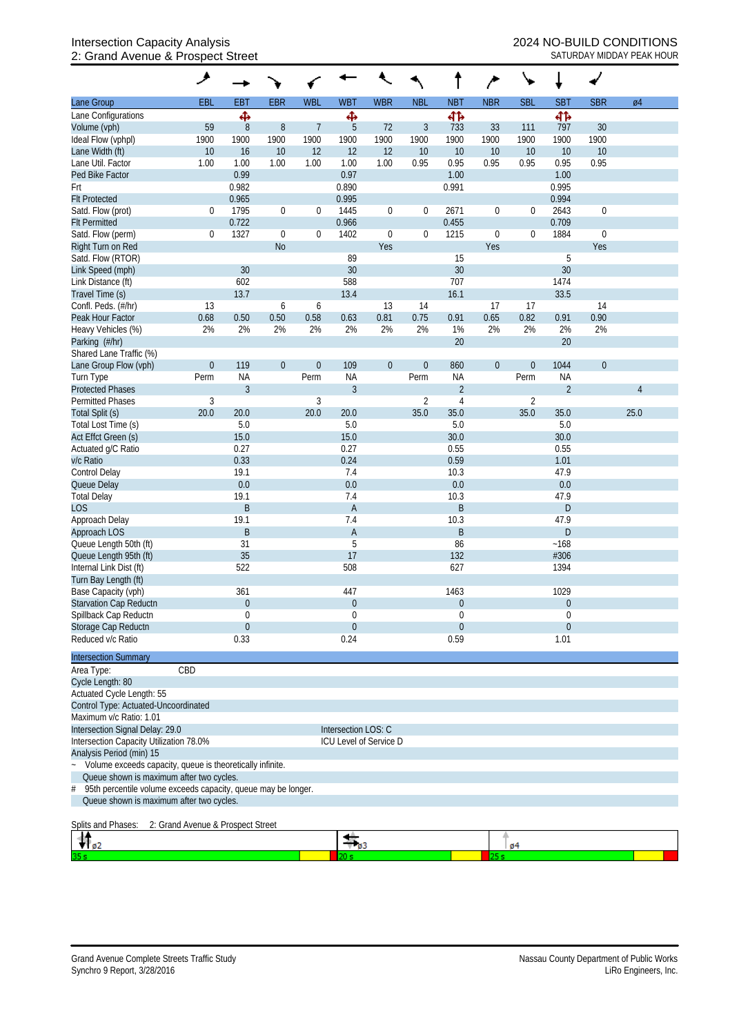Intersection Capacity Analysis
2: Grand Avenue & Prospect Street

2024 NO-BUILD CONDITIONS
SATURDAY MIDDAY PEAK HOUR

| Lane Group | EBL | EBT | EBR | WBL | WBT | WBR | NBL | NBT | NBR | SBL | SBT | SBR | ø4 |
|---|---|---|---|---|---|---|---|---|---|---|---|---|---|
| Lane Configurations | | ✥ | | | ✥ | | | ↰↱ | | | ↰↱ | | |
| Volume (vph) | 59 | 8 | 8 | 7 | 5 | 72 | 3 | 733 | 33 | 111 | 797 | 30 | |
| Ideal Flow (vphpl) | 1900 | 1900 | 1900 | 1900 | 1900 | 1900 | 1900 | 1900 | 1900 | 1900 | 1900 | 1900 | |
| Lane Width (ft) | 10 | 16 | 10 | 12 | 12 | 12 | 10 | 10 | 10 | 10 | 10 | 10 | |
| Lane Util. Factor | 1.00 | 1.00 | 1.00 | 1.00 | 1.00 | 1.00 | 0.95 | 0.95 | 0.95 | 0.95 | 0.95 | 0.95 | |
| Ped Bike Factor | | 0.99 | | | 0.97 | | | 1.00 | | | 1.00 | | |
| Frt | | 0.982 | | | 0.890 | | | 0.991 | | | 0.995 | | |
| Flt Protected | | 0.965 | | | 0.995 | | | | | | 0.994 | | |
| Satd. Flow (prot) | 0 | 1795 | 0 | 0 | 1445 | 0 | 0 | 2671 | 0 | 0 | 2643 | 0 | |
| Flt Permitted | | 0.722 | | | 0.966 | | | 0.455 | | | 0.709 | | |
| Satd. Flow (perm) | 0 | 1327 | 0 | 0 | 1402 | 0 | 0 | 1215 | 0 | 0 | 1884 | 0 | |
| Right Turn on Red | | | No | | | Yes | | | Yes | | | Yes | |
| Satd. Flow (RTOR) | | | | | 89 | | | 15 | | | 5 | | |
| Link Speed (mph) | | 30 | | | 30 | | | 30 | | | 30 | | |
| Link Distance (ft) | | 602 | | | 588 | | | 707 | | | 1474 | | |
| Travel Time (s) | | 13.7 | | | 13.4 | | | 16.1 | | | 33.5 | | |
| Confl. Peds. (#/hr) | 13 | | 6 | 6 | | 13 | 14 | | 17 | 17 | | 14 | |
| Peak Hour Factor | 0.68 | 0.50 | 0.50 | 0.58 | 0.63 | 0.81 | 0.75 | 0.91 | 0.65 | 0.82 | 0.91 | 0.90 | |
| Heavy Vehicles (%) | 2% | 2% | 2% | 2% | 2% | 2% | 2% | 1% | 2% | 2% | 2% | 2% | |
| Parking (#/hr) | | | | | | | | 20 | | | 20 | | |
| Shared Lane Traffic (%) | | | | | | | | | | | | | |
| Lane Group Flow (vph) | 0 | 119 | 0 | 0 | 109 | 0 | 0 | 860 | 0 | 0 | 1044 | 0 | |
| Turn Type | Perm | NA | | Perm | NA | | Perm | NA | | Perm | NA | | |
| Protected Phases | | 3 | | | 3 | | | 2 | | | 2 | | 4 |
| Permitted Phases | 3 | | | 3 | | | 2 | 4 | | 2 | | | |
| Total Split (s) | 20.0 | 20.0 | | 20.0 | 20.0 | | 35.0 | 35.0 | | 35.0 | 35.0 | | 25.0 |
| Total Lost Time (s) | | 5.0 | | | 5.0 | | | 5.0 | | | 5.0 | | |
| Act Effct Green (s) | | 15.0 | | | 15.0 | | | 30.0 | | | 30.0 | | |
| Actuated g/C Ratio | | 0.27 | | | 0.27 | | | 0.55 | | | 0.55 | | |
| v/c Ratio | | 0.33 | | | 0.24 | | | 0.59 | | | 1.01 | | |
| Control Delay | | 19.1 | | | 7.4 | | | 10.3 | | | 47.9 | | |
| Queue Delay | | 0.0 | | | 0.0 | | | 0.0 | | | 0.0 | | |
| Total Delay | | 19.1 | | | 7.4 | | | 10.3 | | | 47.9 | | |
| LOS | | B | | | A | | | B | | | D | | |
| Approach Delay | | 19.1 | | | 7.4 | | | 10.3 | | | 47.9 | | |
| Approach LOS | | B | | | A | | | B | | | D | | |
| Queue Length 50th (ft) | | 31 | | | 5 | | | 86 | | | ~168 | | |
| Queue Length 95th (ft) | | 35 | | | 17 | | | 132 | | | #306 | | |
| Internal Link Dist (ft) | | 522 | | | 508 | | | 627 | | | 1394 | | |
| Turn Bay Length (ft) | | | | | | | | | | | | | |
| Base Capacity (vph) | | 361 | | | 447 | | | 1463 | | | 1029 | | |
| Starvation Cap Reductn | | 0 | | | 0 | | | 0 | | | 0 | | |
| Spillback Cap Reductn | | 0 | | | 0 | | | 0 | | | 0 | | |
| Storage Cap Reductn | | 0 | | | 0 | | | 0 | | | 0 | | |
| Reduced v/c Ratio | | 0.33 | | | 0.24 | | | 0.59 | | | 1.01 | | |

**Intersection Summary**

Area Type: CBD
Cycle Length: 80
Actuated Cycle Length: 55
Control Type: Actuated-Uncoordinated
Maximum v/c Ratio: 1.01
Intersection Signal Delay: 29.0 — Intersection LOS: C
Intersection Capacity Utilization 78.0% — ICU Level of Service D
Analysis Period (min) 15

~ Volume exceeds capacity, queue is theoretically infinite.
Queue shown is maximum after two cycles.
# 95th percentile volume exceeds capacity, queue may be longer.
Queue shown is maximum after two cycles.

Splits and Phases: 2: Grand Avenue & Prospect Street

| ø2 | ø3 | ø4 |
|---|---|---|
| 35 s | 20 s | 25 s |

Grand Avenue Complete Streets Traffic Study
Synchro 9 Report, 3/28/2016

Nassau County Department of Public Works
LiRo Engineers, Inc.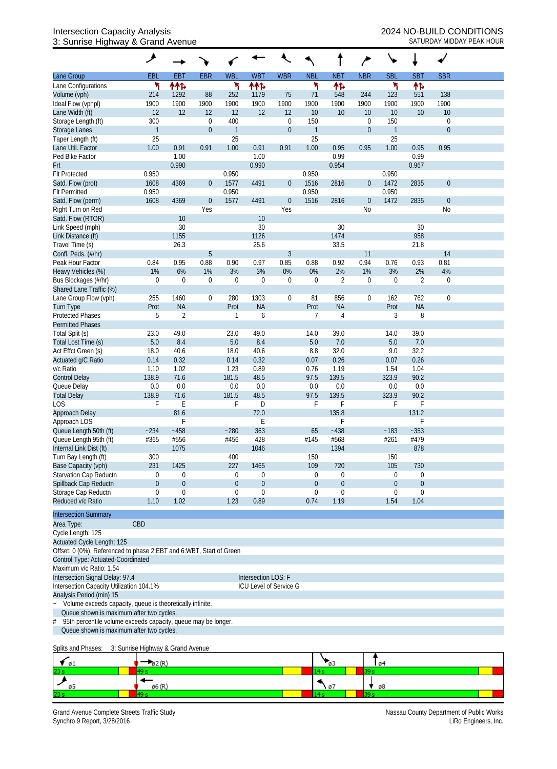Intersection Capacity Analysis
3: Sunrise Highway & Grand Avenue

2024 NO-BUILD CONDITIONS
SATURDAY MIDDAY PEAK HOUR

| Lane Group | EBL | EBT | EBR | WBL | WBT | WBR | NBL | NBT | NBR | SBL | SBT | SBR |
|---|---|---|---|---|---|---|---|---|---|---|---|---|
| Lane Configurations | ↰ | ↑↑↱ | | ↰ | ↑↑↱ | | ↰ | ↑↱ | | ↰ | ↑↱ | |
| Volume (vph) | 214 | 1292 | 88 | 252 | 1179 | 75 | 71 | 548 | 244 | 123 | 551 | 138 |
| Ideal Flow (vphpl) | 1900 | 1900 | 1900 | 1900 | 1900 | 1900 | 1900 | 1900 | 1900 | 1900 | 1900 | 1900 |
| Lane Width (ft) | 12 | 12 | 12 | 12 | 12 | 12 | 10 | 10 | 10 | 10 | 10 | 10 |
| Storage Length (ft) | 300 | | 0 | 400 | | 0 | 150 | | 0 | 150 | | 0 |
| Storage Lanes | 1 | | 0 | 1 | | 0 | 1 | | 0 | 1 | | 0 |
| Taper Length (ft) | 25 | | | 25 | | | 25 | | | 25 | | |
| Lane Util. Factor | 1.00 | 0.91 | 0.91 | 1.00 | 0.91 | 0.91 | 1.00 | 0.95 | 0.95 | 1.00 | 0.95 | 0.95 |
| Ped Bike Factor | | 1.00 | | | 1.00 | | | 0.99 | | | 0.99 | |
| Frt | | 0.990 | | | 0.990 | | | 0.954 | | | 0.967 | |
| Flt Protected | 0.950 | | | 0.950 | | | 0.950 | | | 0.950 | | |
| Satd. Flow (prot) | 1608 | 4369 | 0 | 1577 | 4491 | 0 | 1516 | 2816 | 0 | 1472 | 2835 | 0 |
| Flt Permitted | 0.950 | | | 0.950 | | | 0.950 | | | 0.950 | | |
| Satd. Flow (perm) | 1608 | 4369 | 0 | 1577 | 4491 | 0 | 1516 | 2816 | 0 | 1472 | 2835 | 0 |
| Right Turn on Red | | | Yes | | | Yes | | | No | | | No |
| Satd. Flow (RTOR) | | 10 | | | 10 | | | | | | | |
| Link Speed (mph) | | 30 | | | 30 | | | 30 | | | 30 | |
| Link Distance (ft) | | 1155 | | | 1126 | | | 1474 | | | 958 | |
| Travel Time (s) | | 26.3 | | | 25.6 | | | 33.5 | | | 21.8 | |
| Confl. Peds. (#/hr) | | | 5 | | | 3 | | | 11 | | | 14 |
| Peak Hour Factor | 0.84 | 0.95 | 0.88 | 0.90 | 0.97 | 0.85 | 0.88 | 0.92 | 0.94 | 0.76 | 0.93 | 0.81 |
| Heavy Vehicles (%) | 1% | 6% | 1% | 3% | 3% | 0% | 0% | 2% | 1% | 3% | 2% | 4% |
| Bus Blockages (#/hr) | 0 | 0 | 0 | 0 | 0 | 0 | 0 | 2 | 0 | 0 | 2 | 0 |
| Shared Lane Traffic (%) | | | | | | | | | | | | |
| Lane Group Flow (vph) | 255 | 1460 | 0 | 280 | 1303 | 0 | 81 | 856 | 0 | 162 | 762 | 0 |
| Turn Type | Prot | NA | | Prot | NA | | Prot | NA | | Prot | NA | |
| Protected Phases | 5 | 2 | | 1 | 6 | | 7 | 4 | | 3 | 8 | |
| Permitted Phases | | | | | | | | | | | | |
| Total Split (s) | 23.0 | 49.0 | | 23.0 | 49.0 | | 14.0 | 39.0 | | 14.0 | 39.0 | |
| Total Lost Time (s) | 5.0 | 8.4 | | 5.0 | 8.4 | | 5.0 | 7.0 | | 5.0 | 7.0 | |
| Act Effct Green (s) | 18.0 | 40.6 | | 18.0 | 40.6 | | 8.8 | 32.0 | | 9.0 | 32.2 | |
| Actuated g/C Ratio | 0.14 | 0.32 | | 0.14 | 0.32 | | 0.07 | 0.26 | | 0.07 | 0.26 | |
| v/c Ratio | 1.10 | 1.02 | | 1.23 | 0.89 | | 0.76 | 1.19 | | 1.54 | 1.04 | |
| Control Delay | 138.9 | 71.6 | | 181.5 | 48.5 | | 97.5 | 139.5 | | 323.9 | 90.2 | |
| Queue Delay | 0.0 | 0.0 | | 0.0 | 0.0 | | 0.0 | 0.0 | | 0.0 | 0.0 | |
| Total Delay | 138.9 | 71.6 | | 181.5 | 48.5 | | 97.5 | 139.5 | | 323.9 | 90.2 | |
| LOS | F | E | | F | D | | F | F | | F | F | |
| Approach Delay | | 81.6 | | | 72.0 | | | 135.8 | | | 131.2 | |
| Approach LOS | | F | | | E | | | F | | | F | |
| Queue Length 50th (ft) | ~234 | ~458 | | ~280 | 363 | | 65 | ~438 | | ~183 | ~353 | |
| Queue Length 95th (ft) | #365 | #556 | | #456 | 428 | | #145 | #568 | | #261 | #479 | |
| Internal Link Dist (ft) | | 1075 | | | 1046 | | | 1394 | | | 878 | |
| Turn Bay Length (ft) | 300 | | | 400 | | | 150 | | | 150 | | |
| Base Capacity (vph) | 231 | 1425 | | 227 | 1465 | | 109 | 720 | | 105 | 730 | |
| Starvation Cap Reductn | 0 | 0 | | 0 | 0 | | 0 | 0 | | 0 | 0 | |
| Spillback Cap Reductn | 0 | 0 | | 0 | 0 | | 0 | 0 | | 0 | 0 | |
| Storage Cap Reductn | 0 | 0 | | 0 | 0 | | 0 | 0 | | 0 | 0 | |
| Reduced v/c Ratio | 1.10 | 1.02 | | 1.23 | 0.89 | | 0.74 | 1.19 | | 1.54 | 1.04 | |

**Intersection Summary**

Area Type: CBD
Cycle Length: 125
Actuated Cycle Length: 125
Offset: 0 (0%), Referenced to phase 2:EBT and 6:WBT, Start of Green
Control Type: Actuated-Coordinated
Maximum v/c Ratio: 1.54
Intersection Signal Delay: 97.4 — Intersection LOS: F
Intersection Capacity Utilization 104.1% — ICU Level of Service G
Analysis Period (min) 15

~ Volume exceeds capacity, queue is theoretically infinite.
Queue shown is maximum after two cycles.
\# 95th percentile volume exceeds capacity, queue may be longer.
Queue shown is maximum after two cycles.

Splits and Phases: 3: Sunrise Highway & Grand Avenue

| ø1 | ø2 (R) | ø3 | ø4 |
|---|---|---|---|
| 23 s | 49 s | 14 s | 39 s |
| **ø5** | **ø6 (R)** | **ø7** | **ø8** |
| 23 s | 49 s | 14 s | 39 s |

Grand Avenue Complete Streets Traffic Study
Synchro 9 Report, 3/28/2016

Nassau County Department of Public Works
LiRo Engineers, Inc.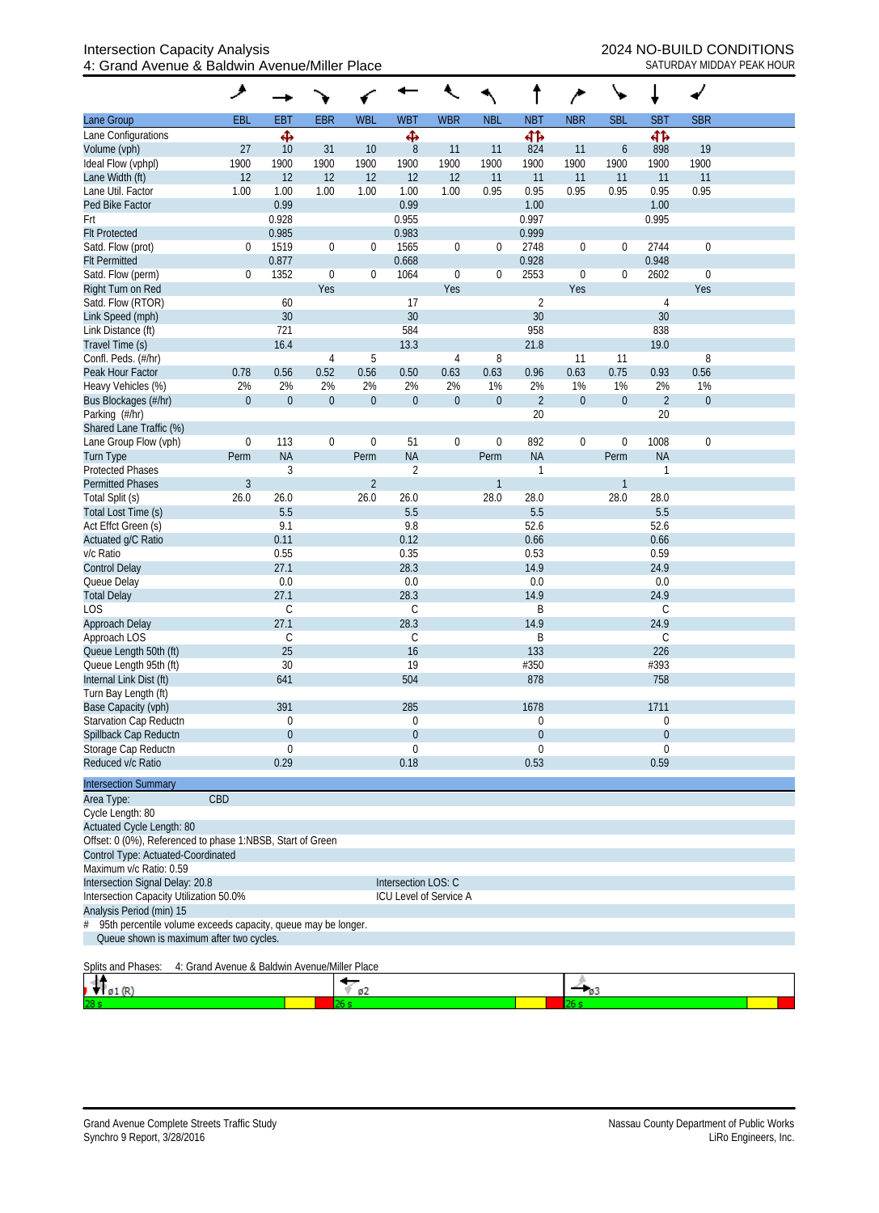Intersection Capacity Analysis
4: Grand Avenue & Baldwin Avenue/Miller Place

2024 NO-BUILD CONDITIONS
SATURDAY MIDDAY PEAK HOUR

| Lane Group | EBL | EBT | EBR | WBL | WBT | WBR | NBL | NBT | NBR | SBL | SBT | SBR |
|---|---|---|---|---|---|---|---|---|---|---|---|---|
| Lane Configurations | | ✣ | | | ✣ | | | ✣↱ | | | ✣↱ | |
| Volume (vph) | 27 | 10 | 31 | 10 | 8 | 11 | 11 | 824 | 11 | 6 | 898 | 19 |
| Ideal Flow (vphpl) | 1900 | 1900 | 1900 | 1900 | 1900 | 1900 | 1900 | 1900 | 1900 | 1900 | 1900 | 1900 |
| Lane Width (ft) | 12 | 12 | 12 | 12 | 12 | 12 | 11 | 11 | 11 | 11 | 11 | 11 |
| Lane Util. Factor | 1.00 | 1.00 | 1.00 | 1.00 | 1.00 | 1.00 | 0.95 | 0.95 | 0.95 | 0.95 | 0.95 | 0.95 |
| Ped Bike Factor | | 0.99 | | | 0.99 | | | 1.00 | | | 1.00 | |
| Frt | | 0.928 | | | 0.955 | | | 0.997 | | | 0.995 | |
| Flt Protected | | 0.985 | | | 0.983 | | | 0.999 | | | | |
| Satd. Flow (prot) | 0 | 1519 | 0 | 0 | 1565 | 0 | 0 | 2748 | 0 | 0 | 2744 | 0 |
| Flt Permitted | | 0.877 | | | 0.668 | | | 0.928 | | | 0.948 | |
| Satd. Flow (perm) | 0 | 1352 | 0 | 0 | 1064 | 0 | 0 | 2553 | 0 | 0 | 2602 | 0 |
| Right Turn on Red | | | Yes | | | Yes | | | Yes | | | Yes |
| Satd. Flow (RTOR) | | 60 | | | 17 | | | 2 | | | 4 | |
| Link Speed (mph) | | 30 | | | 30 | | | 30 | | | 30 | |
| Link Distance (ft) | | 721 | | | 584 | | | 958 | | | 838 | |
| Travel Time (s) | | 16.4 | | | 13.3 | | | 21.8 | | | 19.0 | |
| Confl. Peds. (#/hr) | | | 4 | 5 | | 4 | 8 | | 11 | 11 | | 8 |
| Peak Hour Factor | 0.78 | 0.56 | 0.52 | 0.56 | 0.50 | 0.63 | 0.63 | 0.96 | 0.63 | 0.75 | 0.93 | 0.56 |
| Heavy Vehicles (%) | 2% | 2% | 2% | 2% | 2% | 2% | 1% | 2% | 1% | 1% | 2% | 1% |
| Bus Blockages (#/hr) | 0 | 0 | 0 | 0 | 0 | 0 | 0 | 2 | 0 | 0 | 2 | 0 |
| Parking (#/hr) | | | | | | | | 20 | | | 20 | |
| Shared Lane Traffic (%) | | | | | | | | | | | | |
| Lane Group Flow (vph) | 0 | 113 | 0 | 0 | 51 | 0 | 0 | 892 | 0 | 0 | 1008 | 0 |
| Turn Type | Perm | NA | | Perm | NA | | Perm | NA | | Perm | NA | |
| Protected Phases | | 3 | | | 2 | | | 1 | | | 1 | |
| Permitted Phases | 3 | | | 2 | | | 1 | | | 1 | | |
| Total Split (s) | 26.0 | 26.0 | | 26.0 | 26.0 | | 28.0 | 28.0 | | 28.0 | 28.0 | |
| Total Lost Time (s) | | 5.5 | | | 5.5 | | | 5.5 | | | 5.5 | |
| Act Effct Green (s) | | 9.1 | | | 9.8 | | | 52.6 | | | 52.6 | |
| Actuated g/C Ratio | | 0.11 | | | 0.12 | | | 0.66 | | | 0.66 | |
| v/c Ratio | | 0.55 | | | 0.35 | | | 0.53 | | | 0.59 | |
| Control Delay | | 27.1 | | | 28.3 | | | 14.9 | | | 24.9 | |
| Queue Delay | | 0.0 | | | 0.0 | | | 0.0 | | | 0.0 | |
| Total Delay | | 27.1 | | | 28.3 | | | 14.9 | | | 24.9 | |
| LOS | | C | | | C | | | B | | | C | |
| Approach Delay | | 27.1 | | | 28.3 | | | 14.9 | | | 24.9 | |
| Approach LOS | | C | | | C | | | B | | | C | |
| Queue Length 50th (ft) | | 25 | | | 16 | | | 133 | | | 226 | |
| Queue Length 95th (ft) | | 30 | | | 19 | | | #350 | | | #393 | |
| Internal Link Dist (ft) | | 641 | | | 504 | | | 878 | | | 758 | |
| Turn Bay Length (ft) | | | | | | | | | | | | |
| Base Capacity (vph) | | 391 | | | 285 | | | 1678 | | | 1711 | |
| Starvation Cap Reductn | | 0 | | | 0 | | | 0 | | | 0 | |
| Spillback Cap Reductn | | 0 | | | 0 | | | 0 | | | 0 | |
| Storage Cap Reductn | | 0 | | | 0 | | | 0 | | | 0 | |
| Reduced v/c Ratio | | 0.29 | | | 0.18 | | | 0.53 | | | 0.59 | |

**Intersection Summary**

Area Type: CBD
Cycle Length: 80
Actuated Cycle Length: 80
Offset: 0 (0%), Referenced to phase 1:NBSB, Start of Green
Control Type: Actuated-Coordinated
Maximum v/c Ratio: 0.59
Intersection Signal Delay: 20.8 — Intersection LOS: C
Intersection Capacity Utilization 50.0% — ICU Level of Service A
Analysis Period (min) 15
# 95th percentile volume exceeds capacity, queue may be longer.
Queue shown is maximum after two cycles.

Splits and Phases: 4: Grand Avenue & Baldwin Avenue/Miller Place

| ø1 (R) | ø2 | ø3 |
|---|---|---|
| 28 s | 26 s | 26 s |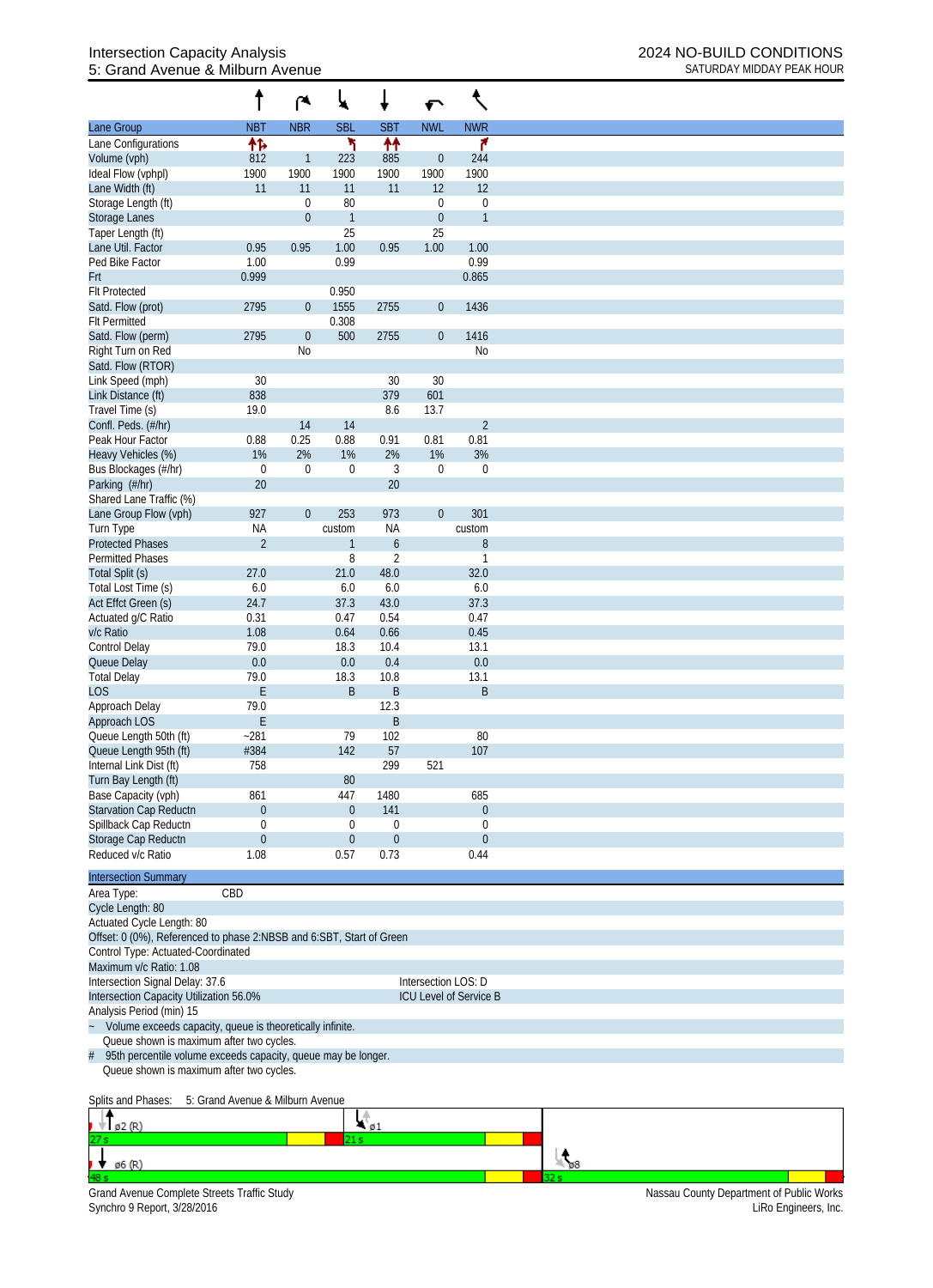# Intersection Capacity Analysis
## 5: Grand Avenue & Milburn Avenue

**2024 NO-BUILD CONDITIONS**
SATURDAY MIDDAY PEAK HOUR

| Lane Group | NBT | NBR | SBL | SBT | NWL | NWR |
|---|---|---|---|---|---|---|
| Lane Configurations | ↑↱ | | ↰ | ↑↑ | | ↱ |
| Volume (vph) | 812 | 1 | 223 | 885 | 0 | 244 |
| Ideal Flow (vphpl) | 1900 | 1900 | 1900 | 1900 | 1900 | 1900 |
| Lane Width (ft) | 11 | 11 | 11 | 11 | 12 | 12 |
| Storage Length (ft) | | 0 | 80 | | 0 | 0 |
| Storage Lanes | | 0 | 1 | | 0 | 1 |
| Taper Length (ft) | | | 25 | | 25 | |
| Lane Util. Factor | 0.95 | 0.95 | 1.00 | 0.95 | 1.00 | 1.00 |
| Ped Bike Factor | 1.00 | | 0.99 | | | 0.99 |
| Frt | 0.999 | | | | | 0.865 |
| Flt Protected | | | 0.950 | | | |
| Satd. Flow (prot) | 2795 | 0 | 1555 | 2755 | 0 | 1436 |
| Flt Permitted | | | 0.308 | | | |
| Satd. Flow (perm) | 2795 | 0 | 500 | 2755 | 0 | 1416 |
| Right Turn on Red | | No | | | | No |
| Satd. Flow (RTOR) | | | | | | |
| Link Speed (mph) | 30 | | | 30 | 30 | |
| Link Distance (ft) | 838 | | | 379 | 601 | |
| Travel Time (s) | 19.0 | | | 8.6 | 13.7 | |
| Confl. Peds. (#/hr) | | 14 | 14 | | | 2 |
| Peak Hour Factor | 0.88 | 0.25 | 0.88 | 0.91 | 0.81 | 0.81 |
| Heavy Vehicles (%) | 1% | 2% | 1% | 2% | 1% | 3% |
| Bus Blockages (#/hr) | 0 | 0 | 0 | 3 | 0 | 0 |
| Parking (#/hr) | 20 | | | 20 | | |
| Shared Lane Traffic (%) | | | | | | |
| Lane Group Flow (vph) | 927 | 0 | 253 | 973 | 0 | 301 |
| Turn Type | NA | | custom | NA | | custom |
| Protected Phases | 2 | | 1 | 6 | | 8 |
| Permitted Phases | | | 8 | 2 | | 1 |
| Total Split (s) | 27.0 | | 21.0 | 48.0 | | 32.0 |
| Total Lost Time (s) | 6.0 | | 6.0 | 6.0 | | 6.0 |
| Act Effct Green (s) | 24.7 | | 37.3 | 43.0 | | 37.3 |
| Actuated g/C Ratio | 0.31 | | 0.47 | 0.54 | | 0.47 |
| v/c Ratio | 1.08 | | 0.64 | 0.66 | | 0.45 |
| Control Delay | 79.0 | | 18.3 | 10.4 | | 13.1 |
| Queue Delay | 0.0 | | 0.0 | 0.4 | | 0.0 |
| Total Delay | 79.0 | | 18.3 | 10.8 | | 13.1 |
| LOS | E | | B | B | | B |
| Approach Delay | 79.0 | | | 12.3 | | |
| Approach LOS | E | | | B | | |
| Queue Length 50th (ft) | ~281 | | 79 | 102 | | 80 |
| Queue Length 95th (ft) | #384 | | 142 | 57 | | 107 |
| Internal Link Dist (ft) | 758 | | | 299 | 521 | |
| Turn Bay Length (ft) | | | 80 | | | |
| Base Capacity (vph) | 861 | | 447 | 1480 | | 685 |
| Starvation Cap Reductn | 0 | | 0 | 141 | | 0 |
| Spillback Cap Reductn | 0 | | 0 | 0 | | 0 |
| Storage Cap Reductn | 0 | | 0 | 0 | | 0 |
| Reduced v/c Ratio | 1.08 | | 0.57 | 0.73 | | 0.44 |

**Intersection Summary**

Area Type: CBD
Cycle Length: 80
Actuated Cycle Length: 80
Offset: 0 (0%), Referenced to phase 2:NBSB and 6:SBT, Start of Green
Control Type: Actuated-Coordinated
Maximum v/c Ratio: 1.08
Intersection Signal Delay: 37.6 — Intersection LOS: D
Intersection Capacity Utilization 56.0% — ICU Level of Service B
Analysis Period (min) 15

~ Volume exceeds capacity, queue is theoretically infinite.
Queue shown is maximum after two cycles.
# 95th percentile volume exceeds capacity, queue may be longer.
Queue shown is maximum after two cycles.

Splits and Phases: 5: Grand Avenue & Milburn Avenue

ø2 (R) 27 s | ø1 21 s
ø6 (R) 48 s | ø8 32 s

Grand Avenue Complete Streets Traffic Study — Nassau County Department of Public Works
Synchro 9 Report, 3/28/2016 — LiRo Engineers, Inc.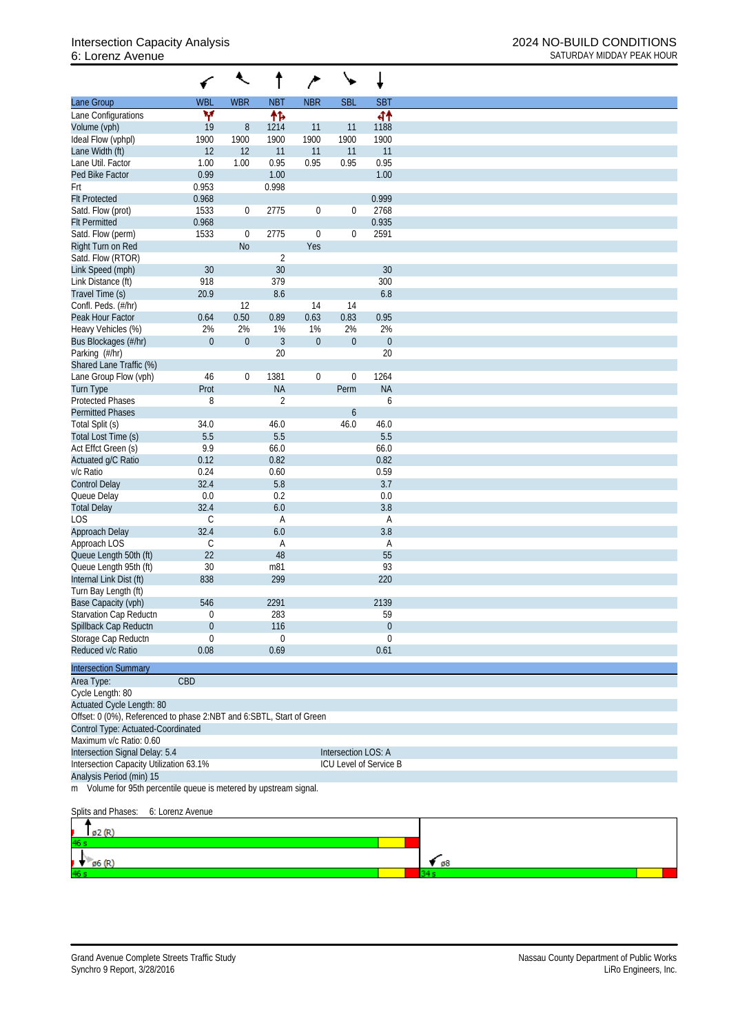Intersection Capacity Analysis
6: Lorenz Avenue

2024 NO-BUILD CONDITIONS
SATURDAY MIDDAY PEAK HOUR

| Lane Group | WBL | WBR | NBT | NBR | SBL | SBT |
|---|---|---|---|---|---|---|
| Lane Configurations | Y |  | ↑↱ |  |  | ↰↑ |
| Volume (vph) | 19 | 8 | 1214 | 11 | 11 | 1188 |
| Ideal Flow (vphpl) | 1900 | 1900 | 1900 | 1900 | 1900 | 1900 |
| Lane Width (ft) | 12 | 12 | 11 | 11 | 11 | 11 |
| Lane Util. Factor | 1.00 | 1.00 | 0.95 | 0.95 | 0.95 | 0.95 |
| Ped Bike Factor | 0.99 |  | 1.00 |  |  | 1.00 |
| Frt | 0.953 |  | 0.998 |  |  |  |
| Flt Protected | 0.968 |  |  |  |  | 0.999 |
| Satd. Flow (prot) | 1533 | 0 | 2775 | 0 | 0 | 2768 |
| Flt Permitted | 0.968 |  |  |  |  | 0.935 |
| Satd. Flow (perm) | 1533 | 0 | 2775 | 0 | 0 | 2591 |
| Right Turn on Red |  | No |  | Yes |  |  |
| Satd. Flow (RTOR) |  |  | 2 |  |  |  |
| Link Speed (mph) | 30 |  | 30 |  |  | 30 |
| Link Distance (ft) | 918 |  | 379 |  |  | 300 |
| Travel Time (s) | 20.9 |  | 8.6 |  |  | 6.8 |
| Confl. Peds. (#/hr) |  | 12 |  | 14 | 14 |  |
| Peak Hour Factor | 0.64 | 0.50 | 0.89 | 0.63 | 0.83 | 0.95 |
| Heavy Vehicles (%) | 2% | 2% | 1% | 1% | 2% | 2% |
| Bus Blockages (#/hr) | 0 | 0 | 3 | 0 | 0 | 0 |
| Parking (#/hr) |  |  | 20 |  |  | 20 |
| Shared Lane Traffic (%) |  |  |  |  |  |  |
| Lane Group Flow (vph) | 46 | 0 | 1381 | 0 | 0 | 1264 |
| Turn Type | Prot |  | NA |  | Perm | NA |
| Protected Phases | 8 |  | 2 |  |  | 6 |
| Permitted Phases |  |  |  |  | 6 |  |
| Total Split (s) | 34.0 |  | 46.0 |  | 46.0 | 46.0 |
| Total Lost Time (s) | 5.5 |  | 5.5 |  |  | 5.5 |
| Act Effct Green (s) | 9.9 |  | 66.0 |  |  | 66.0 |
| Actuated g/C Ratio | 0.12 |  | 0.82 |  |  | 0.82 |
| v/c Ratio | 0.24 |  | 0.60 |  |  | 0.59 |
| Control Delay | 32.4 |  | 5.8 |  |  | 3.7 |
| Queue Delay | 0.0 |  | 0.2 |  |  | 0.0 |
| Total Delay | 32.4 |  | 6.0 |  |  | 3.8 |
| LOS | C |  | A |  |  | A |
| Approach Delay | 32.4 |  | 6.0 |  |  | 3.8 |
| Approach LOS | C |  | A |  |  | A |
| Queue Length 50th (ft) | 22 |  | 48 |  |  | 55 |
| Queue Length 95th (ft) | 30 |  | m81 |  |  | 93 |
| Internal Link Dist (ft) | 838 |  | 299 |  |  | 220 |
| Turn Bay Length (ft) |  |  |  |  |  |  |
| Base Capacity (vph) | 546 |  | 2291 |  |  | 2139 |
| Starvation Cap Reductn | 0 |  | 283 |  |  | 59 |
| Spillback Cap Reductn | 0 |  | 116 |  |  | 0 |
| Storage Cap Reductn | 0 |  | 0 |  |  | 0 |
| Reduced v/c Ratio | 0.08 |  | 0.69 |  |  | 0.61 |

**Intersection Summary**

Area Type: CBD
Cycle Length: 80
Actuated Cycle Length: 80
Offset: 0 (0%), Referenced to phase 2:NBT and 6:SBTL, Start of Green
Control Type: Actuated-Coordinated
Maximum v/c Ratio: 0.60
Intersection Signal Delay: 5.4 — Intersection LOS: A
Intersection Capacity Utilization 63.1% — ICU Level of Service B
Analysis Period (min) 15
m Volume for 95th percentile queue is metered by upstream signal.

Splits and Phases: 6: Lorenz Avenue

| ø2 (R) 46 s | ø8 34 s |
|---|---|
| ø6 (R) 46 s | |

Grand Avenue Complete Streets Traffic Study
Synchro 9 Report, 3/28/2016

Nassau County Department of Public Works
LiRo Engineers, Inc.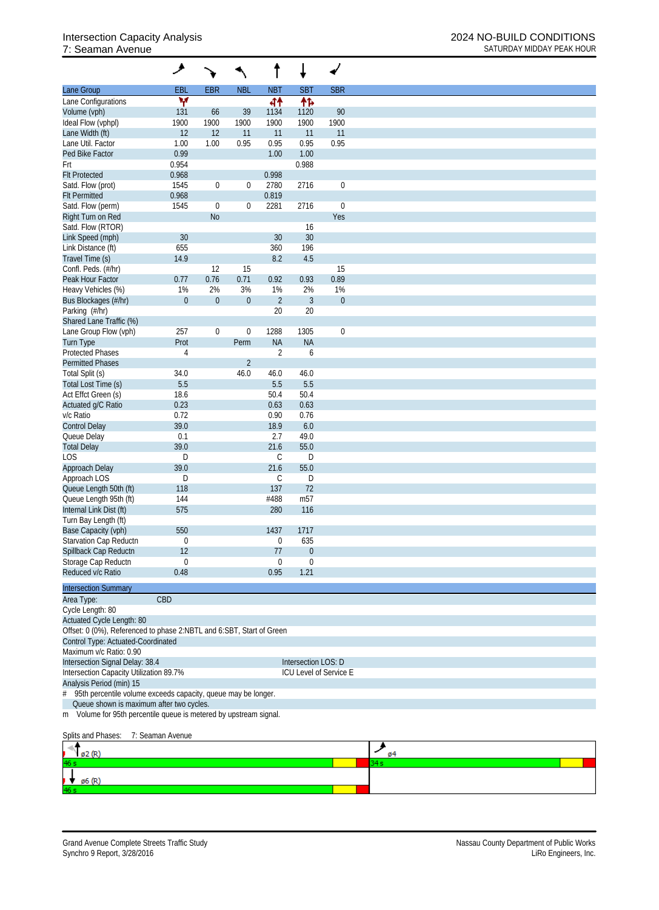# Intersection Capacity Analysis
## 7: Seaman Avenue

**2024 NO-BUILD CONDITIONS**
**SATURDAY MIDDAY PEAK HOUR**

| Lane Group | EBL | EBR | NBL | NBT | SBT | SBR |
|---|---|---|---|---|---|---|
| Lane Configurations | Y | | | 4↑ | ↑↑ | |
| Volume (vph) | 131 | 66 | 39 | 1134 | 1120 | 90 |
| Ideal Flow (vphpl) | 1900 | 1900 | 1900 | 1900 | 1900 | 1900 |
| Lane Width (ft) | 12 | 12 | 11 | 11 | 11 | 11 |
| Lane Util. Factor | 1.00 | 1.00 | 0.95 | 0.95 | 0.95 | 0.95 |
| Ped Bike Factor | 0.99 | | | 1.00 | 1.00 | |
| Frt | 0.954 | | | | 0.988 | |
| Flt Protected | 0.968 | | | 0.998 | | |
| Satd. Flow (prot) | 1545 | 0 | 0 | 2780 | 2716 | 0 |
| Flt Permitted | 0.968 | | | 0.819 | | |
| Satd. Flow (perm) | 1545 | 0 | 0 | 2281 | 2716 | 0 |
| Right Turn on Red | | No | | | | Yes |
| Satd. Flow (RTOR) | | | | | 16 | |
| Link Speed (mph) | 30 | | | 30 | 30 | |
| Link Distance (ft) | 655 | | | 360 | 196 | |
| Travel Time (s) | 14.9 | | | 8.2 | 4.5 | |
| Confl. Peds. (#/hr) | | 12 | 15 | | | 15 |
| Peak Hour Factor | 0.77 | 0.76 | 0.71 | 0.92 | 0.93 | 0.89 |
| Heavy Vehicles (%) | 1% | 2% | 3% | 1% | 2% | 1% |
| Bus Blockages (#/hr) | 0 | 0 | 0 | 2 | 3 | 0 |
| Parking (#/hr) | | | | 20 | 20 | |
| Shared Lane Traffic (%) | | | | | | |
| Lane Group Flow (vph) | 257 | 0 | 0 | 1288 | 1305 | 0 |
| Turn Type | Prot | | Perm | NA | NA | |
| Protected Phases | 4 | | | 2 | 6 | |
| Permitted Phases | | | 2 | | | |
| Total Split (s) | 34.0 | | 46.0 | 46.0 | 46.0 | |
| Total Lost Time (s) | 5.5 | | | 5.5 | 5.5 | |
| Act Effct Green (s) | 18.6 | | | 50.4 | 50.4 | |
| Actuated g/C Ratio | 0.23 | | | 0.63 | 0.63 | |
| v/c Ratio | 0.72 | | | 0.90 | 0.76 | |
| Control Delay | 39.0 | | | 18.9 | 6.0 | |
| Queue Delay | 0.1 | | | 2.7 | 49.0 | |
| Total Delay | 39.0 | | | 21.6 | 55.0 | |
| LOS | D | | | C | D | |
| Approach Delay | 39.0 | | | 21.6 | 55.0 | |
| Approach LOS | D | | | C | D | |
| Queue Length 50th (ft) | 118 | | | 137 | 72 | |
| Queue Length 95th (ft) | 144 | | | #488 | m57 | |
| Internal Link Dist (ft) | 575 | | | 280 | 116 | |
| Turn Bay Length (ft) | | | | | | |
| Base Capacity (vph) | 550 | | | 1437 | 1717 | |
| Starvation Cap Reductn | 0 | | | 0 | 635 | |
| Spillback Cap Reductn | 12 | | | 77 | 0 | |
| Storage Cap Reductn | 0 | | | 0 | 0 | |
| Reduced v/c Ratio | 0.48 | | | 0.95 | 1.21 | |

**Intersection Summary**

Area Type: CBD
Cycle Length: 80
Actuated Cycle Length: 80
Offset: 0 (0%), Referenced to phase 2:NBTL and 6:SBT, Start of Green
Control Type: Actuated-Coordinated
Maximum v/c Ratio: 0.90
Intersection Signal Delay: 38.4 — Intersection LOS: D
Intersection Capacity Utilization 89.7% — ICU Level of Service E
Analysis Period (min) 15

# 95th percentile volume exceeds capacity, queue may be longer.
Queue shown is maximum after two cycles.
m Volume for 95th percentile queue is metered by upstream signal.

Splits and Phases: 7: Seaman Avenue

ø2 (R) 46 s | ø4 34 s
ø6 (R) 46 s

Grand Avenue Complete Streets Traffic Study
Synchro 9 Report, 3/28/2016

Nassau County Department of Public Works
LiRo Engineers, Inc.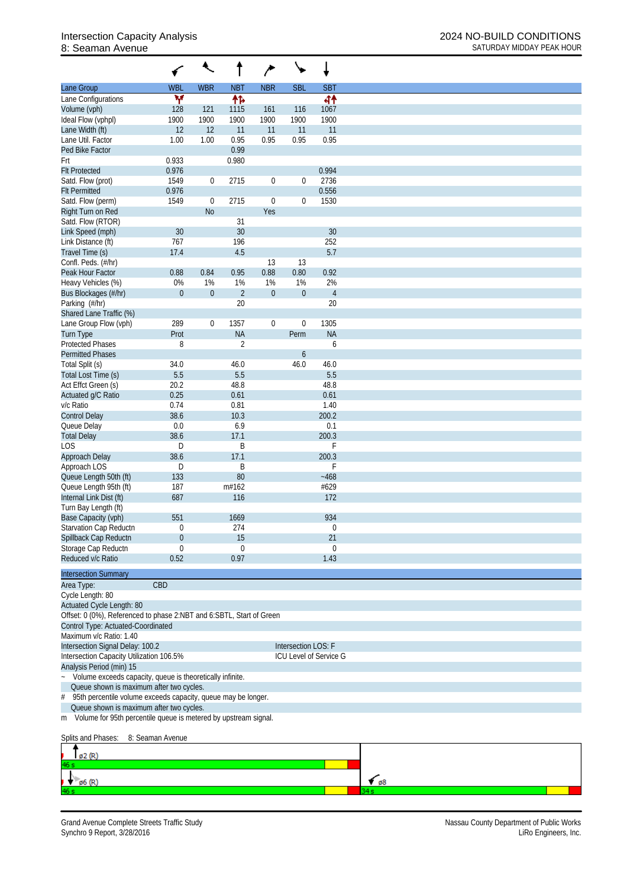Intersection Capacity Analysis
8: Seaman Avenue

2024 NO-BUILD CONDITIONS
SATURDAY MIDDAY PEAK HOUR

| Lane Group | WBL | WBR | NBT | NBR | SBL | SBT |
|---|---|---|---|---|---|---|
| Lane Configurations | | | | | | |
| Volume (vph) | 128 | 121 | 1115 | 161 | 116 | 1067 |
| Ideal Flow (vphpl) | 1900 | 1900 | 1900 | 1900 | 1900 | 1900 |
| Lane Width (ft) | 12 | 12 | 11 | 11 | 11 | 11 |
| Lane Util. Factor | 1.00 | 1.00 | 0.95 | 0.95 | 0.95 | 0.95 |
| Ped Bike Factor | | | 0.99 | | | |
| Frt | 0.933 | | 0.980 | | | |
| Flt Protected | 0.976 | | | | | 0.994 |
| Satd. Flow (prot) | 1549 | 0 | 2715 | 0 | 0 | 2736 |
| Flt Permitted | 0.976 | | | | | 0.556 |
| Satd. Flow (perm) | 1549 | 0 | 2715 | 0 | 0 | 1530 |
| Right Turn on Red | | No | | Yes | | |
| Satd. Flow (RTOR) | | | 31 | | | |
| Link Speed (mph) | 30 | | 30 | | | 30 |
| Link Distance (ft) | 767 | | 196 | | | 252 |
| Travel Time (s) | 17.4 | | 4.5 | | | 5.7 |
| Confl. Peds. (#/hr) | | | | 13 | 13 | |
| Peak Hour Factor | 0.88 | 0.84 | 0.95 | 0.88 | 0.80 | 0.92 |
| Heavy Vehicles (%) | 0% | 1% | 1% | 1% | 1% | 2% |
| Bus Blockages (#/hr) | 0 | 0 | 2 | 0 | 0 | 4 |
| Parking (#/hr) | | | 20 | | | 20 |
| Shared Lane Traffic (%) | | | | | | |
| Lane Group Flow (vph) | 289 | 0 | 1357 | 0 | 0 | 1305 |
| Turn Type | Prot | | NA | | Perm | NA |
| Protected Phases | 8 | | 2 | | | 6 |
| Permitted Phases | | | | | 6 | |
| Total Split (s) | 34.0 | | 46.0 | | 46.0 | 46.0 |
| Total Lost Time (s) | 5.5 | | 5.5 | | | 5.5 |
| Act Effct Green (s) | 20.2 | | 48.8 | | | 48.8 |
| Actuated g/C Ratio | 0.25 | | 0.61 | | | 0.61 |
| v/c Ratio | 0.74 | | 0.81 | | | 1.40 |
| Control Delay | 38.6 | | 10.3 | | | 200.2 |
| Queue Delay | 0.0 | | 6.9 | | | 0.1 |
| Total Delay | 38.6 | | 17.1 | | | 200.3 |
| LOS | D | | B | | | F |
| Approach Delay | 38.6 | | 17.1 | | | 200.3 |
| Approach LOS | D | | B | | | F |
| Queue Length 50th (ft) | 133 | | 80 | | | ~468 |
| Queue Length 95th (ft) | 187 | | m#162 | | | #629 |
| Internal Link Dist (ft) | 687 | | 116 | | | 172 |
| Turn Bay Length (ft) | | | | | | |
| Base Capacity (vph) | 551 | | 1669 | | | 934 |
| Starvation Cap Reductn | 0 | | 274 | | | 0 |
| Spillback Cap Reductn | 0 | | 15 | | | 21 |
| Storage Cap Reductn | 0 | | 0 | | | 0 |
| Reduced v/c Ratio | 0.52 | | 0.97 | | | 1.43 |

**Intersection Summary**

Area Type: CBD
Cycle Length: 80
Actuated Cycle Length: 80
Offset: 0 (0%), Referenced to phase 2:NBT and 6:SBTL, Start of Green
Control Type: Actuated-Coordinated
Maximum v/c Ratio: 1.40
Intersection Signal Delay: 100.2 — Intersection LOS: F
Intersection Capacity Utilization 106.5% — ICU Level of Service G
Analysis Period (min) 15

~ Volume exceeds capacity, queue is theoretically infinite.
Queue shown is maximum after two cycles.
\# 95th percentile volume exceeds capacity, queue may be longer.
Queue shown is maximum after two cycles.
m Volume for 95th percentile queue is metered by upstream signal.

Splits and Phases: 8: Seaman Avenue

ø2 (R) 46 s
ø6 (R) 46 s
ø8 34 s

Grand Avenue Complete Streets Traffic Study
Synchro 9 Report, 3/28/2016

Nassau County Department of Public Works
LiRo Engineers, Inc.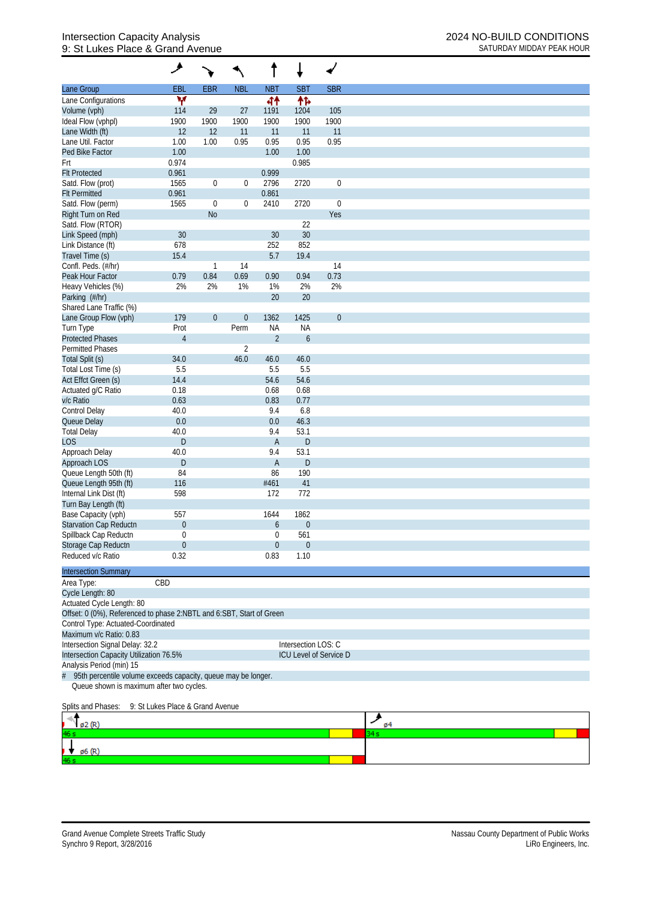# Intersection Capacity Analysis
## 9: St Lukes Place & Grand Avenue

2024 NO-BUILD CONDITIONS
SATURDAY MIDDAY PEAK HOUR

| Lane Group | EBL | EBR | NBL | NBT | SBT | SBR |
|---|---|---|---|---|---|---|
| Lane Configurations | | | | | | |
| Volume (vph) | 114 | 29 | 27 | 1191 | 1204 | 105 |
| Ideal Flow (vphpl) | 1900 | 1900 | 1900 | 1900 | 1900 | 1900 |
| Lane Width (ft) | 12 | 12 | 11 | 11 | 11 | 11 |
| Lane Util. Factor | 1.00 | 1.00 | 0.95 | 0.95 | 0.95 | 0.95 |
| Ped Bike Factor | 1.00 | | | 1.00 | 1.00 | |
| Frt | 0.974 | | | | 0.985 | |
| Flt Protected | 0.961 | | | 0.999 | | |
| Satd. Flow (prot) | 1565 | 0 | 0 | 2796 | 2720 | 0 |
| Flt Permitted | 0.961 | | | 0.861 | | |
| Satd. Flow (perm) | 1565 | 0 | 0 | 2410 | 2720 | 0 |
| Right Turn on Red | | No | | | | Yes |
| Satd. Flow (RTOR) | | | | | 22 | |
| Link Speed (mph) | 30 | | | 30 | 30 | |
| Link Distance (ft) | 678 | | | 252 | 852 | |
| Travel Time (s) | 15.4 | | | 5.7 | 19.4 | |
| Confl. Peds. (#/hr) | | 1 | 14 | | | 14 |
| Peak Hour Factor | 0.79 | 0.84 | 0.69 | 0.90 | 0.94 | 0.73 |
| Heavy Vehicles (%) | 2% | 2% | 1% | 1% | 2% | 2% |
| Parking (#/hr) | | | | 20 | 20 | |
| Shared Lane Traffic (%) | | | | | | |
| Lane Group Flow (vph) | 179 | 0 | 0 | 1362 | 1425 | 0 |
| Turn Type | Prot | | Perm | NA | NA | |
| Protected Phases | 4 | | | 2 | 6 | |
| Permitted Phases | | | 2 | | | |
| Total Split (s) | 34.0 | | 46.0 | 46.0 | 46.0 | |
| Total Lost Time (s) | 5.5 | | | 5.5 | 5.5 | |
| Act Effct Green (s) | 14.4 | | | 54.6 | 54.6 | |
| Actuated g/C Ratio | 0.18 | | | 0.68 | 0.68 | |
| v/c Ratio | 0.63 | | | 0.83 | 0.77 | |
| Control Delay | 40.0 | | | 9.4 | 6.8 | |
| Queue Delay | 0.0 | | | 0.0 | 46.3 | |
| Total Delay | 40.0 | | | 9.4 | 53.1 | |
| LOS | D | | | A | D | |
| Approach Delay | 40.0 | | | 9.4 | 53.1 | |
| Approach LOS | D | | | A | D | |
| Queue Length 50th (ft) | 84 | | | 86 | 190 | |
| Queue Length 95th (ft) | 116 | | | #461 | 41 | |
| Internal Link Dist (ft) | 598 | | | 172 | 772 | |
| Turn Bay Length (ft) | | | | | | |
| Base Capacity (vph) | 557 | | | 1644 | 1862 | |
| Starvation Cap Reductn | 0 | | | 6 | 0 | |
| Spillback Cap Reductn | 0 | | | 0 | 561 | |
| Storage Cap Reductn | 0 | | | 0 | 0 | |
| Reduced v/c Ratio | 0.32 | | | 0.83 | 1.10 | |

**Intersection Summary**

Area Type: CBD
Cycle Length: 80
Actuated Cycle Length: 80
Offset: 0 (0%), Referenced to phase 2:NBTL and 6:SBT, Start of Green
Control Type: Actuated-Coordinated
Maximum v/c Ratio: 0.83
Intersection Signal Delay: 32.2 — Intersection LOS: C
Intersection Capacity Utilization 76.5% — ICU Level of Service D
Analysis Period (min) 15
\# 95th percentile volume exceeds capacity, queue may be longer.
Queue shown is maximum after two cycles.

Splits and Phases: 9: St Lukes Place & Grand Avenue

ø2 (R) 46 s | ø4 34 s
ø6 (R) 46 s

Grand Avenue Complete Streets Traffic Study — Nassau County Department of Public Works
Synchro 9 Report, 3/28/2016 — LiRo Engineers, Inc.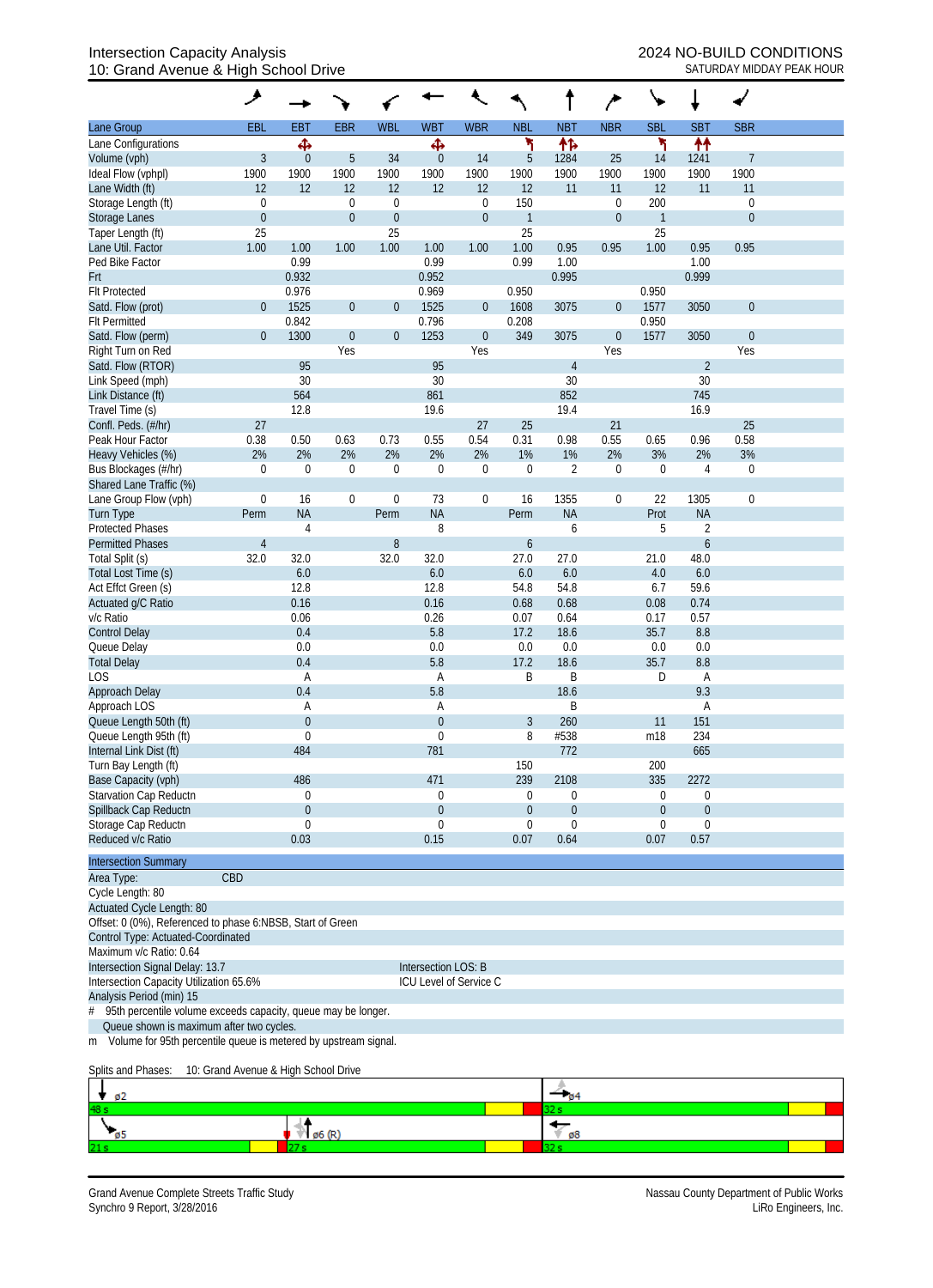# Intersection Capacity Analysis
## 10: Grand Avenue & High School Drive

2024 NO-BUILD CONDITIONS
SATURDAY MIDDAY PEAK HOUR

| Lane Group | EBL | EBT | EBR | WBL | WBT | WBR | NBL | NBT | NBR | SBL | SBT | SBR |
|---|---|---|---|---|---|---|---|---|---|---|---|---|
| Lane Configurations | | ↰↑↱ | | | ↰↑↱ | | ↰ | ↑↑↱ | | ↰ | ↑↑ | |
| Volume (vph) | 3 | 0 | 5 | 34 | 0 | 14 | 5 | 1284 | 25 | 14 | 1241 | 7 |
| Ideal Flow (vphpl) | 1900 | 1900 | 1900 | 1900 | 1900 | 1900 | 1900 | 1900 | 1900 | 1900 | 1900 | 1900 |
| Lane Width (ft) | 12 | 12 | 12 | 12 | 12 | 12 | 12 | 11 | 11 | 12 | 11 | 11 |
| Storage Length (ft) | 0 | | 0 | 0 | | 0 | 150 | | 0 | 200 | | 0 |
| Storage Lanes | 0 | | 0 | 0 | | 0 | 1 | | 0 | 1 | | 0 |
| Taper Length (ft) | 25 | | | 25 | | | 25 | | | 25 | | |
| Lane Util. Factor | 1.00 | 1.00 | 1.00 | 1.00 | 1.00 | 1.00 | 1.00 | 0.95 | 0.95 | 1.00 | 0.95 | 0.95 |
| Ped Bike Factor | | 0.99 | | | 0.99 | | 0.99 | 1.00 | | | 1.00 | |
| Frt | | 0.932 | | | 0.952 | | | 0.995 | | | 0.999 | |
| Flt Protected | | 0.976 | | | 0.969 | | 0.950 | | | 0.950 | | |
| Satd. Flow (prot) | 0 | 1525 | 0 | 0 | 1525 | 0 | 1608 | 3075 | 0 | 1577 | 3050 | 0 |
| Flt Permitted | | 0.842 | | | 0.796 | | 0.208 | | | 0.950 | | |
| Satd. Flow (perm) | 0 | 1300 | 0 | 0 | 1253 | 0 | 349 | 3075 | 0 | 1577 | 3050 | 0 |
| Right Turn on Red | | | Yes | | | Yes | | | Yes | | | Yes |
| Satd. Flow (RTOR) | | 95 | | | 95 | | | 4 | | | 2 | |
| Link Speed (mph) | | 30 | | | 30 | | | 30 | | | 30 | |
| Link Distance (ft) | | 564 | | | 861 | | | 852 | | | 745 | |
| Travel Time (s) | | 12.8 | | | 19.6 | | | 19.4 | | | 16.9 | |
| Confl. Peds. (#/hr) | 27 | | | | | 27 | 25 | | 21 | | | 25 |
| Peak Hour Factor | 0.38 | 0.50 | 0.63 | 0.73 | 0.55 | 0.54 | 0.31 | 0.98 | 0.55 | 0.65 | 0.96 | 0.58 |
| Heavy Vehicles (%) | 2% | 2% | 2% | 2% | 2% | 2% | 1% | 1% | 2% | 3% | 2% | 3% |
| Bus Blockages (#/hr) | 0 | 0 | 0 | 0 | 0 | 0 | 0 | 2 | 0 | 0 | 4 | 0 |
| Shared Lane Traffic (%) | | | | | | | | | | | | |
| Lane Group Flow (vph) | 0 | 16 | 0 | 0 | 73 | 0 | 16 | 1355 | 0 | 22 | 1305 | 0 |
| Turn Type | Perm | NA | | Perm | NA | | Perm | NA | | Prot | NA | |
| Protected Phases | | 4 | | | 8 | | | 6 | | 5 | 2 | |
| Permitted Phases | 4 | | | 8 | | | 6 | | | | 6 | |
| Total Split (s) | 32.0 | 32.0 | | 32.0 | 32.0 | | 27.0 | 27.0 | | 21.0 | 48.0 | |
| Total Lost Time (s) | | 6.0 | | | 6.0 | | 6.0 | 6.0 | | 4.0 | 6.0 | |
| Act Effct Green (s) | | 12.8 | | | 12.8 | | 54.8 | 54.8 | | 6.7 | 59.6 | |
| Actuated g/C Ratio | | 0.16 | | | 0.16 | | 0.68 | 0.68 | | 0.08 | 0.74 | |
| v/c Ratio | | 0.06 | | | 0.26 | | 0.07 | 0.64 | | 0.17 | 0.57 | |
| Control Delay | | 0.4 | | | 5.8 | | 17.2 | 18.6 | | 35.7 | 8.8 | |
| Queue Delay | | 0.0 | | | 0.0 | | 0.0 | 0.0 | | 0.0 | 0.0 | |
| Total Delay | | 0.4 | | | 5.8 | | 17.2 | 18.6 | | 35.7 | 8.8 | |
| LOS | | A | | | A | | B | B | | D | A | |
| Approach Delay | | 0.4 | | | 5.8 | | | 18.6 | | | 9.3 | |
| Approach LOS | | A | | | A | | | B | | | A | |
| Queue Length 50th (ft) | | 0 | | | 0 | | 3 | 260 | | 11 | 151 | |
| Queue Length 95th (ft) | | 0 | | | 0 | | 8 | #538 | | m18 | 234 | |
| Internal Link Dist (ft) | | 484 | | | 781 | | | 772 | | | 665 | |
| Turn Bay Length (ft) | | | | | | | 150 | | | 200 | | |
| Base Capacity (vph) | | 486 | | | 471 | | 239 | 2108 | | 335 | 2272 | |
| Starvation Cap Reductn | | 0 | | | 0 | | 0 | 0 | | 0 | 0 | |
| Spillback Cap Reductn | | 0 | | | 0 | | 0 | 0 | | 0 | 0 | |
| Storage Cap Reductn | | 0 | | | 0 | | 0 | 0 | | 0 | 0 | |
| Reduced v/c Ratio | | 0.03 | | | 0.15 | | 0.07 | 0.64 | | 0.07 | 0.57 | |

**Intersection Summary**

Area Type: CBD
Cycle Length: 80
Actuated Cycle Length: 80
Offset: 0 (0%), Referenced to phase 6:NBSB, Start of Green
Control Type: Actuated-Coordinated
Maximum v/c Ratio: 0.64
Intersection Signal Delay: 13.7 — Intersection LOS: B
Intersection Capacity Utilization 65.6% — ICU Level of Service C
Analysis Period (min) 15
\# 95th percentile volume exceeds capacity, queue may be longer.
Queue shown is maximum after two cycles.
m Volume for 95th percentile queue is metered by upstream signal.

Splits and Phases: 10: Grand Avenue & High School Drive

| | |
|---|---|
| ø2 — 48 s | ø4 — 32 s |
| ø5 — 21 s; ø6 (R) — 27 s | ø8 — 32 s |

Grand Avenue Complete Streets Traffic Study
Synchro 9 Report, 3/28/2016

Nassau County Department of Public Works
LiRo Engineers, Inc.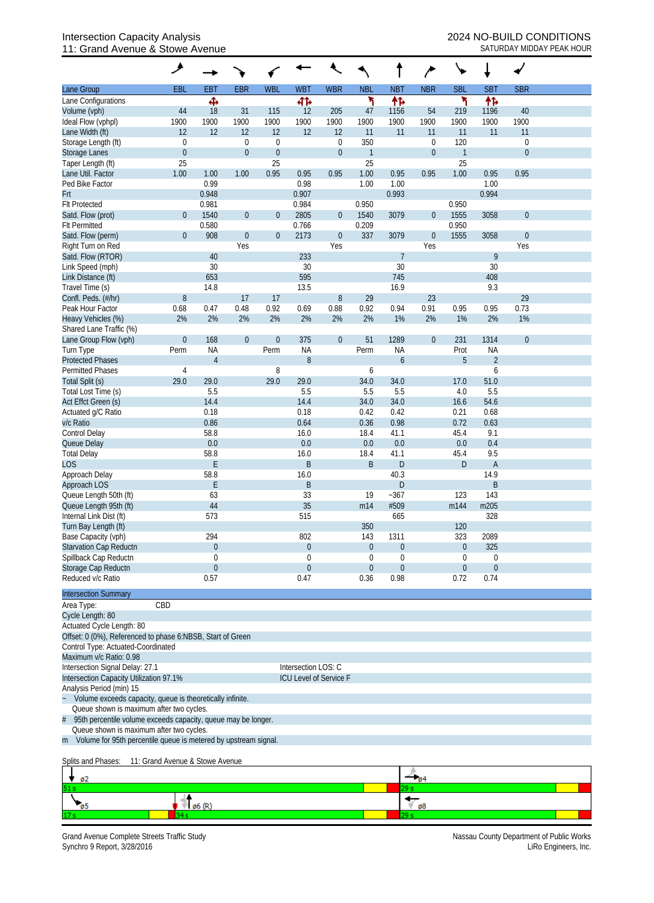Intersection Capacity Analysis
11: Grand Avenue & Stowe Avenue

2024 NO-BUILD CONDITIONS
SATURDAY MIDDAY PEAK HOUR

| Lane Group | EBL | EBT | EBR | WBL | WBT | WBR | NBL | NBT | NBR | SBL | SBT | SBR |
|---|---|---|---|---|---|---|---|---|---|---|---|---|
| Lane Configurations | | ✣ | | | ✣↱ | | ↰ | ↑↱ | | ↰ | ↑↱ | |
| Volume (vph) | 44 | 18 | 31 | 115 | 12 | 205 | 47 | 1156 | 54 | 219 | 1196 | 40 |
| Ideal Flow (vphpl) | 1900 | 1900 | 1900 | 1900 | 1900 | 1900 | 1900 | 1900 | 1900 | 1900 | 1900 | 1900 |
| Lane Width (ft) | 12 | 12 | 12 | 12 | 12 | 12 | 11 | 11 | 11 | 11 | 11 | 11 |
| Storage Length (ft) | 0 | | 0 | 0 | | 0 | 350 | | 0 | 120 | | 0 |
| Storage Lanes | 0 | | 0 | 0 | | 0 | 1 | | 0 | 1 | | 0 |
| Taper Length (ft) | 25 | | | 25 | | | 25 | | | 25 | | |
| Lane Util. Factor | 1.00 | 1.00 | 1.00 | 0.95 | 0.95 | 0.95 | 1.00 | 0.95 | 0.95 | 1.00 | 0.95 | 0.95 |
| Ped Bike Factor | | 0.99 | | | 0.98 | | 1.00 | 1.00 | | | 1.00 | |
| Frt | | 0.948 | | | 0.907 | | | 0.993 | | | 0.994 | |
| Flt Protected | | 0.981 | | | 0.984 | | 0.950 | | | 0.950 | | |
| Satd. Flow (prot) | 0 | 1540 | 0 | 0 | 2805 | 0 | 1540 | 3079 | 0 | 1555 | 3058 | 0 |
| Flt Permitted | | 0.580 | | | 0.766 | | 0.209 | | | 0.950 | | |
| Satd. Flow (perm) | 0 | 908 | 0 | 0 | 2173 | 0 | 337 | 3079 | 0 | 1555 | 3058 | 0 |
| Right Turn on Red | | | Yes | | | Yes | | | Yes | | | Yes |
| Satd. Flow (RTOR) | | 40 | | | 233 | | | 7 | | | 9 | |
| Link Speed (mph) | | 30 | | | 30 | | | 30 | | | 30 | |
| Link Distance (ft) | | 653 | | | 595 | | | 745 | | | 408 | |
| Travel Time (s) | | 14.8 | | | 13.5 | | | 16.9 | | | 9.3 | |
| Confl. Peds. (#/hr) | 8 | | 17 | 17 | | 8 | 29 | | 23 | | | 29 |
| Peak Hour Factor | 0.68 | 0.47 | 0.48 | 0.92 | 0.69 | 0.88 | 0.92 | 0.94 | 0.91 | 0.95 | 0.95 | 0.73 |
| Heavy Vehicles (%) | 2% | 2% | 2% | 2% | 2% | 2% | 2% | 1% | 2% | 1% | 2% | 1% |
| Shared Lane Traffic (%) | | | | | | | | | | | | |
| Lane Group Flow (vph) | 0 | 168 | 0 | 0 | 375 | 0 | 51 | 1289 | 0 | 231 | 1314 | 0 |
| Turn Type | Perm | NA | | Perm | NA | | Perm | NA | | Prot | NA | |
| Protected Phases | | 4 | | | 8 | | | 6 | | 5 | 2 | |
| Permitted Phases | 4 | | | 8 | | | 6 | | | | 6 | |
| Total Split (s) | 29.0 | 29.0 | | 29.0 | 29.0 | | 34.0 | 34.0 | | 17.0 | 51.0 | |
| Total Lost Time (s) | | 5.5 | | | 5.5 | | 5.5 | 5.5 | | 4.0 | 5.5 | |
| Act Effct Green (s) | | 14.4 | | | 14.4 | | 34.0 | 34.0 | | 16.6 | 54.6 | |
| Actuated g/C Ratio | | 0.18 | | | 0.18 | | 0.42 | 0.42 | | 0.21 | 0.68 | |
| v/c Ratio | | 0.86 | | | 0.64 | | 0.36 | 0.98 | | 0.72 | 0.63 | |
| Control Delay | | 58.8 | | | 16.0 | | 18.4 | 41.1 | | 45.4 | 9.1 | |
| Queue Delay | | 0.0 | | | 0.0 | | 0.0 | 0.0 | | 0.0 | 0.4 | |
| Total Delay | | 58.8 | | | 16.0 | | 18.4 | 41.1 | | 45.4 | 9.5 | |
| LOS | | E | | | B | | B | D | | D | A | |
| Approach Delay | | 58.8 | | | 16.0 | | | 40.3 | | | 14.9 | |
| Approach LOS | | E | | | B | | | D | | | B | |
| Queue Length 50th (ft) | | 63 | | | 33 | | 19 | ~367 | | 123 | 143 | |
| Queue Length 95th (ft) | | 44 | | | 35 | | m14 | #509 | | m144 | m205 | |
| Internal Link Dist (ft) | | 573 | | | 515 | | | 665 | | | 328 | |
| Turn Bay Length (ft) | | | | | | | 350 | | | 120 | | |
| Base Capacity (vph) | | 294 | | | 802 | | 143 | 1311 | | 323 | 2089 | |
| Starvation Cap Reductn | | 0 | | | 0 | | 0 | 0 | | 0 | 325 | |
| Spillback Cap Reductn | | 0 | | | 0 | | 0 | 0 | | 0 | 0 | |
| Storage Cap Reductn | | 0 | | | 0 | | 0 | 0 | | 0 | 0 | |
| Reduced v/c Ratio | | 0.57 | | | 0.47 | | 0.36 | 0.98 | | 0.72 | 0.74 | |

**Intersection Summary**

Area Type: CBD
Cycle Length: 80
Actuated Cycle Length: 80
Offset: 0 (0%), Referenced to phase 6:NBSB, Start of Green
Control Type: Actuated-Coordinated
Maximum v/c Ratio: 0.98
Intersection Signal Delay: 27.1 — Intersection LOS: C
Intersection Capacity Utilization 97.1% — ICU Level of Service F
Analysis Period (min) 15

~ Volume exceeds capacity, queue is theoretically infinite.
Queue shown is maximum after two cycles.
\# 95th percentile volume exceeds capacity, queue may be longer.
Queue shown is maximum after two cycles.
m Volume for 95th percentile queue is metered by upstream signal.

Splits and Phases: 11: Grand Avenue & Stowe Avenue

| Phase | Split |
|---|---|
| ø2 | 51 s |
| ø4 | 29 s |
| ø5 | 17 s |
| ø6 (R) | 34 s |
| ø8 | 29 s |

Grand Avenue Complete Streets Traffic Study
Synchro 9 Report, 3/28/2016

Nassau County Department of Public Works
LiRo Engineers, Inc.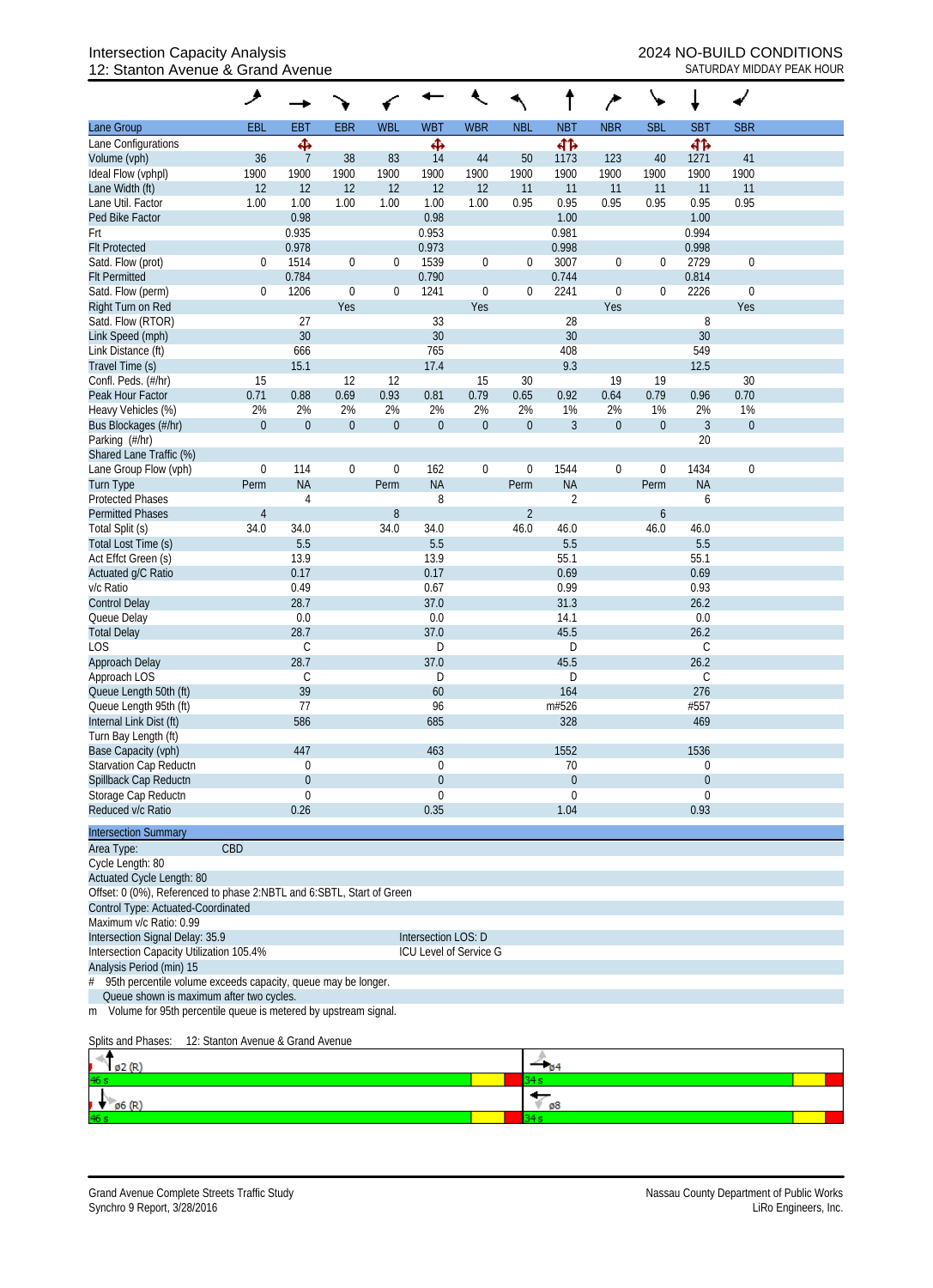Intersection Capacity Analysis
12: Stanton Avenue & Grand Avenue

2024 NO-BUILD CONDITIONS
SATURDAY MIDDAY PEAK HOUR

| Lane Group | EBL | EBT | EBR | WBL | WBT | WBR | NBL | NBT | NBR | SBL | SBT | SBR |
|---|---|---|---|---|---|---|---|---|---|---|---|---|
| Lane Configurations | | ✣ | | | ✣ | | | ↰↱ | | | ↰↱ | |
| Volume (vph) | 36 | 7 | 38 | 83 | 14 | 44 | 50 | 1173 | 123 | 40 | 1271 | 41 |
| Ideal Flow (vphpl) | 1900 | 1900 | 1900 | 1900 | 1900 | 1900 | 1900 | 1900 | 1900 | 1900 | 1900 | 1900 |
| Lane Width (ft) | 12 | 12 | 12 | 12 | 12 | 12 | 11 | 11 | 11 | 11 | 11 | 11 |
| Lane Util. Factor | 1.00 | 1.00 | 1.00 | 1.00 | 1.00 | 1.00 | 0.95 | 0.95 | 0.95 | 0.95 | 0.95 | 0.95 |
| Ped Bike Factor | | 0.98 | | | 0.98 | | | 1.00 | | | 1.00 | |
| Frt | | 0.935 | | | 0.953 | | | 0.981 | | | 0.994 | |
| Flt Protected | | 0.978 | | | 0.973 | | | 0.998 | | | 0.998 | |
| Satd. Flow (prot) | 0 | 1514 | 0 | 0 | 1539 | 0 | 0 | 3007 | 0 | 0 | 2729 | 0 |
| Flt Permitted | | 0.784 | | | 0.790 | | | 0.744 | | | 0.814 | |
| Satd. Flow (perm) | 0 | 1206 | 0 | 0 | 1241 | 0 | 0 | 2241 | 0 | 0 | 2226 | 0 |
| Right Turn on Red | | | Yes | | | Yes | | | Yes | | | Yes |
| Satd. Flow (RTOR) | | 27 | | | 33 | | | 28 | | | 8 | |
| Link Speed (mph) | | 30 | | | 30 | | | 30 | | | 30 | |
| Link Distance (ft) | | 666 | | | 765 | | | 408 | | | 549 | |
| Travel Time (s) | | 15.1 | | | 17.4 | | | 9.3 | | | 12.5 | |
| Confl. Peds. (#/hr) | 15 | | 12 | 12 | | 15 | 30 | | 19 | 19 | | 30 |
| Peak Hour Factor | 0.71 | 0.88 | 0.69 | 0.93 | 0.81 | 0.79 | 0.65 | 0.92 | 0.64 | 0.79 | 0.96 | 0.70 |
| Heavy Vehicles (%) | 2% | 2% | 2% | 2% | 2% | 2% | 2% | 1% | 2% | 1% | 2% | 1% |
| Bus Blockages (#/hr) | 0 | 0 | 0 | 0 | 0 | 0 | 0 | 3 | 0 | 0 | 3 | 0 |
| Parking (#/hr) | | | | | | | | | | | 20 | |
| Shared Lane Traffic (%) | | | | | | | | | | | | |
| Lane Group Flow (vph) | 0 | 114 | 0 | 0 | 162 | 0 | 0 | 1544 | 0 | 0 | 1434 | 0 |
| Turn Type | Perm | NA | | Perm | NA | | Perm | NA | | Perm | NA | |
| Protected Phases | | 4 | | | 8 | | | 2 | | | 6 | |
| Permitted Phases | 4 | | | 8 | | | 2 | | | 6 | | |
| Total Split (s) | 34.0 | 34.0 | | 34.0 | 34.0 | | 46.0 | 46.0 | | 46.0 | 46.0 | |
| Total Lost Time (s) | | 5.5 | | | 5.5 | | | 5.5 | | | 5.5 | |
| Act Effct Green (s) | | 13.9 | | | 13.9 | | | 55.1 | | | 55.1 | |
| Actuated g/C Ratio | | 0.17 | | | 0.17 | | | 0.69 | | | 0.69 | |
| v/c Ratio | | 0.49 | | | 0.67 | | | 0.99 | | | 0.93 | |
| Control Delay | | 28.7 | | | 37.0 | | | 31.3 | | | 26.2 | |
| Queue Delay | | 0.0 | | | 0.0 | | | 14.1 | | | 0.0 | |
| Total Delay | | 28.7 | | | 37.0 | | | 45.5 | | | 26.2 | |
| LOS | | C | | | D | | | D | | | C | |
| Approach Delay | | 28.7 | | | 37.0 | | | 45.5 | | | 26.2 | |
| Approach LOS | | C | | | D | | | D | | | C | |
| Queue Length 50th (ft) | | 39 | | | 60 | | | 164 | | | 276 | |
| Queue Length 95th (ft) | | 77 | | | 96 | | | m#526 | | | #557 | |
| Internal Link Dist (ft) | | 586 | | | 685 | | | 328 | | | 469 | |
| Turn Bay Length (ft) | | | | | | | | | | | | |
| Base Capacity (vph) | | 447 | | | 463 | | | 1552 | | | 1536 | |
| Starvation Cap Reductn | | 0 | | | 0 | | | 70 | | | 0 | |
| Spillback Cap Reductn | | 0 | | | 0 | | | 0 | | | 0 | |
| Storage Cap Reductn | | 0 | | | 0 | | | 0 | | | 0 | |
| Reduced v/c Ratio | | 0.26 | | | 0.35 | | | 1.04 | | | 0.93 | |

**Intersection Summary**

Area Type: CBD
Cycle Length: 80
Actuated Cycle Length: 80
Offset: 0 (0%), Referenced to phase 2:NBTL and 6:SBTL, Start of Green
Control Type: Actuated-Coordinated
Maximum v/c Ratio: 0.99
Intersection Signal Delay: 35.9 — Intersection LOS: D
Intersection Capacity Utilization 105.4% — ICU Level of Service G
Analysis Period (min) 15
\# 95th percentile volume exceeds capacity, queue may be longer.
Queue shown is maximum after two cycles.
m Volume for 95th percentile queue is metered by upstream signal.

Splits and Phases: 12: Stanton Avenue & Grand Avenue

ø2 (R) 46 s | ø4 34 s
ø6 (R) 46 s | ø8 34 s

Grand Avenue Complete Streets Traffic Study
Synchro 9 Report, 3/28/2016

Nassau County Department of Public Works
LiRo Engineers, Inc.